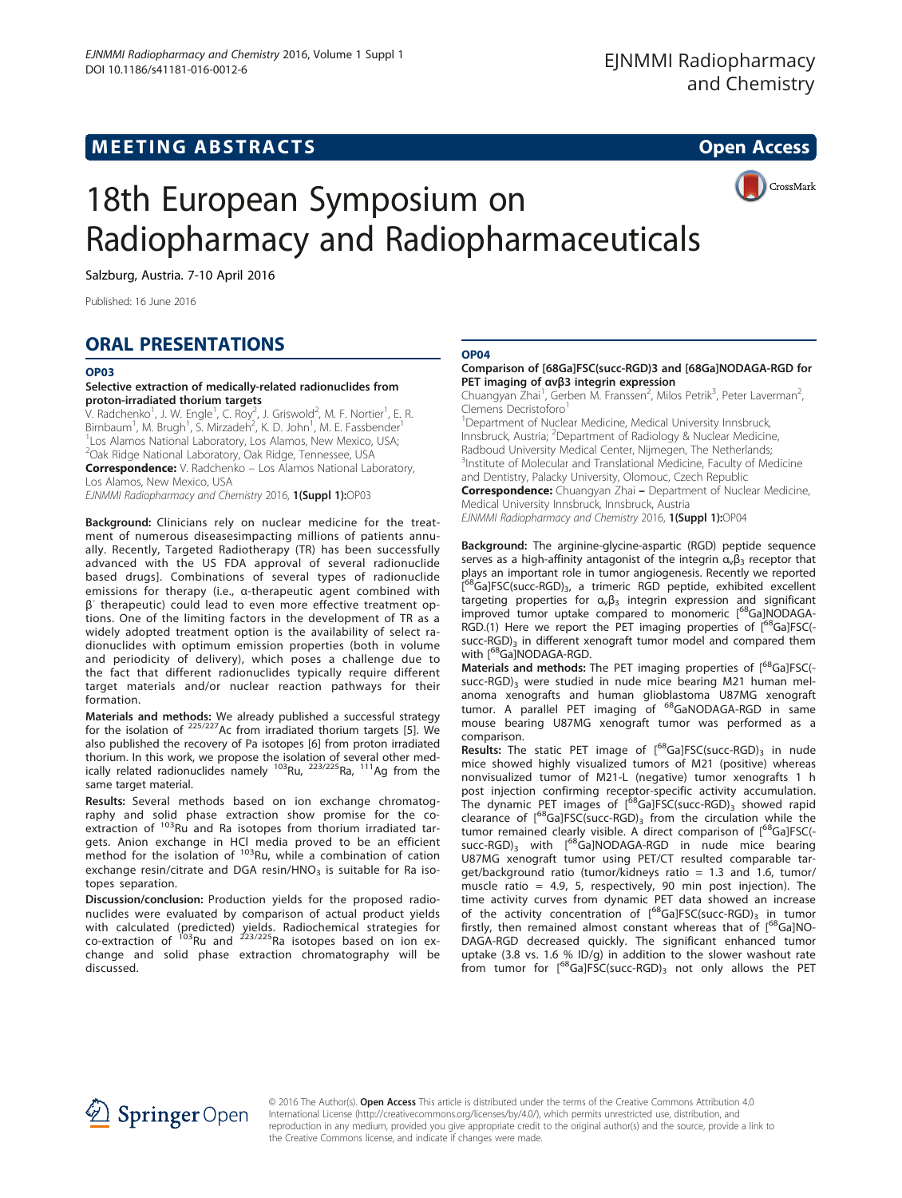# MEETING ABSTRACTS

**Open Access**

# 18th European Symposium on Radiopharmacy and Radiopharmaceuticals

Salzburg, Austria. 7-10 April 2016

Published: 16 June 2016

## ORAL PRESENTATIONS

### OP03

#### Selective extraction of medically-related radionuclides from proton-irradiated thorium targets

V. Radchenko[1], J. W. Engle[1], C. Roy[2], J. Griswold[2], M. F. Nortier[1], E. R. Birnbaum[1], M. Brugh[1], S. Mirzadeh[2], K. D. John[1], M. E. Fassbender[1]

[1]Los Alamos National Laboratory, Los Alamos, New Mexico, USA; [2]Oak Ridge National Laboratory, Oak Ridge, Tennessee, USA

**Correspondence:** V. Radchenko – Los Alamos National Laboratory, Los Alamos, New Mexico, USA

*EJNMMI Radiopharmacy and Chemistry* 2016, **1(Suppl 1):**OP03

**Background:** Clinicians rely on nuclear medicine for the treatment of numerous diseasesimpacting millions of patients annually. Recently, Targeted Radiotherapy (TR) has been successfully advanced with the US FDA approval of several radionuclide based drugs]. Combinations of several types of radionuclide emissions for therapy (i.e., α-therapeutic agent combined with $\beta^-$ therapeutic) could lead to even more effective treatment options. One of the limiting factors in the development of TR as a widely adopted treatment option is the availability of select radionuclides with optimum emission properties (both in volume and periodicity of delivery), which poses a challenge due to the fact that different radionuclides typically require different target materials and/or nuclear reaction pathways for their formation.

**Materials and methods:** We already published a successful strategy for the isolation of $^{225/227}$Ac from irradiated thorium targets [5]. We also published the recovery of Pa isotopes [6] from proton irradiated thorium. In this work, we propose the isolation of several other medically related radionuclides namely $^{103}$Ru, $^{223/225}$Ra, $^{111}$Ag from the same target material.

**Results:** Several methods based on ion exchange chromatography and solid phase extraction show promise for the co-extraction of $^{103}$Ru and Ra isotopes from thorium irradiated targets. Anion exchange in HCl media proved to be an efficient method for the isolation of $^{103}$Ru, while a combination of cation exchange resin/citrate and DGA resin/$HNO_3$ is suitable for Ra isotopes separation.

**Discussion/conclusion:** Production yields for the proposed radionuclides were evaluated by comparison of actual product yields with calculated (predicted) yields. Radiochemical strategies for co-extraction of $^{103}$Ru and $^{223/225}$Ra isotopes based on ion exchange and solid phase extraction chromatography will be discussed.

### OP04

#### Comparison of [68Ga]FSC(succ-RGD)3 and [68Ga]NODAGA-RGD for PET imaging of αvβ3 integrin expression

Chuangyan Zhai[1], Gerben M. Franssen[2], Milos Petrik[3], Peter Laverman[2], Clemens Decristoforo[1]

[1]Department of Nuclear Medicine, Medical University Innsbruck, Innsbruck, Austria; [2]Department of Radiology & Nuclear Medicine, Radboud University Medical Center, Nijmegen, The Netherlands; [3]Institute of Molecular and Translational Medicine, Faculty of Medicine and Dentistry, Palacky University, Olomouc, Czech Republic

**Correspondence:** Chuangyan Zhai – Department of Nuclear Medicine, Medical University Innsbruck, Innsbruck, Austria

*EJNMMI Radiopharmacy and Chemistry* 2016, **1(Suppl 1):**OP04

**Background:** The arginine-glycine-aspartic (RGD) peptide sequence serves as a high-affinity antagonist of the integrin $\alpha_v\beta_3$ receptor that plays an important role in tumor angiogenesis. Recently we reported [$^{68}$Ga]FSC(succ-RGD)$_3$, a trimeric RGD peptide, exhibited excellent targeting properties for $\alpha_v\beta_3$ integrin expression and significant improved tumor uptake compared to monomeric [$^{68}$Ga]NODAGA-RGD.(1) Here we report the PET imaging properties of [$^{68}$Ga]FSC(succ-RGD)$_3$ in different xenograft tumor model and compared them with [$^{68}$Ga]NODAGA-RGD.

**Materials and methods:** The PET imaging properties of [$^{68}$Ga]FSC(succ-RGD)$_3$ were studied in nude mice bearing M21 human melanoma xenografts and human glioblastoma U87MG xenograft tumor. A parallel PET imaging of $^{68}$GaNODAGA-RGD in same mouse bearing U87MG xenograft tumor was performed as a comparison.

**Results:** The static PET image of [$^{68}$Ga]FSC(succ-RGD)$_3$ in nude mice showed highly visualized tumors of M21 (positive) whereas nonvisualized tumor of M21-L (negative) tumor xenografts 1 h post injection confirming receptor-specific activity accumulation. The dynamic PET images of [$^{68}$Ga]FSC(succ-RGD)$_3$ showed rapid clearance of [$^{68}$Ga]FSC(succ-RGD)$_3$ from the circulation while the tumor remained clearly visible. A direct comparison of [$^{68}$Ga]FSC(succ-RGD)$_3$ with [$^{68}$Ga]NODAGA-RGD in nude mice bearing U87MG xenograft tumor using PET/CT resulted comparable target/background ratio (tumor/kidneys ratio = 1.3 and 1.6, tumor/muscle ratio = 4.9, 5, respectively, 90 min post injection). The time activity curves from dynamic PET data showed an increase of the activity concentration of [$^{68}$Ga]FSC(succ-RGD)$_3$ in tumor firstly, then remained almost constant whereas that of [$^{68}$Ga]NODAGA-RGD decreased quickly. The significant enhanced tumor uptake (3.8 vs. 1.6 % ID/g) in addition to the slower washout rate from tumor for [$^{68}$Ga]FSC(succ-RGD)$_3$ not only allows the PET

© 2016 The Author(s). **Open Access** This article is distributed under the terms of the Creative Commons Attribution 4.0 International License (http://creativecommons.org/licenses/by/4.0/), which permits unrestricted use, distribution, and reproduction in any medium, provided you give appropriate credit to the original author(s) and the source, provide a link to the Creative Commons license, and indicate if changes were made.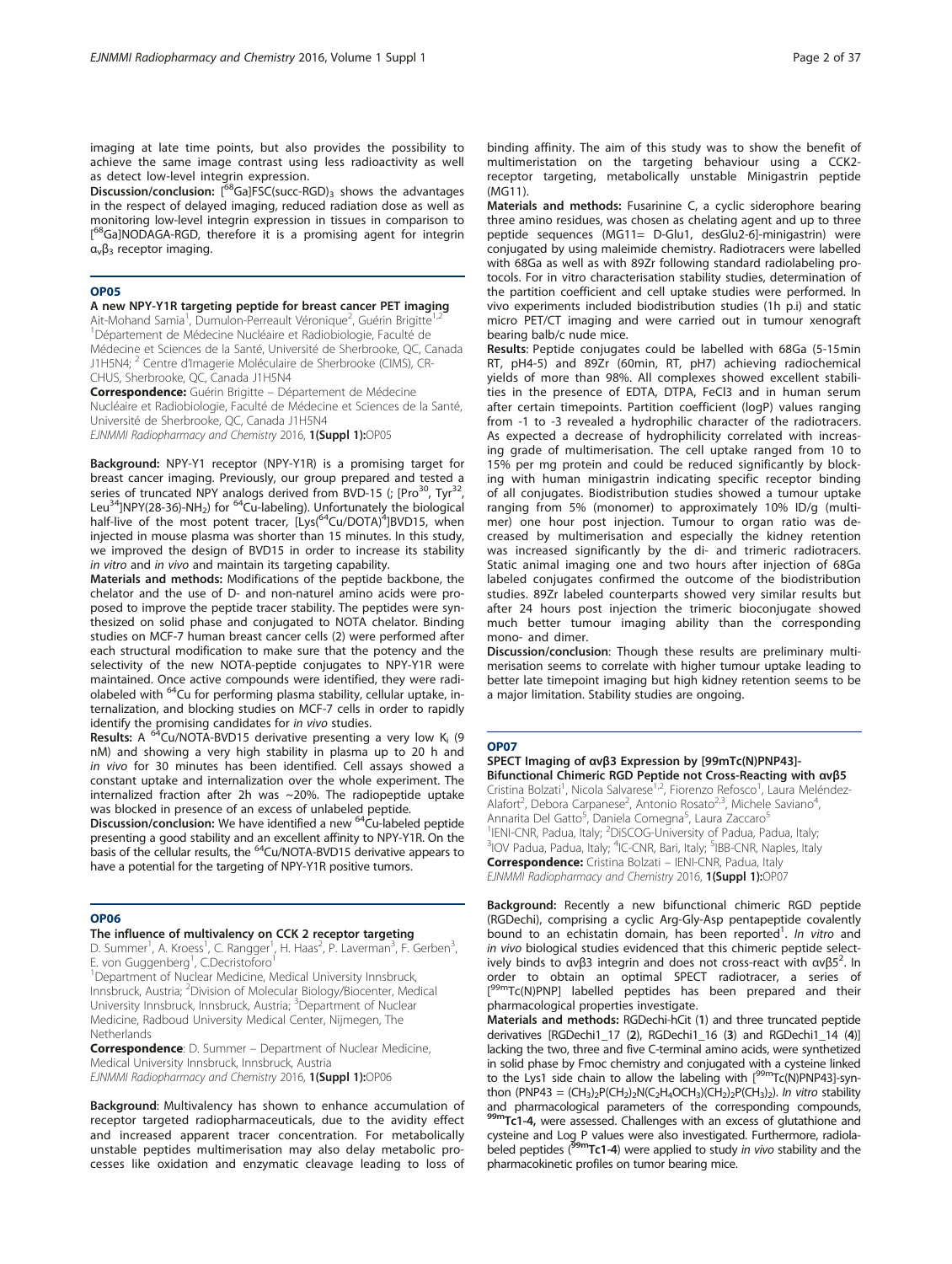imaging at late time points, but also provides the possibility to achieve the same image contrast using less radioactivity as well as detect low-level integrin expression.

**Discussion/conclusion:** [$^{68}$Ga]FSC(succ-RGD)$_3$ shows the advantages in the respect of delayed imaging, reduced radiation dose as well as monitoring low-level integrin expression in tissues in comparison to [$^{68}$Ga]NODAGA-RGD, therefore it is a promising agent for integrin $\alpha_v\beta_3$ receptor imaging.

## OP05

### A new NPY-Y1R targeting peptide for breast cancer PET imaging

Ait-Mohand Samia[1], Dumulon-Perreault Véronique[2], Guérin Brigitte[1,2]

[1]Département de Médecine Nucléaire et Radiobiologie, Faculté de Médecine et Sciences de la Santé, Université de Sherbrooke, QC, Canada J1H5N4; [2] Centre d'Imagerie Moléculaire de Sherbrooke (CIMS), CR-CHUS, Sherbrooke, QC, Canada J1H5N4

**Correspondence:** Guérin Brigitte – Département de Médecine Nucléaire et Radiobiologie, Faculté de Médecine et Sciences de la Santé, Université de Sherbrooke, QC, Canada J1H5N4

*EJNMMI Radiopharmacy and Chemistry* 2016, **1(Suppl 1):**OP05

**Background:** NPY-Y1 receptor (NPY-Y1R) is a promising target for breast cancer imaging. Previously, our group prepared and tested a series of truncated NPY analogs derived from BVD-15 (; [Pro$^{30}$, Tyr$^{32}$, Leu$^{34}$]NPY(28-36)-NH$_2$) for $^{64}$Cu-labeling). Unfortunately the biological half-live of the most potent tracer, [Lys($^{64}$Cu/DOTA)$^4$]BVD15, when injected in mouse plasma was shorter than 15 minutes. In this study, we improved the design of BVD15 in order to increase its stability *in vitro* and *in vivo* and maintain its targeting capability.

**Materials and methods:** Modifications of the peptide backbone, the chelator and the use of D- and non-naturel amino acids were proposed to improve the peptide tracer stability. The peptides were synthesized on solid phase and conjugated to NOTA chelator. Binding studies on MCF-7 human breast cancer cells (2) were performed after each structural modification to make sure that the potency and the selectivity of the new NOTA-peptide conjugates to NPY-Y1R were maintained. Once active compounds were identified, they were radiolabeled with $^{64}$Cu for performing plasma stability, cellular uptake, internalization, and blocking studies on MCF-7 cells in order to rapidly identify the promising candidates for *in vivo* studies.

**Results:** A $^{64}$Cu/NOTA-BVD15 derivative presenting a very low $K_i$ (9 nM) and showing a very high stability in plasma up to 20 h and *in vivo* for 30 minutes has been identified. Cell assays showed a constant uptake and internalization over the whole experiment. The internalized fraction after 2h was ~20%. The radiopeptide uptake was blocked in presence of an excess of unlabeled peptide.

**Discussion/conclusion:** We have identified a new $^{64}$Cu-labeled peptide presenting a good stability and an excellent affinity to NPY-Y1R. On the basis of the cellular results, the $^{64}$Cu/NOTA-BVD15 derivative appears to have a potential for the targeting of NPY-Y1R positive tumors.

## OP06

### The influence of multivalency on CCK 2 receptor targeting

D. Summer[1], A. Kroess[1], C. Rangger[1], H. Haas[2], P. Laverman[3], F. Gerben[3], E. von Guggenberg[1], C.Decristoforo[1]

[1]Department of Nuclear Medicine, Medical University Innsbruck, Innsbruck, Austria; [2]Division of Molecular Biology/Biocenter, Medical University Innsbruck, Innsbruck, Austria; [3]Department of Nuclear Medicine, Radboud University Medical Center, Nijmegen, The Netherlands

**Correspondence**: D. Summer – Department of Nuclear Medicine, Medical University Innsbruck, Innsbruck, Austria

*EJNMMI Radiopharmacy and Chemistry* 2016, **1(Suppl 1):**OP06

**Background**: Multivalency has shown to enhance accumulation of receptor targeted radiopharmaceuticals, due to the avidity effect and increased apparent tracer concentration. For metabolically unstable peptides multimerisation may also delay metabolic processes like oxidation and enzymatic cleavage leading to loss of binding affinity. The aim of this study was to show the benefit of multimeristation on the targeting behaviour using a CCK2-receptor targeting, metabolically unstable Minigastrin peptide (MG11).

**Materials and methods:** Fusarinine C, a cyclic siderophore bearing three amino residues, was chosen as chelating agent and up to three peptide sequences (MG11= D-Glu1, desGlu2-6]-minigastrin) were conjugated by using maleimide chemistry. Radiotracers were labelled with 68Ga as well as with 89Zr following standard radiolabeling protocols. For in vitro characterisation stability studies, determination of the partition coefficient and cell uptake studies were performed. In vivo experiments included biodistribution studies (1h p.i) and static micro PET/CT imaging and were carried out in tumour xenograft bearing balb/c nude mice.

**Results**: Peptide conjugates could be labelled with 68Ga (5-15min RT, pH4-5) and 89Zr (60min, RT, pH7) achieving radiochemical yields of more than 98%. All complexes showed excellent stabilities in the presence of EDTA, DTPA, FeCl3 and in human serum after certain timepoints. Partition coefficient (logP) values ranging from -1 to -3 revealed a hydrophilic character of the radiotracers. As expected a decrease of hydrophilicity correlated with increasing grade of multimerisation. The cell uptake ranged from 10 to 15% per mg protein and could be reduced significantly by blocking with human minigastrin indicating specific receptor binding of all conjugates. Biodistribution studies showed a tumour uptake ranging from 5% (monomer) to approximately 10% ID/g (multimer) one hour post injection. Tumour to organ ratio was decreased by multimerisation and especially the kidney retention was increased significantly by the di- and trimeric radiotracers. Static animal imaging one and two hours after injection of 68Ga labeled conjugates confirmed the outcome of the biodistribution studies. 89Zr labeled counterparts showed very similar results but after 24 hours post injection the trimeric bioconjugate showed much better tumour imaging ability than the corresponding mono- and dimer.

**Discussion/conclusion**: Though these results are preliminary multimerisation seems to correlate with higher tumour uptake leading to better late timepoint imaging but high kidney retention seems to be a major limitation. Stability studies are ongoing.

## OP07

### SPECT Imaging of αvβ3 Expression by [99mTc(N)PNP43]-Bifunctional Chimeric RGD Peptide not Cross-Reacting with αvβ5

Cristina Bolzati[1], Nicola Salvarese[1,2], Fiorenzo Refosco[1], Laura Meléndez-Alafort[2], Debora Carpanese[2], Antonio Rosato[2,3], Michele Saviano[4], Annarita Del Gatto[5], Daniela Comegna[5], Laura Zaccaro[5]

[1]IENI-CNR, Padua, Italy; [2]DiSCOG-University of Padua, Padua, Italy; [3]IOV Padua, Padua, Italy; [4]IC-CNR, Bari, Italy; [5]IBB-CNR, Naples, Italy

**Correspondence:** Cristina Bolzati – IENI-CNR, Padua, Italy

*EJNMMI Radiopharmacy and Chemistry* 2016, **1(Suppl 1):**OP07

**Background:** Recently a new bifunctional chimeric RGD peptide (RGDechi), comprising a cyclic Arg-Gly-Asp pentapeptide covalently bound to an echistatin domain, has been reported[1]. *In vitro* and *in vivo* biological studies evidenced that this chimeric peptide selectively binds to $\alpha v\beta 3$ integrin and does not cross-react with $\alpha v\beta 5$[2]. In order to obtain an optimal SPECT radiotracer, a series of [$^{99m}$Tc(N)PNP] labelled peptides has been prepared and their pharmacological properties investigate.

**Materials and methods:** RGDechi-hCit (**1**) and three truncated peptide derivatives [RGDechi1_17 (**2**), RGDechi1_16 (**3**) and RGDechi1_14 (**4**)] lacking the two, three and five C-terminal amino acids, were synthetized in solid phase by Fmoc chemistry and conjugated with a cysteine linked to the Lys1 side chain to allow the labeling with [$^{99m}$Tc(N)PNP43]-synthon (PNP43 = $(CH_3)_2P(CH_2)_2N(C_2H_4OCH_3)(CH_2)_2P(CH_3)_2$). *In vitro* stability and pharmacological parameters of the corresponding compounds, **$^{99m}$Tc1-4,** were assessed. Challenges with an excess of glutathione and cysteine and Log P values were also investigated. Furthermore, radiolabeled peptides (**$^{99m}$Tc1-4**) were applied to study *in vivo* stability and the pharmacokinetic profiles on tumor bearing mice.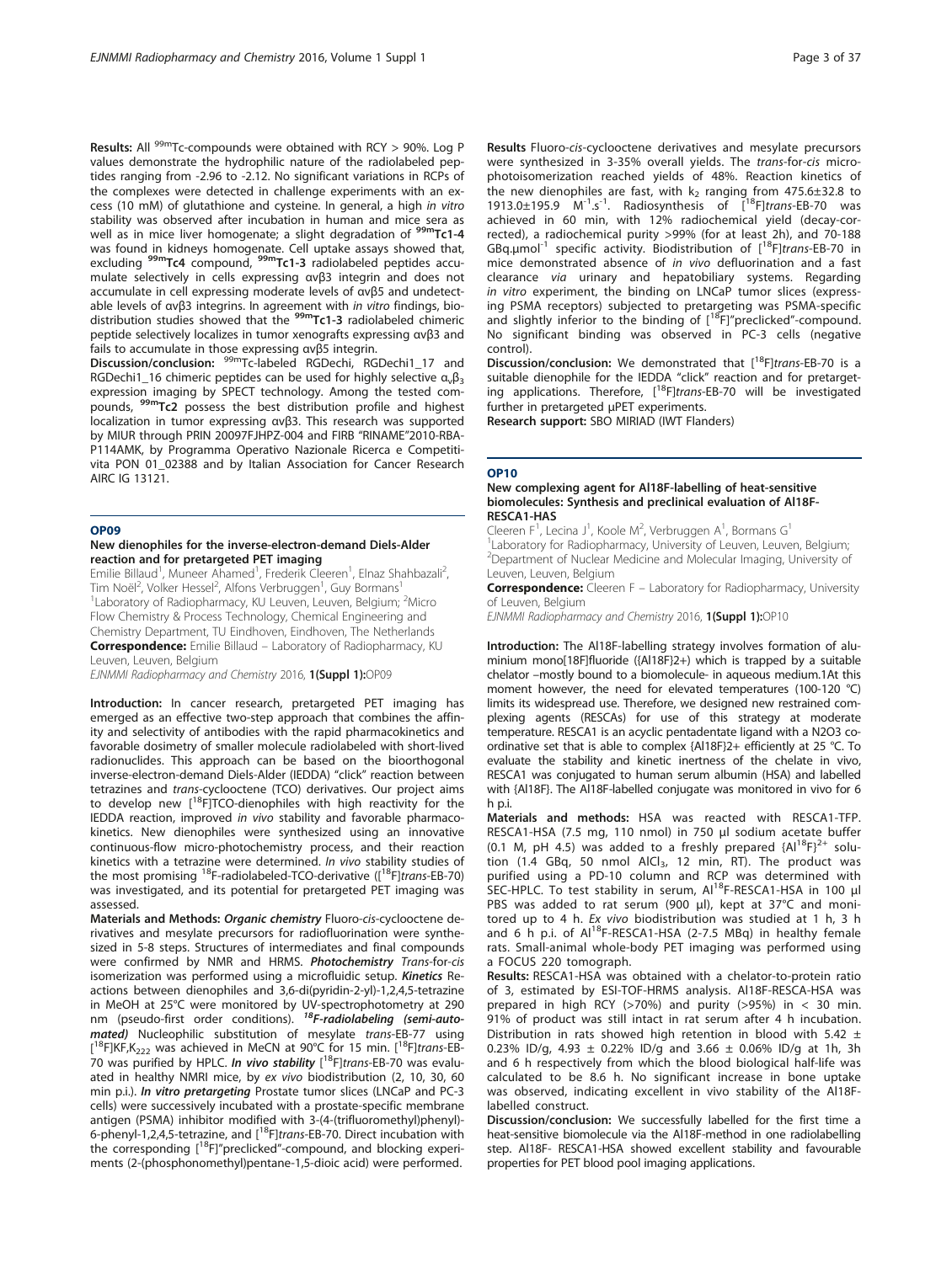**Results:** All $^{99m}$Tc-compounds were obtained with RCY > 90%. Log P values demonstrate the hydrophilic nature of the radiolabeled peptides ranging from -2.96 to -2.12. No significant variations in RCPs of the complexes were detected in challenge experiments with an excess (10 mM) of glutathione and cysteine. In general, a high *in vitro* stability was observed after incubation in human and mice sera as well as in mice liver homogenate; a slight degradation of **$^{99m}$Tc1-4** was found in kidneys homogenate. Cell uptake assays showed that, excluding **$^{99m}$Tc4** compound, **$^{99m}$Tc1-3** radiolabeled peptides accumulate selectively in cells expressing αvβ3 integrin and does not accumulate in cell expressing moderate levels of αvβ5 and undetectable levels of αvβ3 integrins. In agreement with *in vitro* findings, biodistribution studies showed that the **$^{99m}$Tc1-3** radiolabeled chimeric peptide selectively localizes in tumor xenografts expressing αvβ3 and fails to accumulate in those expressing αvβ5 integrin.

**Discussion/conclusion:** $^{99m}$Tc-labeled RGDechi, RGDechi1_17 and RGDechi1_16 chimeric peptides can be used for highly selective $\alpha_v\beta_3$ expression imaging by SPECT technology. Among the tested compounds, **$^{99m}$Tc2** possess the best distribution profile and highest localization in tumor expressing αvβ3. This research was supported by MIUR through PRIN 20097FJHPZ-004 and FIRB "RINAME"2010-RBA-P114AMK, by Programma Operativo Nazionale Ricerca e Competitivita PON 01_02388 and by Italian Association for Cancer Research AIRC IG 13121.

## OP09

### New dienophiles for the inverse-electron-demand Diels-Alder reaction and for pretargeted PET imaging

Emilie Billaud[1], Muneer Ahamed[1], Frederik Cleeren[1], Elnaz Shahbazali[2], Tim Noël[2], Volker Hessel[2], Alfons Verbruggen[1], Guy Bormans[1]

[1]Laboratory of Radiopharmacy, KU Leuven, Leuven, Belgium; [2]Micro Flow Chemistry & Process Technology, Chemical Engineering and Chemistry Department, TU Eindhoven, Eindhoven, The Netherlands

**Correspondence:** Emilie Billaud – Laboratory of Radiopharmacy, KU Leuven, Leuven, Belgium

*EJNMMI Radiopharmacy and Chemistry* 2016, **1(Suppl 1):**OP09

**Introduction:** In cancer research, pretargeted PET imaging has emerged as an effective two-step approach that combines the affinity and selectivity of antibodies with the rapid pharmacokinetics and favorable dosimetry of smaller molecule radiolabeled with short-lived radionuclides. This approach can be based on the bioorthogonal inverse-electron-demand Diels-Alder (IEDDA) "click" reaction between tetrazines and *trans*-cyclooctene (TCO) derivatives. Our project aims to develop new [$^{18}$F]TCO-dienophiles with high reactivity for the IEDDA reaction, improved *in vivo* stability and favorable pharmacokinetics. New dienophiles were synthesized using an innovative continuous-flow micro-photochemistry process, and their reaction kinetics with a tetrazine were determined. *In vivo* stability studies of the most promising $^{18}$F-radiolabeled-TCO-derivative ([$^{18}$F]*trans*-EB-70) was investigated, and its potential for pretargeted PET imaging was assessed.

**Materials and Methods:** ***Organic chemistry*** Fluoro-*cis*-cyclooctene derivatives and mesylate precursors for radiofluorination were synthesized in 5-8 steps. Structures of intermediates and final compounds were confirmed by NMR and HRMS. ***Photochemistry*** *Trans*-for-*cis* isomerization was performed using a microfluidic setup. ***Kinetics*** Reactions between dienophiles and 3,6-di(pyridin-2-yl)-1,2,4,5-tetrazine in MeOH at 25°C were monitored by UV-spectrophotometry at 290 nm (pseudo-first order conditions). ***$^{18}$F-radiolabeling (semi-automated)*** Nucleophilic substitution of mesylate *trans*-EB-77 using [$^{18}$F]KF,$K_{222}$ was achieved in MeCN at 90°C for 15 min. [$^{18}$F]*trans*-EB-70 was purified by HPLC. ***In vivo stability*** [$^{18}$F]*trans*-EB-70 was evaluated in healthy NMRI mice, by *ex vivo* biodistribution (2, 10, 30, 60 min p.i.). ***In vitro pretargeting*** Prostate tumor slices (LNCaP and PC-3 cells) were successively incubated with a prostate-specific membrane antigen (PSMA) inhibitor modified with 3-(4-(trifluoromethyl)phenyl)-6-phenyl-1,2,4,5-tetrazine, and [$^{18}$F]*trans*-EB-70. Direct incubation with the corresponding [$^{18}$F]"preclicked"-compound, and blocking experiments (2-(phosphonomethyl)pentane-1,5-dioic acid) were performed.

**Results** Fluoro-*cis*-cyclooctene derivatives and mesylate precursors were synthesized in 3-35% overall yields. The *trans*-for-*cis* micro-photoisomerization reached yields of 48%. Reaction kinetics of the new dienophiles are fast, with $k_2$ ranging from 475.6±32.8 to 1913.0±195.9 $M^{-1}.s^{-1}$. Radiosynthesis of [$^{18}$F]*trans*-EB-70 was achieved in 60 min, with 12% radiochemical yield (decay-corrected), a radiochemical purity >99% (for at least 2h), and 70-188 GBq.μmol$^{-1}$ specific activity. Biodistribution of [$^{18}$F]*trans*-EB-70 in mice demonstrated absence of *in vivo* defluorination and a fast clearance *via* urinary and hepatobiliary systems. Regarding *in vitro* experiment, the binding on LNCaP tumor slices (expressing PSMA receptors) subjected to pretargeting was PSMA-specific and slightly inferior to the binding of [$^{18}$F]"preclicked"-compound. No significant binding was observed in PC-3 cells (negative control).

**Discussion/conclusion:** We demonstrated that [$^{18}$F]*trans*-EB-70 is a suitable dienophile for the IEDDA "click" reaction and for pretargeting applications. Therefore, [$^{18}$F]*trans*-EB-70 will be investigated further in pretargeted μPET experiments.

**Research support:** SBO MIRIAD (IWT Flanders)

## OP10

### New complexing agent for Al18F-labelling of heat-sensitive biomolecules: Synthesis and preclinical evaluation of Al18F-RESCA1-HAS

Cleeren F[1], Lecina J[1], Koole M[2], Verbruggen A[1], Bormans G[1]

[1]Laboratory for Radiopharmacy, University of Leuven, Leuven, Belgium; [2]Department of Nuclear Medicine and Molecular Imaging, University of Leuven, Leuven, Belgium

**Correspondence:** Cleeren F – Laboratory for Radiopharmacy, University of Leuven, Belgium

*EJNMMI Radiopharmacy and Chemistry* 2016, **1(Suppl 1):**OP10

**Introduction:** The Al18F-labelling strategy involves formation of aluminium mono[18F]fluoride ({Al18F}2+) which is trapped by a suitable chelator –mostly bound to a biomolecule- in aqueous medium.1At this moment however, the need for elevated temperatures (100-120 °C) limits its widespread use. Therefore, we designed new restrained complexing agents (RESCAs) for use of this strategy at moderate temperature. RESCA1 is an acyclic pentadentate ligand with a N2O3 coordinative set that is able to complex {Al18F}2+ efficiently at 25 °C. To evaluate the stability and kinetic inertness of the chelate in vivo, RESCA1 was conjugated to human serum albumin (HSA) and labelled with {Al18F}. The Al18F-labelled conjugate was monitored in vivo for 6 h p.i.

**Materials and methods:** HSA was reacted with RESCA1-TFP. RESCA1-HSA (7.5 mg, 110 nmol) in 750 μl sodium acetate buffer (0.1 M, pH 4.5) was added to a freshly prepared $\{Al^{18}F\}^{2+}$ solution (1.4 GBq, 50 nmol $AlCl_3$, 12 min, RT). The product was purified using a PD-10 column and RCP was determined with SEC-HPLC. To test stability in serum, Al$^{18}$F-RESCA1-HSA in 100 μl PBS was added to rat serum (900 μl), kept at 37°C and monitored up to 4 h. *Ex vivo* biodistribution was studied at 1 h, 3 h and 6 h p.i. of Al$^{18}$F-RESCA1-HSA (2-7.5 MBq) in healthy female rats. Small-animal whole-body PET imaging was performed using a FOCUS 220 tomograph.

**Results:** RESCA1-HSA was obtained with a chelator-to-protein ratio of 3, estimated by ESI-TOF-HRMS analysis. Al18F-RESCA-HSA was prepared in high RCY (>70%) and purity (>95%) in < 30 min. 91% of product was still intact in rat serum after 4 h incubation. Distribution in rats showed high retention in blood with 5.42 ± 0.23% ID/g, 4.93 ± 0.22% ID/g and 3.66 ± 0.06% ID/g at 1h, 3h and 6 h respectively from which the blood biological half-life was calculated to be 8.6 h. No significant increase in bone uptake was observed, indicating excellent in vivo stability of the Al18F-labelled construct.

**Discussion/conclusion:** We successfully labelled for the first time a heat-sensitive biomolecule via the Al18F-method in one radiolabelling step. Al18F- RESCA1-HSA showed excellent stability and favourable properties for PET blood pool imaging applications.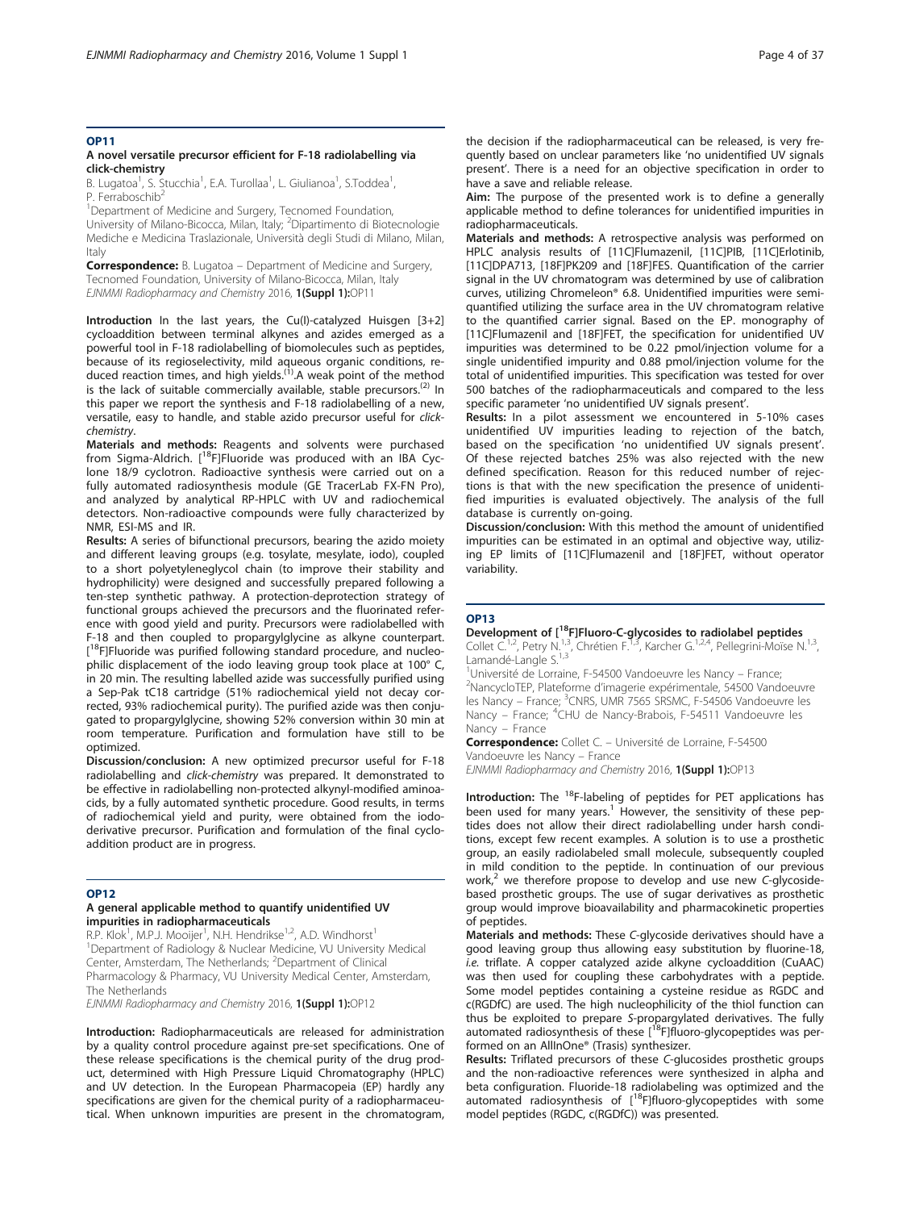## OP11

### A novel versatile precursor efficient for F-18 radiolabelling via click-chemistry

B. Lugatoa[1], S. Stucchia[1], E.A. Turollaa[1], L. Giulianoa[1], S.Toddea[1], P. Ferraboschib[2]

[1]Department of Medicine and Surgery, Tecnomed Foundation, University of Milano-Bicocca, Milan, Italy; [2]Dipartimento di Biotecnologie Mediche e Medicina Traslazionale, Università degli Studi di Milano, Milan, Italy

**Correspondence:** B. Lugatoa – Department of Medicine and Surgery, Tecnomed Foundation, University of Milano-Bicocca, Milan, Italy

*EJNMMI Radiopharmacy and Chemistry* 2016, **1(Suppl 1):**OP11

**Introduction** In the last years, the Cu(I)-catalyzed Huisgen [3+2] cycloaddition between terminal alkynes and azides emerged as a powerful tool in F-18 radiolabelling of biomolecules such as peptides, because of its regioselectivity, mild aqueous organic conditions, reduced reaction times, and high yields.[(1)].A weak point of the method is the lack of suitable commercially available, stable precursors.[(2)] In this paper we report the synthesis and F-18 radiolabelling of a new, versatile, easy to handle, and stable azido precursor useful for *click-chemistry*.

**Materials and methods:** Reagents and solvents were purchased from Sigma-Aldrich. [$^{18}$F]Fluoride was produced with an IBA Cyclone 18/9 cyclotron. Radioactive synthesis were carried out on a fully automated radiosynthesis module (GE TracerLab FX-FN Pro), and analyzed by analytical RP-HPLC with UV and radiochemical detectors. Non-radioactive compounds were fully characterized by NMR, ESI-MS and IR.

**Results:** A series of bifunctional precursors, bearing the azido moiety and different leaving groups (e.g. tosylate, mesylate, iodo), coupled to a short polyetyleneglycol chain (to improve their stability and hydrophilicity) were designed and successfully prepared following a ten-step synthetic pathway. A protection-deprotection strategy of functional groups achieved the precursors and the fluorinated reference with good yield and purity. Precursors were radiolabelled with F-18 and then coupled to propargylglycine as alkyne counterpart. [$^{18}$F]Fluoride was purified following standard procedure, and nucleophilic displacement of the iodo leaving group took place at 100° C, in 20 min. The resulting labelled azide was successfully purified using a Sep-Pak tC18 cartridge (51% radiochemical yield not decay corrected, 93% radiochemical purity). The purified azide was then conjugated to propargylglycine, showing 52% conversion within 30 min at room temperature. Purification and formulation have still to be optimized.

**Discussion/conclusion:** A new optimized precursor useful for F-18 radiolabelling and *click-chemistry* was prepared. It demonstrated to be effective in radiolabelling non-protected alkynyl-modified aminoacids, by a fully automated synthetic procedure. Good results, in terms of radiochemical yield and purity, were obtained from the iodo-derivative precursor. Purification and formulation of the final cycloaddition product are in progress.

## OP12

### A general applicable method to quantify unidentified UV impurities in radiopharmaceuticals

R.P. Klok[1], M.P.J. Mooijer[1], N.H. Hendrikse[1,2], A.D. Windhorst[1]

[1]Department of Radiology & Nuclear Medicine, VU University Medical Center, Amsterdam, The Netherlands; [2]Department of Clinical Pharmacology & Pharmacy, VU University Medical Center, Amsterdam, The Netherlands

*EJNMMI Radiopharmacy and Chemistry* 2016, **1(Suppl 1):**OP12

**Introduction:** Radiopharmaceuticals are released for administration by a quality control procedure against pre-set specifications. One of these release specifications is the chemical purity of the drug product, determined with High Pressure Liquid Chromatography (HPLC) and UV detection. In the European Pharmacopeia (EP) hardly any specifications are given for the chemical purity of a radiopharmaceutical. When unknown impurities are present in the chromatogram, the decision if the radiopharmaceutical can be released, is very frequently based on unclear parameters like 'no unidentified UV signals present'. There is a need for an objective specification in order to have a save and reliable release.

**Aim:** The purpose of the presented work is to define a generally applicable method to define tolerances for unidentified impurities in radiopharmaceuticals.

**Materials and methods:** A retrospective analysis was performed on HPLC analysis results of [11C]Flumazenil, [11C]PIB, [11C]Erlotinib, [11C]DPA713, [18F]PK209 and [18F]FES. Quantification of the carrier signal in the UV chromatogram was determined by use of calibration curves, utilizing Chromeleon® 6.8. Unidentified impurities were semi-quantified utilizing the surface area in the UV chromatogram relative to the quantified carrier signal. Based on the EP. monography of [11C]Flumazenil and [18F]FET, the specification for unidentified UV impurities was determined to be 0.22 pmol/injection volume for a single unidentified impurity and 0.88 pmol/injection volume for the total of unidentified impurities. This specification was tested for over 500 batches of the radiopharmaceuticals and compared to the less specific parameter 'no unidentified UV signals present'.

**Results:** In a pilot assessment we encountered in 5-10% cases unidentified UV impurities leading to rejection of the batch, based on the specification 'no unidentified UV signals present'. Of these rejected batches 25% was also rejected with the new defined specification. Reason for this reduced number of rejections is that with the new specification the presence of unidentified impurities is evaluated objectively. The analysis of the full database is currently on-going.

**Discussion/conclusion:** With this method the amount of unidentified impurities can be estimated in an optimal and objective way, utilizing EP limits of [11C]Flumazenil and [18F]FET, without operator variability.

## OP13

### Development of [$^{18}$F]Fluoro-C-glycosides to radiolabel peptides

Collet C.[1,2], Petry N.[1,3], Chrétien F.[1,3], Karcher G.[1,2,4], Pellegrini-Moïse N.[1,3], Lamandé-Langle S.[1,3]

[1]Université de Lorraine, F-54500 Vandoeuvre les Nancy – France; [2]NancycloTEP, Plateforme d'imagerie expérimentale, 54500 Vandoeuvre les Nancy – France; [3]CNRS, UMR 7565 SRSMC, F-54506 Vandoeuvre les Nancy – France; [4]CHU de Nancy-Brabois, F-54511 Vandoeuvre les Nancy – France

**Correspondence:** Collet C. – Université de Lorraine, F-54500 Vandoeuvre les Nancy – France

*EJNMMI Radiopharmacy and Chemistry* 2016, **1(Suppl 1):**OP13

**Introduction:** The $^{18}$F-labeling of peptides for PET applications has been used for many years.[1] However, the sensitivity of these peptides does not allow their direct radiolabelling under harsh conditions, except few recent examples. A solution is to use a prosthetic group, an easily radiolabeled small molecule, subsequently coupled in mild condition to the peptide. In continuation of our previous work,[2] we therefore propose to develop and use new *C*-glycoside-based prosthetic groups. The use of sugar derivatives as prosthetic group would improve bioavailability and pharmacokinetic properties of peptides.

**Materials and methods:** These *C*-glycoside derivatives should have a good leaving group thus allowing easy substitution by fluorine-18, *i.e.* triflate. A copper catalyzed azide alkyne cycloaddition (CuAAC) was then used for coupling these carbohydrates with a peptide. Some model peptides containing a cysteine residue as RGDC and c(RGDfC) are used. The high nucleophilicity of the thiol function can thus be exploited to prepare *S*-propargylated derivatives. The fully automated radiosynthesis of these [$^{18}$F]fluoro-glycopeptides was performed on an AllInOne® (Trasis) synthesizer.

**Results:** Triflated precursors of these *C*-glucosides prosthetic groups and the non-radioactive references were synthesized in alpha and beta configuration. Fluoride-18 radiolabeling was optimized and the automated radiosynthesis of [$^{18}$F]fluoro-glycopeptides with some model peptides (RGDC, c(RGDfC)) was presented.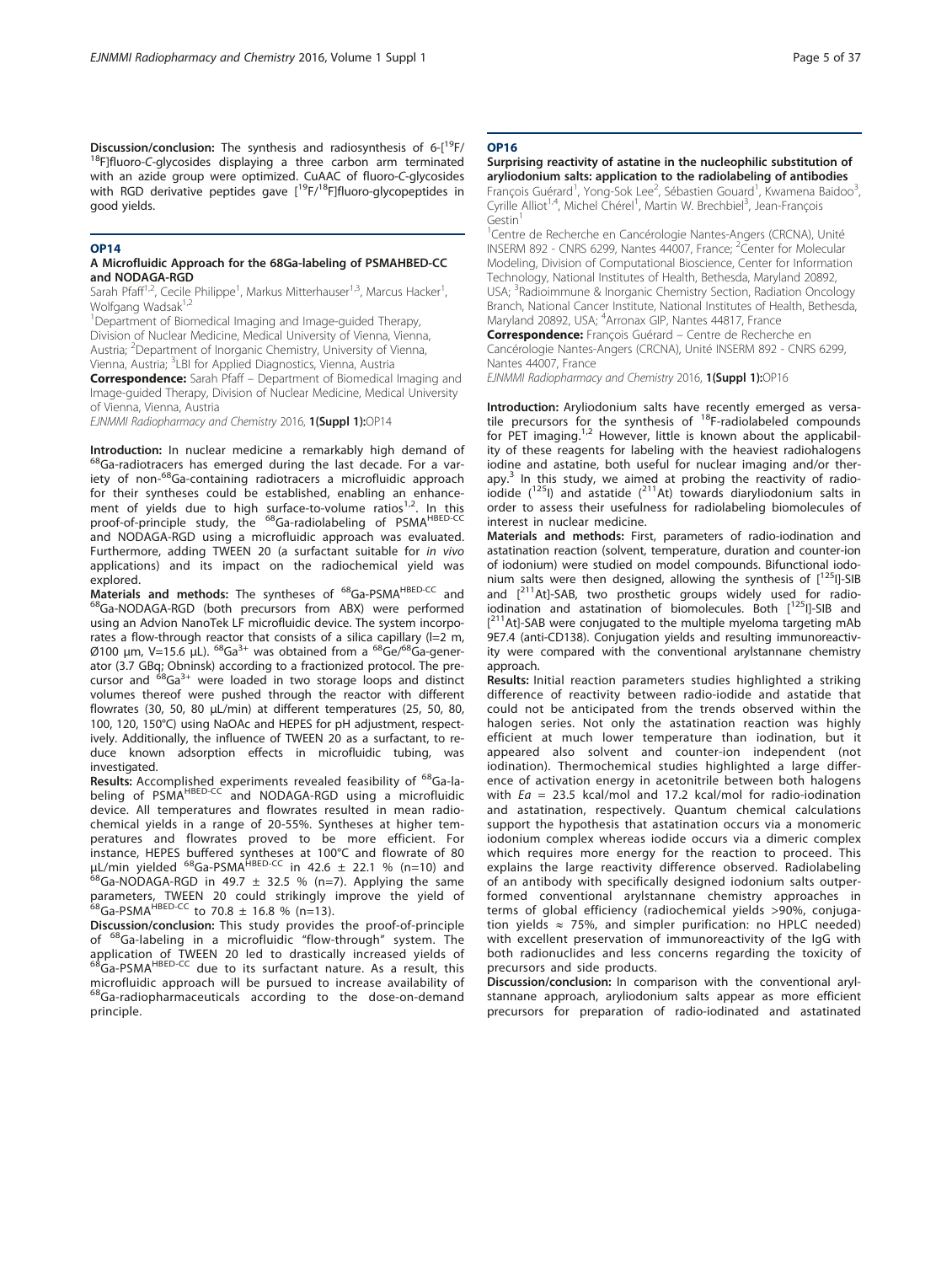**Discussion/conclusion:** The synthesis and radiosynthesis of 6-[$^{19}$F/$^{18}$F]fluoro-*C*-glycosides displaying a three carbon arm terminated with an azide group were optimized. CuAAC of fluoro-*C*-glycosides with RGD derivative peptides gave [$^{19}$F/$^{18}$F]fluoro-glycopeptides in good yields.

## OP14

### A Microfluidic Approach for the 68Ga-labeling of PSMAHBED-CC and NODAGA-RGD

Sarah Pfaff[1,2], Cecile Philippe[1], Markus Mitterhauser[1,3], Marcus Hacker[1], Wolfgang Wadsak[1,2]

[1]Department of Biomedical Imaging and Image-guided Therapy, Division of Nuclear Medicine, Medical University of Vienna, Vienna, Austria; [2]Department of Inorganic Chemistry, University of Vienna, Vienna, Austria; [3]LBI for Applied Diagnostics, Vienna, Austria

**Correspondence:** Sarah Pfaff – Department of Biomedical Imaging and Image-guided Therapy, Division of Nuclear Medicine, Medical University of Vienna, Vienna, Austria

*EJNMMI Radiopharmacy and Chemistry* 2016, **1(Suppl 1):**OP14

**Introduction:** In nuclear medicine a remarkably high demand of $^{68}$Ga-radiotracers has emerged during the last decade. For a variety of non-$^{68}$Ga-containing radiotracers a microfluidic approach for their syntheses could be established, enabling an enhancement of yields due to high surface-to-volume ratios[1,2]. In this proof-of-principle study, the $^{68}$Ga-radiolabeling of PSMA$^{HBED-CC}$ and NODAGA-RGD using a microfluidic approach was evaluated. Furthermore, adding TWEEN 20 (a surfactant suitable for *in vivo* applications) and its impact on the radiochemical yield was explored.

**Materials and methods:** The syntheses of $^{68}$Ga-PSMA$^{HBED-CC}$ and $^{68}$Ga-NODAGA-RGD (both precursors from ABX) were performed using an Advion NanoTek LF microfluidic device. The system incorporates a flow-through reactor that consists of a silica capillary (l=2 m, Ø100 μm, V=15.6 μL). $^{68}$Ga$^{3+}$ was obtained from a $^{68}$Ge/$^{68}$Ga-generator (3.7 GBq; Obninsk) according to a fractionized protocol. The precursor and $^{68}$Ga$^{3+}$ were loaded in two storage loops and distinct volumes thereof were pushed through the reactor with different flowrates (30, 50, 80 μL/min) at different temperatures (25, 50, 80, 100, 120, 150°C) using NaOAc and HEPES for pH adjustment, respectively. Additionally, the influence of TWEEN 20 as a surfactant, to reduce known adsorption effects in microfluidic tubing, was investigated.

**Results:** Accomplished experiments revealed feasibility of $^{68}$Ga-labeling of PSMA$^{HBED-CC}$ and NODAGA-RGD using a microfluidic device. All temperatures and flowrates resulted in mean radiochemical yields in a range of 20-55%. Syntheses at higher temperatures and flowrates proved to be more efficient. For instance, HEPES buffered syntheses at 100°C and flowrate of 80 μL/min yielded $^{68}$Ga-PSMA$^{HBED-CC}$ in 42.6 ± 22.1 % (n=10) and $^{68}$Ga-NODAGA-RGD in 49.7 ± 32.5 % (n=7). Applying the same parameters, TWEEN 20 could strikingly improve the yield of $^{68}$Ga-PSMA$^{HBED-CC}$ to 70.8 ± 16.8 % (n=13).

**Discussion/conclusion:** This study provides the proof-of-principle of $^{68}$Ga-labeling in a microfluidic "flow-through" system. The application of TWEEN 20 led to drastically increased yields of $^{68}$Ga-PSMA$^{HBED-CC}$ due to its surfactant nature. As a result, this microfluidic approach will be pursued to increase availability of $^{68}$Ga-radiopharmaceuticals according to the dose-on-demand principle.

## OP16

### Surprising reactivity of astatine in the nucleophilic substitution of aryliodonium salts: application to the radiolabeling of antibodies

François Guérard[1], Yong-Sok Lee[2], Sébastien Gouard[1], Kwamena Baidoo[3], Cyrille Alliot[1,4], Michel Chérel[1], Martin W. Brechbiel[3], Jean-François Gestin[1]

[1]Centre de Recherche en Cancérologie Nantes-Angers (CRCNA), Unité INSERM 892 - CNRS 6299, Nantes 44007, France; [2]Center for Molecular Modeling, Division of Computational Bioscience, Center for Information Technology, National Institutes of Health, Bethesda, Maryland 20892, USA; [3]Radioimmune & Inorganic Chemistry Section, Radiation Oncology Branch, National Cancer Institute, National Institutes of Health, Bethesda, Maryland 20892, USA; [4]Arronax GIP, Nantes 44817, France

**Correspondence:** François Guérard – Centre de Recherche en Cancérologie Nantes-Angers (CRCNA), Unité INSERM 892 - CNRS 6299, Nantes 44007, France

*EJNMMI Radiopharmacy and Chemistry* 2016, **1(Suppl 1):**OP16

**Introduction:** Aryliodonium salts have recently emerged as versatile precursors for the synthesis of $^{18}$F-radiolabeled compounds for PET imaging.[1,2] However, little is known about the applicability of these reagents for labeling with the heaviest radiohalogens iodine and astatine, both useful for nuclear imaging and/or therapy.[3] In this study, we aimed at probing the reactivity of radioiodide ($^{125}$I) and astatide ($^{211}$At) towards diaryliodonium salts in order to assess their usefulness for radiolabeling biomolecules of interest in nuclear medicine.

**Materials and methods:** First, parameters of radio-iodination and astatination reaction (solvent, temperature, duration and counter-ion of iodonium) were studied on model compounds. Bifunctional iodonium salts were then designed, allowing the synthesis of [$^{125}$I]-SIB and [$^{211}$At]-SAB, two prosthetic groups widely used for radioiodination and astatination of biomolecules. Both [$^{125}$I]-SIB and [$^{211}$At]-SAB were conjugated to the multiple myeloma targeting mAb 9E7.4 (anti-CD138). Conjugation yields and resulting immunoreactivity were compared with the conventional arylstannane chemistry approach.

**Results:** Initial reaction parameters studies highlighted a striking difference of reactivity between radio-iodide and astatide that could not be anticipated from the trends observed within the halogen series. Not only the astatination reaction was highly efficient at much lower temperature than iodination, but it appeared also solvent and counter-ion independent (not iodination). Thermochemical studies highlighted a large difference of activation energy in acetonitrile between both halogens with $Ea$ = 23.5 kcal/mol and 17.2 kcal/mol for radio-iodination and astatination, respectively. Quantum chemical calculations support the hypothesis that astatination occurs via a monomeric iodonium complex whereas iodide occurs via a dimeric complex which requires more energy for the reaction to proceed. This explains the large reactivity difference observed. Radiolabeling of an antibody with specifically designed iodonium salts outperformed conventional arylstannane chemistry approaches in terms of global efficiency (radiochemical yields >90%, conjugation yields ≈ 75%, and simpler purification: no HPLC needed) with excellent preservation of immunoreactivity of the IgG with both radionuclides and less concerns regarding the toxicity of precursors and side products.

**Discussion/conclusion:** In comparison with the conventional arylstannane approach, aryliodonium salts appear as more efficient precursors for preparation of radio-iodinated and astatinated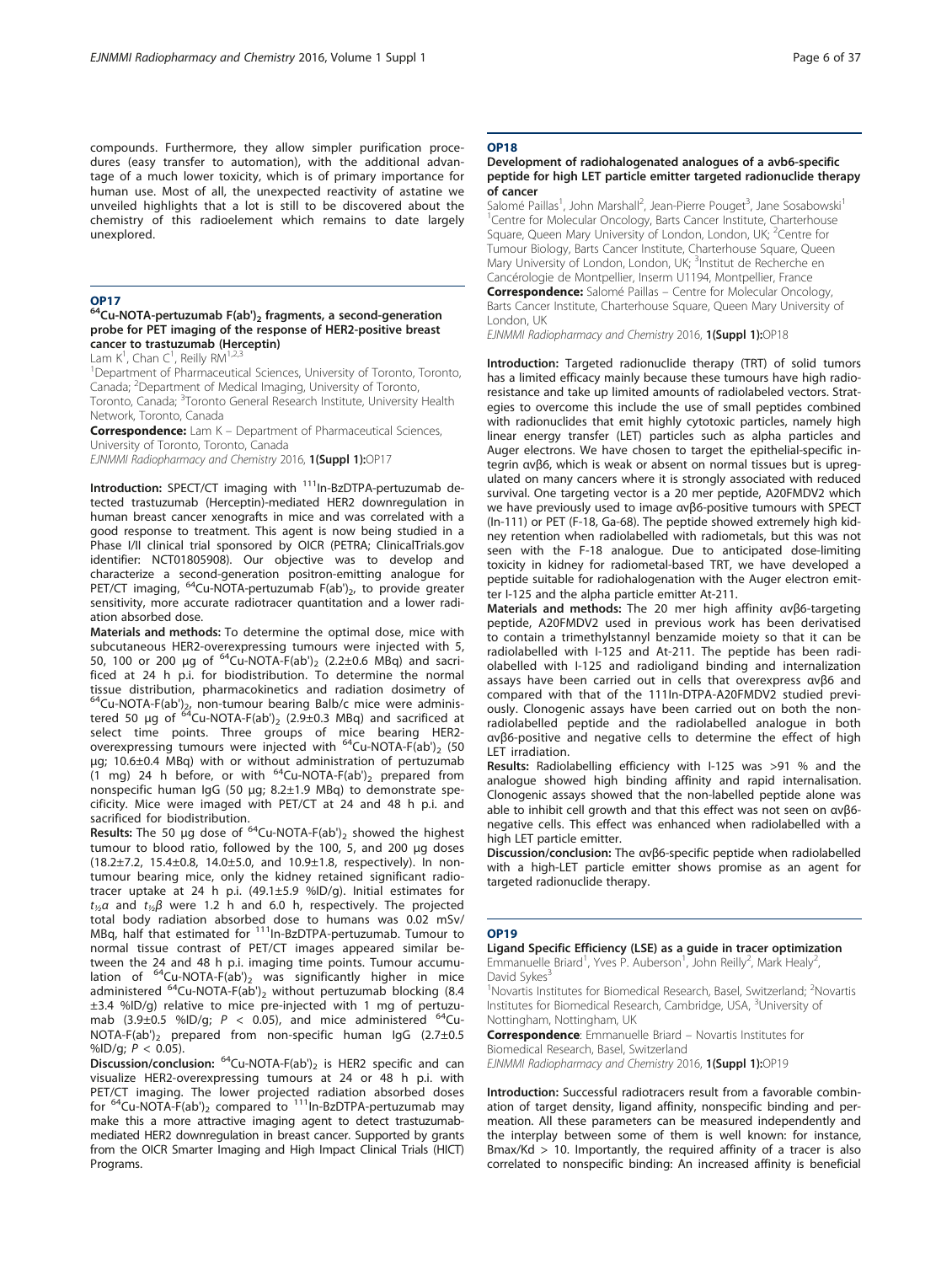compounds. Furthermore, they allow simpler purification procedures (easy transfer to automation), with the additional advantage of a much lower toxicity, which is of primary importance for human use. Most of all, the unexpected reactivity of astatine we unveiled highlights that a lot is still to be discovered about the chemistry of this radioelement which remains to date largely unexplored.

## OP17

### $^{64}$Cu-NOTA-pertuzumab F(ab')$_2$ fragments, a second-generation probe for PET imaging of the response of HER2-positive breast cancer to trastuzumab (Herceptin)

Lam K[1], Chan C[1], Reilly RM[1,2,3]

[1]Department of Pharmaceutical Sciences, University of Toronto, Toronto, Canada; [2]Department of Medical Imaging, University of Toronto, Toronto, Canada; [3]Toronto General Research Institute, University Health Network, Toronto, Canada

**Correspondence:** Lam K – Department of Pharmaceutical Sciences, University of Toronto, Toronto, Canada

*EJNMMI Radiopharmacy and Chemistry* 2016, **1(Suppl 1):**OP17

**Introduction:** SPECT/CT imaging with $^{111}$In-BzDTPA-pertuzumab detected trastuzumab (Herceptin)-mediated HER2 downregulation in human breast cancer xenografts in mice and was correlated with a good response to treatment. This agent is now being studied in a Phase I/II clinical trial sponsored by OICR (PETRA; ClinicalTrials.gov identifier: NCT01805908). Our objective was to develop and characterize a second-generation positron-emitting analogue for PET/CT imaging, $^{64}$Cu-NOTA-pertuzumab F(ab')$_2$, to provide greater sensitivity, more accurate radiotracer quantitation and a lower radiation absorbed dose.

**Materials and methods:** To determine the optimal dose, mice with subcutaneous HER2-overexpressing tumours were injected with 5, 50, 100 or 200 µg of $^{64}$Cu-NOTA-F(ab')$_2$ (2.2±0.6 MBq) and sacrificed at 24 h p.i. for biodistribution. To determine the normal tissue distribution, pharmacokinetics and radiation dosimetry of $^{64}$Cu-NOTA-F(ab')$_2$, non-tumour bearing Balb/c mice were administered 50 µg of $^{64}$Cu-NOTA-F(ab')$_2$ (2.9±0.3 MBq) and sacrificed at select time points. Three groups of mice bearing HER2-overexpressing tumours were injected with $^{64}$Cu-NOTA-F(ab')$_2$ (50 µg; 10.6±0.4 MBq) with or without administration of pertuzumab (1 mg) 24 h before, or with $^{64}$Cu-NOTA-F(ab')$_2$ prepared from nonspecific human IgG (50 µg; 8.2±1.9 MBq) to demonstrate specificity. Mice were imaged with PET/CT at 24 and 48 h p.i. and sacrificed for biodistribution.

**Results:** The 50 µg dose of $^{64}$Cu-NOTA-F(ab')$_2$ showed the highest tumour to blood ratio, followed by the 100, 5, and 200 µg doses (18.2±7.2, 15.4±0.8, 14.0±5.0, and 10.9±1.8, respectively). In non-tumour bearing mice, only the kidney retained significant radiotracer uptake at 24 h p.i. (49.1±5.9 %ID/g). Initial estimates for $t_{½}\alpha$ and $t_{½}\beta$ were 1.2 h and 6.0 h, respectively. The projected total body radiation absorbed dose to humans was 0.02 mSv/MBq, half that estimated for $^{111}$In-BzDTPA-pertuzumab. Tumour to normal tissue contrast of PET/CT images appeared similar between the 24 and 48 h p.i. imaging time points. Tumour accumulation of $^{64}$Cu-NOTA-F(ab')$_2$ was significantly higher in mice administered $^{64}$Cu-NOTA-F(ab')$_2$ without pertuzumab blocking (8.4 ±3.4 %ID/g) relative to mice pre-injected with 1 mg of pertuzumab (3.9±0.5 %ID/g; $P < 0.05$), and mice administered $^{64}$Cu-NOTA-F(ab')$_2$ prepared from non-specific human IgG (2.7±0.5 %ID/g; $P < 0.05$).

**Discussion/conclusion:** $^{64}$Cu-NOTA-F(ab')$_2$ is HER2 specific and can visualize HER2-overexpressing tumours at 24 or 48 h p.i. with PET/CT imaging. The lower projected radiation absorbed doses for $^{64}$Cu-NOTA-F(ab')$_2$ compared to $^{111}$In-BzDTPA-pertuzumab may make this a more attractive imaging agent to detect trastuzumab-mediated HER2 downregulation in breast cancer. Supported by grants from the OICR Smarter Imaging and High Impact Clinical Trials (HICT) Programs.

## OP18

### Development of radiohalogenated analogues of a avb6-specific peptide for high LET particle emitter targeted radionuclide therapy of cancer

Salomé Paillas[1], John Marshall[2], Jean-Pierre Pouget[3], Jane Sosabowski[1]

[1]Centre for Molecular Oncology, Barts Cancer Institute, Charterhouse Square, Queen Mary University of London, London, UK; [2]Centre for Tumour Biology, Barts Cancer Institute, Charterhouse Square, Queen Mary University of London, London, UK; [3]Institut de Recherche en Cancérologie de Montpellier, Inserm U1194, Montpellier, France

**Correspondence:** Salomé Paillas – Centre for Molecular Oncology, Barts Cancer Institute, Charterhouse Square, Queen Mary University of London, UK

*EJNMMI Radiopharmacy and Chemistry* 2016, **1(Suppl 1):**OP18

**Introduction:** Targeted radionuclide therapy (TRT) of solid tumors has a limited efficacy mainly because these tumours have high radioresistance and take up limited amounts of radiolabeled vectors. Strategies to overcome this include the use of small peptides combined with radionuclides that emit highly cytotoxic particles, namely high linear energy transfer (LET) particles such as alpha particles and Auger electrons. We have chosen to target the epithelial-specific integrin αvβ6, which is weak or absent on normal tissues but is upregulated on many cancers where it is strongly associated with reduced survival. One targeting vector is a 20 mer peptide, A20FMDV2 which we have previously used to image αvβ6-positive tumours with SPECT (In-111) or PET (F-18, Ga-68). The peptide showed extremely high kidney retention when radiolabelled with radiometals, but this was not seen with the F-18 analogue. Due to anticipated dose-limiting toxicity in kidney for radiometal-based TRT, we have developed a peptide suitable for radiohalogenation with the Auger electron emitter I-125 and the alpha particle emitter At-211.

**Materials and methods:** The 20 mer high affinity αvβ6-targeting peptide, A20FMDV2 used in previous work has been derivatised to contain a trimethylstannyl benzamide moiety so that it can be radiolabelled with I-125 and At-211. The peptide has been radiolabelled with I-125 and radioligand binding and internalization assays have been carried out in cells that overexpress αvβ6 and compared with that of the 111In-DTPA-A20FMDV2 studied previously. Clonogenic assays have been carried out on both the non-radiolabelled peptide and the radiolabelled analogue in both αvβ6-positive and negative cells to determine the effect of high LET irradiation.

**Results:** Radiolabelling efficiency with I-125 was >91 % and the analogue showed high binding affinity and rapid internalisation. Clonogenic assays showed that the non-labelled peptide alone was able to inhibit cell growth and that this effect was not seen on αvβ6-negative cells. This effect was enhanced when radiolabelled with a high LET particle emitter.

**Discussion/conclusion:** The αvβ6-specific peptide when radiolabelled with a high-LET particle emitter shows promise as an agent for targeted radionuclide therapy.

## OP19

### Ligand Specific Efficiency (LSE) as a guide in tracer optimization

Emmanuelle Briard[1], Yves P. Auberson[1], John Reilly[2], Mark Healy[2], David Sykes[3]

[1]Novartis Institutes for Biomedical Research, Basel, Switzerland; [2]Novartis Institutes for Biomedical Research, Cambridge, USA, [3]University of Nottingham, Nottingham, UK

**Correspondence**: Emmanuelle Briard – Novartis Institutes for Biomedical Research, Basel, Switzerland

*EJNMMI Radiopharmacy and Chemistry* 2016, **1(Suppl 1):**OP19

**Introduction:** Successful radiotracers result from a favorable combination of target density, ligand affinity, nonspecific binding and permeation. All these parameters can be measured independently and the interplay between some of them is well known: for instance, Bmax/Kd > 10. Importantly, the required affinity of a tracer is also correlated to nonspecific binding: An increased affinity is beneficial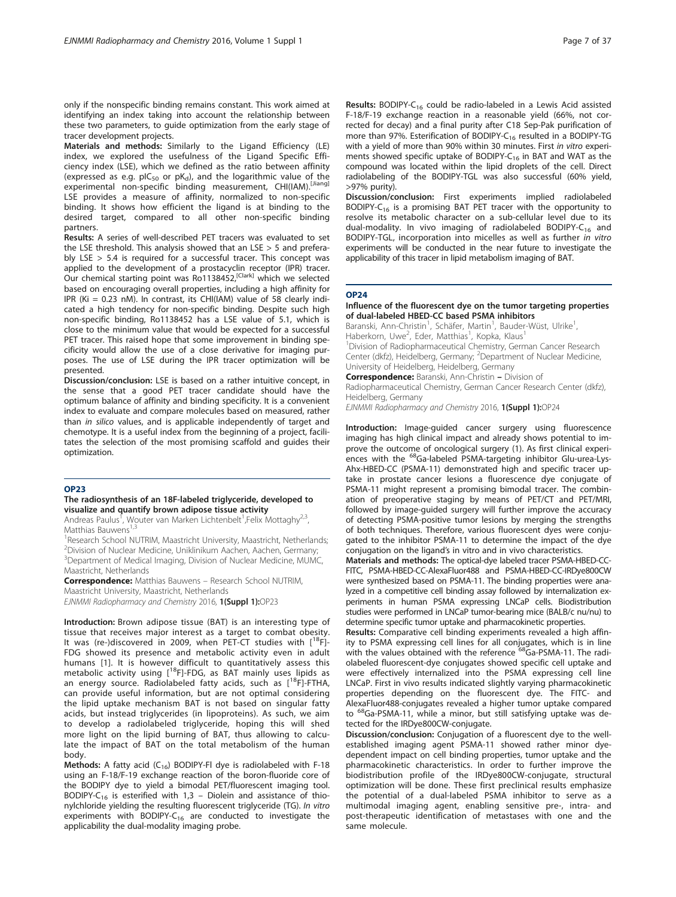only if the nonspecific binding remains constant. This work aimed at identifying an index taking into account the relationship between these two parameters, to guide optimization from the early stage of tracer development projects.

**Materials and methods:** Similarly to the Ligand Efficiency (LE) index, we explored the usefulness of the Ligand Specific Efficiency index (LSE), which we defined as the ratio between affinity (expressed as e.g. $pIC_{50}$ or $pK_d$), and the logarithmic value of the experimental non-specific binding measurement, CHI(IAM).[Jiang] LSE provides a measure of affinity, normalized to non-specific binding. It shows how efficient the ligand is at binding to the desired target, compared to all other non-specific binding partners.

**Results:** A series of well-described PET tracers was evaluated to set the LSE threshold. This analysis showed that an LSE > 5 and preferably LSE > 5.4 is required for a successful tracer. This concept was applied to the development of a prostacyclin receptor (IPR) tracer. Our chemical starting point was Ro1138452,[Clark] which we selected based on encouraging overall properties, including a high affinity for IPR (Ki = 0.23 nM). In contrast, its CHI(IAM) value of 58 clearly indicated a high tendency for non-specific binding. Despite such high non-specific binding, Ro1138452 has a LSE value of 5.1, which is close to the minimum value that would be expected for a successful PET tracer. This raised hope that some improvement in binding specificity would allow the use of a close derivative for imaging purposes. The use of LSE during the IPR tracer optimization will be presented.

**Discussion/conclusion:** LSE is based on a rather intuitive concept, in the sense that a good PET tracer candidate should have the optimum balance of affinity and binding specificity. It is a convenient index to evaluate and compare molecules based on measured, rather than *in silico* values, and is applicable independently of target and chemotype. It is a useful index from the beginning of a project, facilitates the selection of the most promising scaffold and guides their optimization.

## OP23

### The radiosynthesis of an 18F-labeled triglyceride, developed to visualize and quantify brown adipose tissue activity

Andreas Paulus[1], Wouter van Marken Lichtenbelt[1], Felix Mottaghy[2,3], Matthias Bauwens[1,3]

[1]Research School NUTRIM, Maastricht University, Maastricht, Netherlands; [2]Division of Nuclear Medicine, Uniklinikum Aachen, Aachen, Germany; [3]Department of Medical Imaging, Division of Nuclear Medicine, MUMC, Maastricht, Netherlands

**Correspondence:** Matthias Bauwens – Research School NUTRIM, Maastricht University, Maastricht, Netherlands

*EJNMMI Radiopharmacy and Chemistry* 2016, **1(Suppl 1):**OP23

**Introduction:** Brown adipose tissue (BAT) is an interesting type of tissue that receives major interest as a target to combat obesity. It was (re-)discovered in 2009, when PET-CT studies with [$^{18}$F]-FDG showed its presence and metabolic activity even in adult humans [1]. It is however difficult to quantitatively assess this metabolic activity using [$^{18}$F]-FDG, as BAT mainly uses lipids as an energy source. Radiolabeled fatty acids, such as [$^{18}$F]-FTHA, can provide useful information, but are not optimal considering the lipid uptake mechanism BAT is not based on singular fatty acids, but instead triglycerides (in lipoproteins). As such, we aim to develop a radiolabeled triglyceride, hoping this will shed more light on the lipid burning of BAT, thus allowing to calculate the impact of BAT on the total metabolism of the human body.

**Methods:** A fatty acid ($C_{16}$) BODIPY-Fl dye is radiolabeled with F-18 using an F-18/F-19 exchange reaction of the boron-fluoride core of the BODIPY dye to yield a bimodal PET/fluorescent imaging tool. BODIPY-$C_{16}$ is esterified with 1,3 – Diolein and assistance of thionylchloride yielding the resulting fluorescent triglyceride (TG). *In vitro* experiments with BODIPY-$C_{16}$ are conducted to investigate the applicability the dual-modality imaging probe.

**Results:** BODIPY-$C_{16}$ could be radio-labeled in a Lewis Acid assisted F-18/F-19 exchange reaction in a reasonable yield (66%, not corrected for decay) and a final purity after C18 Sep-Pak purification of more than 97%. Esterification of BODIPY-$C_{16}$ resulted in a BODIPY-TG with a yield of more than 90% within 30 minutes. First *in vitro* experiments showed specific uptake of BODIPY-$C_{16}$ in BAT and WAT as the compound was located within the lipid droplets of the cell. Direct radiolabeling of the BODIPY-TGL was also successful (60% yield, >97% purity).

**Discussion/conclusion:** First experiments implied radiolabeled BODIPY-$C_{16}$ is a promising BAT PET tracer with the opportunity to resolve its metabolic character on a sub-cellular level due to its dual-modality. In vivo imaging of radiolabeled BODIPY-$C_{16}$ and BODIPY-TGL, incorporation into micelles as well as further *in vitro* experiments will be conducted in the near future to investigate the applicability of this tracer in lipid metabolism imaging of BAT.

## OP24

### Influence of the fluorescent dye on the tumor targeting properties of dual-labeled HBED-CC based PSMA inhibitors

Baranski, Ann-Christin[1], Schäfer, Martin[1], Bauder-Wüst, Ulrike[1], Haberkorn, Uwe[2], Eder, Matthias[1], Kopka, Klaus[1]

[1]Division of Radiopharmaceutical Chemistry, German Cancer Research Center (dkfz), Heidelberg, Germany; [2]Department of Nuclear Medicine, University of Heidelberg, Heidelberg, Germany

**Correspondence:** Baranski, Ann-Christin – Division of Radiopharmaceutical Chemistry, German Cancer Research Center (dkfz), Heidelberg, Germany

*EJNMMI Radiopharmacy and Chemistry* 2016, **1(Suppl 1):**OP24

**Introduction:** Image-guided cancer surgery using fluorescence imaging has high clinical impact and already shows potential to improve the outcome of oncological surgery (1). As first clinical experiences with the $^{68}$Ga-labeled PSMA-targeting inhibitor Glu-urea-Lys-Ahx-HBED-CC (PSMA-11) demonstrated high and specific tracer uptake in prostate cancer lesions a fluorescence dye conjugate of PSMA-11 might represent a promising bimodal tracer. The combination of preoperative staging by means of PET/CT and PET/MRI, followed by image-guided surgery will further improve the accuracy of detecting PSMA-positive tumor lesions by merging the strengths of both techniques. Therefore, various fluorescent dyes were conjugated to the inhibitor PSMA-11 to determine the impact of the dye conjugation on the ligand's in vitro and in vivo characteristics.

**Materials and methods:** The optical-dye labeled tracer PSMA-HBED-CC-FITC, PSMA-HBED-CC-AlexaFluor488 and PSMA-HBED-CC-IRDye800CW were synthesized based on PSMA-11. The binding properties were analyzed in a competitive cell binding assay followed by internalization experiments in human PSMA expressing LNCaP cells. Biodistribution studies were performed in LNCaP tumor-bearing mice (BALB/c nu/nu) to determine specific tumor uptake and pharmacokinetic properties.

**Results:** Comparative cell binding experiments revealed a high affinity to PSMA expressing cell lines for all conjugates, which is in line with the values obtained with the reference $^{68}$Ga-PSMA-11. The radiolabeled fluorescent-dye conjugates showed specific cell uptake and were effectively internalized into the PSMA expressing cell line LNCaP. First in vivo results indicated slightly varying pharmacokinetic properties depending on the fluorescent dye. The FITC- and AlexaFluor488-conjugates revealed a higher tumor uptake compared to $^{68}$Ga-PSMA-11, while a minor, but still satisfying uptake was detected for the IRDye800CW-conjugate.

**Discussion/conclusion:** Conjugation of a fluorescent dye to the well-established imaging agent PSMA-11 showed rather minor dye-dependent impact on cell binding properties, tumor uptake and the pharmacokinetic characteristics. In order to further improve the biodistribution profile of the IRDye800CW-conjugate, structural optimization will be done. These first preclinical results emphasize the potential of a dual-labeled PSMA inhibitor to serve as a multimodal imaging agent, enabling sensitive pre-, intra- and post-therapeutic identification of metastases with one and the same molecule.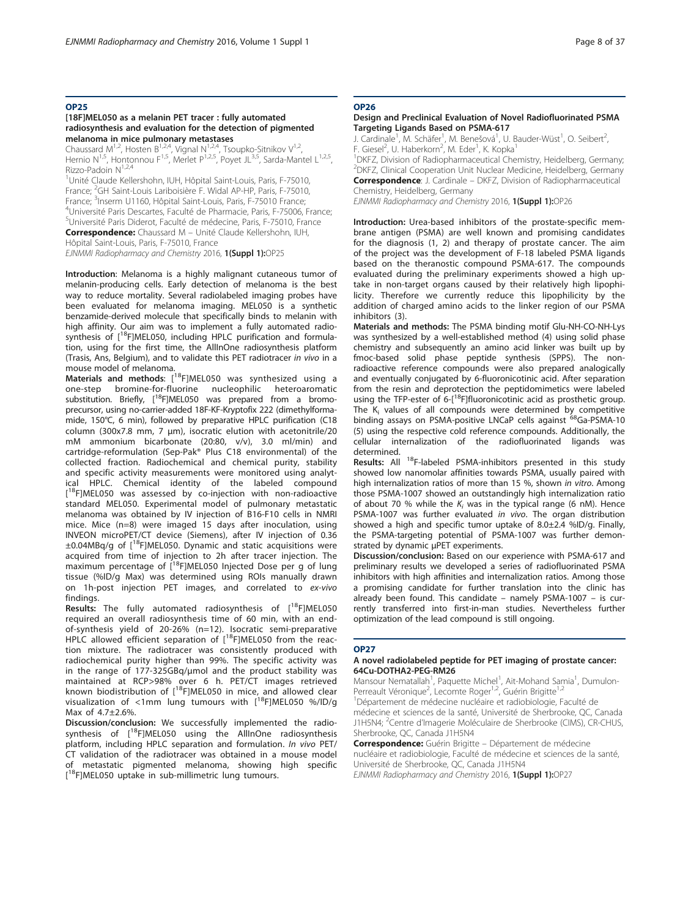## OP25

### [18F]MEL050 as a melanin PET tracer : fully automated radiosynthesis and evaluation for the detection of pigmented melanoma in mice pulmonary metastases

Chaussard M[1,2], Hosten B[1,2,4], Vignal N[1,2,4], Tsoupko-Sitnikov V[1,2], Hernio N[1,5], Hontonnou F[1,5], Merlet P[1,2,5], Poyet JL[3,5], Sarda-Mantel L[1,2,5], Rizzo-Padoin N[1,2,4]

[1]Unité Claude Kellershohn, IUH, Hôpital Saint-Louis, Paris, F-75010, France; [2]GH Saint-Louis Lariboisière F. Widal AP-HP, Paris, F-75010, France; [3]Inserm U1160, Hôpital Saint-Louis, Paris, F-75010 France; [4]Université Paris Descartes, Faculté de Pharmacie, Paris, F-75006, France; [5]Université Paris Diderot, Faculté de médecine, Paris, F-75010, France

**Correspondence:** Chaussard M – Unité Claude Kellershohn, IUH, Hôpital Saint-Louis, Paris, F-75010, France

*EJNMMI Radiopharmacy and Chemistry* 2016, **1(Suppl 1):**OP25

**Introduction**: Melanoma is a highly malignant cutaneous tumor of melanin-producing cells. Early detection of melanoma is the best way to reduce mortality. Several radiolabeled imaging probes have been evaluated for melanoma imaging. MEL050 is a synthetic benzamide-derived molecule that specifically binds to melanin with high affinity. Our aim was to implement a fully automated radiosynthesis of [$^{18}$F]MEL050, including HPLC purification and formulation, using for the first time, the AllInOne radiosynthesis platform (Trasis, Ans, Belgium), and to validate this PET radiotracer *in vivo* in a mouse model of melanoma.

**Materials and methods**: [$^{18}$F]MEL050 was synthesized using a one-step bromine-for-fluorine nucleophilic heteroaromatic substitution. Briefly, [$^{18}$F]MEL050 was prepared from a bromo-precursor, using no-carrier-added 18F-KF-Kryptofix 222 (dimethylformamide, 150°C, 6 min), followed by preparative HPLC purification (C18 column (300x7.8 mm, 7 µm), isocratic elution with acetonitrile/20 mM ammonium bicarbonate (20:80, v/v), 3.0 ml/min) and cartridge-reformulation (Sep-Pak® Plus C18 environmental) of the collected fraction. Radiochemical and chemical purity, stability and specific activity measurements were monitored using analytical HPLC. Chemical identity of the labeled compound [$^{18}$F]MEL050 was assessed by co-injection with non-radioactive standard MEL050. Experimental model of pulmonary metastatic melanoma was obtained by IV injection of B16-F10 cells in NMRI mice. Mice (n=8) were imaged 15 days after inoculation, using INVEON microPET/CT device (Siemens), after IV injection of 0.36 ±0.04MBq/g of [$^{18}$F]MEL050. Dynamic and static acquisitions were acquired from time of injection to 2h after tracer injection. The maximum percentage of [$^{18}$F]MEL050 Injected Dose per g of lung tissue (%ID/g Max) was determined using ROIs manually drawn on 1h-post injection PET images, and correlated to *ex-vivo* findings.

**Results:** The fully automated radiosynthesis of [$^{18}$F]MEL050 required an overall radiosynthesis time of 60 min, with an end-of-synthesis yield of 20-26% (n=12). Isocratic semi-preparative HPLC allowed efficient separation of [$^{18}$F]MEL050 from the reaction mixture. The radiotracer was consistently produced with radiochemical purity higher than 99%. The specific activity was in the range of 177-325GBq/µmol and the product stability was maintained at RCP>98% over 6 h. PET/CT images retrieved known biodistribution of [$^{18}$F]MEL050 in mice, and allowed clear visualization of <1mm lung tumours with [$^{18}$F]MEL050 %/ID/g Max of 4.7±2.6%.

**Discussion/conclusion:** We successfully implemented the radiosynthesis of [$^{18}$F]MEL050 using the AllInOne radiosynthesis platform, including HPLC separation and formulation. *In vivo* PET/CT validation of the radiotracer was obtained in a mouse model of metastatic pigmented melanoma, showing high specific [$^{18}$F]MEL050 uptake in sub-millimetric lung tumours.

## OP26

### Design and Preclinical Evaluation of Novel Radiofluorinated PSMA Targeting Ligands Based on PSMA-617

J. Cardinale[1], M. Schäfer[1], M. Benešová[1], U. Bauder-Wüst[1], O. Seibert[2], F. Giesel[2], U. Haberkorn[2], M. Eder[1], K. Kopka[1]

[1]DKFZ, Division of Radiopharmaceutical Chemistry, Heidelberg, Germany; [2]DKFZ, Clinical Cooperation Unit Nuclear Medicine, Heidelberg, Germany

**Correspondence**: J. Cardinale – DKFZ, Division of Radiopharmaceutical Chemistry, Heidelberg, Germany

*EJNMMI Radiopharmacy and Chemistry* 2016, **1(Suppl 1):**OP26

**Introduction:** Urea-based inhibitors of the prostate-specific membrane antigen (PSMA) are well known and promising candidates for the diagnosis (1, 2) and therapy of prostate cancer. The aim of the project was the development of F-18 labeled PSMA ligands based on the theranostic compound PSMA-617. The compounds evaluated during the preliminary experiments showed a high uptake in non-target organs caused by their relatively high lipophilicity. Therefore we currently reduce this lipophilicity by the addition of charged amino acids to the linker region of our PSMA inhibitors (3).

**Materials and methods:** The PSMA binding motif Glu-NH-CO-NH-Lys was synthesized by a well-established method (4) using solid phase chemistry and subsequently an amino acid linker was built up by fmoc-based solid phase peptide synthesis (SPPS). The non-radioactive reference compounds were also prepared analogically and eventually conjugated by 6-fluoronicotinic acid. After separation from the resin and deprotection the peptidomimetics were labeled using the TFP-ester of 6-[$^{18}$F]fluoronicotinic acid as prosthetic group. The $K_i$ values of all compounds were determined by competitive binding assays on PSMA-positive LNCaP cells against $^{68}$Ga-PSMA-10 (5) using the respective cold reference compounds. Additionally, the cellular internalization of the radiofluorinated ligands was determined.

**Results:** All $^{18}$F-labeled PSMA-inhibitors presented in this study showed low nanomolar affinities towards PSMA, usually paired with high internalization ratios of more than 15 %, shown *in vitro*. Among those PSMA-1007 showed an outstandingly high internalization ratio of about 70 % while the $K_i$ was in the typical range (6 nM). Hence PSMA-1007 was further evaluated *in vivo*. The organ distribution showed a high and specific tumor uptake of 8.0±2.4 %ID/g. Finally, the PSMA-targeting potential of PSMA-1007 was further demonstrated by dynamic µPET experiments.

**Discussion/conclusion:** Based on our experience with PSMA-617 and preliminary results we developed a series of radiofluorinated PSMA inhibitors with high affinities and internalization ratios. Among those a promising candidate for further translation into the clinic has already been found. This candidate – namely PSMA-1007 – is currently transferred into first-in-man studies. Nevertheless further optimization of the lead compound is still ongoing.

## OP27

### A novel radiolabeled peptide for PET imaging of prostate cancer: 64Cu-DOTHA2-PEG-RM26

Mansour Nematallah[1], Paquette Michel[1], Ait-Mohand Samia[1], Dumulon-Perreault Véronique[2], Lecomte Roger[1,2], Guérin Brigitte[1,2]

[1]Département de médecine nucléaire et radiobiologie, Faculté de médecine et sciences de la santé, Université de Sherbrooke, QC, Canada J1H5N4; [2]Centre d'Imagerie Moléculaire de Sherbrooke (CIMS), CR-CHUS, Sherbrooke, QC, Canada J1H5N4

**Correspondence:** Guérin Brigitte – Département de médecine nucléaire et radiobiologie, Faculté de médecine et sciences de la santé, Université de Sherbrooke, QC, Canada J1H5N4

*EJNMMI Radiopharmacy and Chemistry* 2016, **1(Suppl 1):**OP27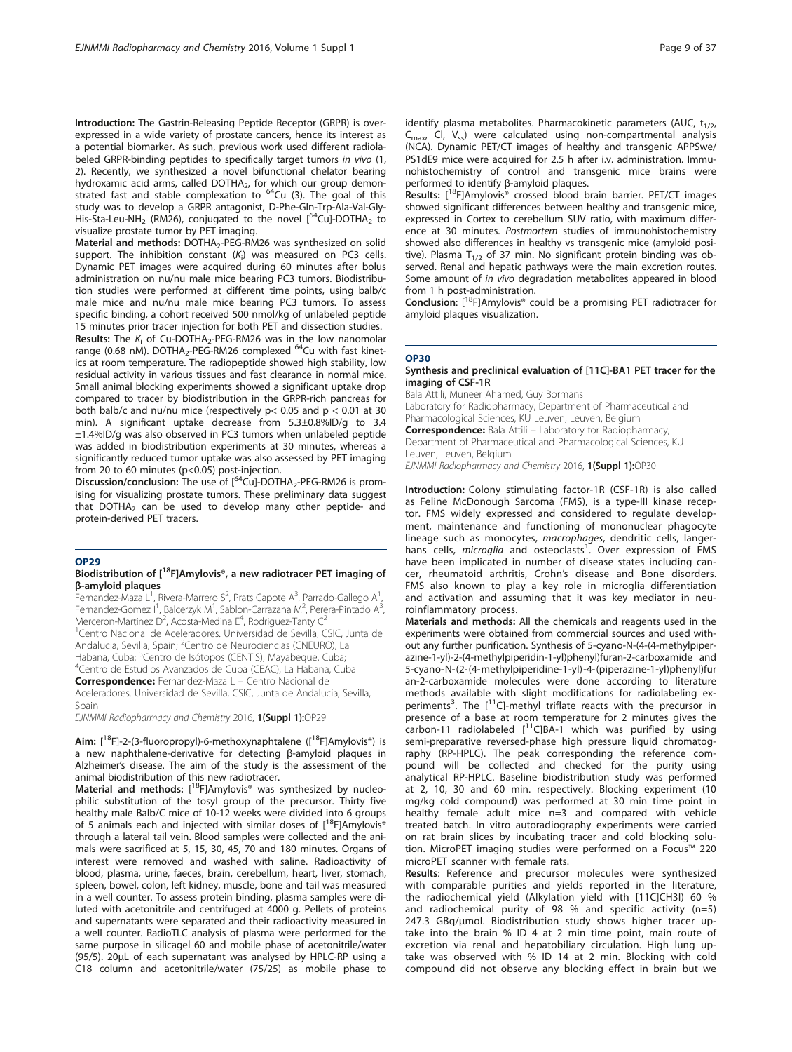**Introduction:** The Gastrin-Releasing Peptide Receptor (GRPR) is overexpressed in a wide variety of prostate cancers, hence its interest as a potential biomarker. As such, previous work used different radiolabeled GRPR-binding peptides to specifically target tumors *in vivo* (1, 2). Recently, we synthesized a novel bifunctional chelator bearing hydroxamic acid arms, called $DOTHA_2$, for which our group demonstrated fast and stable complexation to $^{64}Cu$ (3). The goal of this study was to develop a GRPR antagonist, D-Phe-Gln-Trp-Ala-Val-Gly-His-Sta-Leu-$NH_2$ (RM26), conjugated to the novel [$^{64}$Cu]-$DOTHA_2$ to visualize prostate tumor by PET imaging.

**Material and methods:** $DOTHA_2$-PEG-RM26 was synthesized on solid support. The inhibition constant ($K_i$) was measured on PC3 cells. Dynamic PET images were acquired during 60 minutes after bolus administration on nu/nu male mice bearing PC3 tumors. Biodistribution studies were performed at different time points, using balb/c male mice and nu/nu male mice bearing PC3 tumors. To assess specific binding, a cohort received 500 nmol/kg of unlabeled peptide 15 minutes prior tracer injection for both PET and dissection studies.

**Results:** The $K_i$ of Cu-$DOTHA_2$-PEG-RM26 was in the low nanomolar range (0.68 nM). $DOTHA_2$-PEG-RM26 complexed $^{64}$Cu with fast kinetics at room temperature. The radiopeptide showed high stability, low residual activity in various tissues and fast clearance in normal mice. Small animal blocking experiments showed a significant uptake drop compared to tracer by biodistribution in the GRPR-rich pancreas for both balb/c and nu/nu mice (respectively $p < 0.05$ and $p < 0.01$ at 30 min). A significant uptake decrease from 5.3±0.8%ID/g to 3.4 ±1.4%ID/g was also observed in PC3 tumors when unlabeled peptide was added in biodistribution experiments at 30 minutes, whereas a significantly reduced tumor uptake was also assessed by PET imaging from 20 to 60 minutes ($p<0.05$) post-injection.

**Discussion/conclusion:** The use of [$^{64}$Cu]-$DOTHA_2$-PEG-RM26 is promising for visualizing prostate tumors. These preliminary data suggest that $DOTHA_2$ can be used to develop many other peptide- and protein-derived PET tracers.

## OP29

### Biodistribution of [$^{18}$F]Amylovis®, a new radiotracer PET imaging of β-amyloid plaques

Fernandez-Maza L[1], Rivera-Marrero S[2], Prats Capote A[3], Parrado-Gallego A[1], Fernandez-Gomez I[1], Balcerzyk M[1], Sablon-Carrazana M[2], Perera-Pintado A[3], Merceron-Martinez D[2], Acosta-Medina E[4], Rodriguez-Tanty C[2]

[1]Centro Nacional de Aceleradores. Universidad de Sevilla, CSIC, Junta de Andalucia, Sevilla, Spain; [2]Centro de Neurociencias (CNEURO), La Habana, Cuba; [3]Centro de Isótopos (CENTIS), Mayabeque, Cuba; [4]Centro de Estudios Avanzados de Cuba (CEAC), La Habana, Cuba

**Correspondence:** Fernandez-Maza L – Centro Nacional de Aceleradores. Universidad de Sevilla, CSIC, Junta de Andalucia, Sevilla, Spain

*EJNMMI Radiopharmacy and Chemistry* 2016, **1(Suppl 1):**OP29

**Aim:** [$^{18}$F]-2-(3-fluoropropyl)-6-methoxynaphtalene ([$^{18}$F]Amylovis®) is a new naphthalene-derivative for detecting β-amyloid plaques in Alzheimer's disease. The aim of the study is the assessment of the animal biodistribution of this new radiotracer.

**Material and methods:** [$^{18}$F]Amylovis® was synthesized by nucleophilic substitution of the tosyl group of the precursor. Thirty five healthy male Balb/C mice of 10-12 weeks were divided into 6 groups of 5 animals each and injected with similar doses of [$^{18}$F]Amylovis® through a lateral tail vein. Blood samples were collected and the animals were sacrificed at 5, 15, 30, 45, 70 and 180 minutes. Organs of interest were removed and washed with saline. Radioactivity of blood, plasma, urine, faeces, brain, cerebellum, heart, liver, stomach, spleen, bowel, colon, left kidney, muscle, bone and tail was measured in a well counter. To assess protein binding, plasma samples were diluted with acetonitrile and centrifuged at 4000 g. Pellets of proteins and supernatants were separated and their radioactivity measured in a well counter. RadioTLC analysis of plasma were performed for the same purpose in silicagel 60 and mobile phase of acetonitrile/water (95/5). 20μL of each supernatant was analysed by HPLC-RP using a C18 column and acetonitrile/water (75/25) as mobile phase to identify plasma metabolites. Pharmacokinetic parameters (AUC, $t_{1/2}$, $C_{max}$, Cl, $V_{ss}$) were calculated using non-compartmental analysis (NCA). Dynamic PET/CT images of healthy and transgenic APPSwe/PS1dE9 mice were acquired for 2.5 h after i.v. administration. Immunohistochemistry of control and transgenic mice brains were performed to identify β-amyloid plaques.

**Results:** [$^{18}$F]Amylovis® crossed blood brain barrier. PET/CT images showed significant differences between healthy and transgenic mice, expressed in Cortex to cerebellum SUV ratio, with maximum difference at 30 minutes. *Postmortem* studies of immunohistochemistry showed also differences in healthy vs transgenic mice (amyloid positive). Plasma $T_{1/2}$ of 37 min. No significant protein binding was observed. Renal and hepatic pathways were the main excretion routes. Some amount of *in vivo* degradation metabolites appeared in blood from 1 h post-administration.

**Conclusion**: [$^{18}$F]Amylovis® could be a promising PET radiotracer for amyloid plaques visualization.

## OP30

### Synthesis and preclinical evaluation of [11C]-BA1 PET tracer for the imaging of CSF-1R

Bala Attili, Muneer Ahamed, Guy Bormans

Laboratory for Radiopharmacy, Department of Pharmaceutical and Pharmacological Sciences, KU Leuven, Leuven, Belgium

**Correspondence:** Bala Attili – Laboratory for Radiopharmacy, Department of Pharmaceutical and Pharmacological Sciences, KU Leuven, Leuven, Belgium

*EJNMMI Radiopharmacy and Chemistry* 2016, **1(Suppl 1):**OP30

**Introduction:** Colony stimulating factor-1R (CSF-1R) is also called as Feline McDonough Sarcoma (FMS), is a type-III kinase receptor. FMS widely expressed and considered to regulate development, maintenance and functioning of mononuclear phagocyte lineage such as monocytes, *macrophages*, dendritic cells, langerhans cells, *microglia* and osteoclasts[1]. Over expression of FMS have been implicated in number of disease states including cancer, rheumatoid arthritis, Crohn's disease and Bone disorders. FMS also known to play a key role in microglia differentiation and activation and assuming that it was key mediator in neuroinflammatory process.

**Materials and methods:** All the chemicals and reagents used in the experiments were obtained from commercial sources and used without any further purification. Synthesis of 5-cyano-N-(4-(4-methylpiperazine-1-yl)-2-(4-methylpiperidin-1-yl)phenyl)furan-2-carboxamide and 5-cyano-N-(2-(4-methylpiperidine-1-yl)-4-(piperazine-1-yl)phenyl)furan-2-carboxamide molecules were done according to literature methods available with slight modifications for radiolabeling experiments[3]. The [$^{11}$C]-methyl triflate reacts with the precursor in presence of a base at room temperature for 2 minutes gives the carbon-11 radiolabeled [$^{11}$C]BA-1 which was purified by using semi-preparative reversed-phase high pressure liquid chromatography (RP-HPLC). The peak corresponding the reference compound will be collected and checked for the purity using analytical RP-HPLC. Baseline biodistribution study was performed at 2, 10, 30 and 60 min. respectively. Blocking experiment (10 mg/kg cold compound) was performed at 30 min time point in healthy female adult mice n=3 and compared with vehicle treated batch. In vitro autoradiography experiments were carried on rat brain slices by incubating tracer and cold blocking solution. MicroPET imaging studies were performed on a Focus™ 220 microPET scanner with female rats.

**Results**: Reference and precursor molecules were synthesized with comparable purities and yields reported in the literature, the radiochemical yield (Alkylation yield with [11C]CH3I) 60 % and radiochemical purity of 98 % and specific activity (n=5) 247.3 GBq/μmol. Biodistribution study shows higher tracer uptake into the brain % ID 4 at 2 min time point, main route of excretion via renal and hepatobiliary circulation. High lung uptake was observed with % ID 14 at 2 min. Blocking with cold compound did not observe any blocking effect in brain but we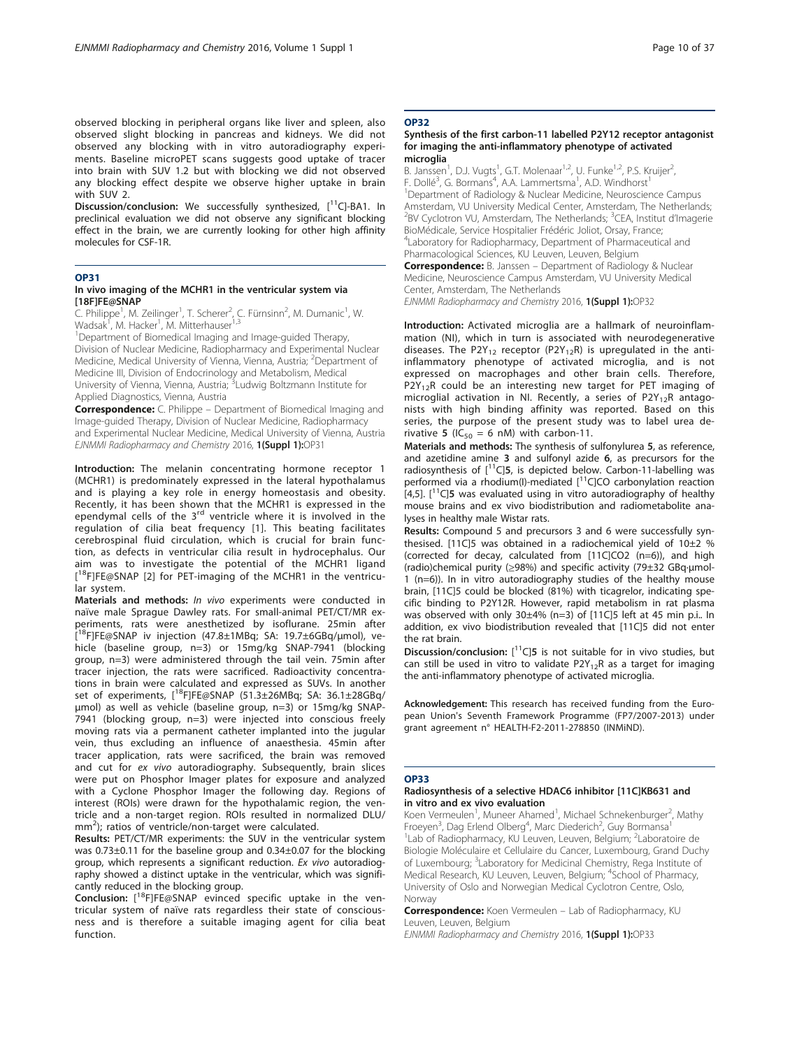observed blocking in peripheral organs like liver and spleen, also observed slight blocking in pancreas and kidneys. We did not observed any blocking with in vitro autoradiography experiments. Baseline microPET scans suggests good uptake of tracer into brain with SUV 1.2 but with blocking we did not observed any blocking effect despite we observe higher uptake in brain with SUV 2.

**Discussion/conclusion:** We successfully synthesized, [$^{11}$C]-BA1. In preclinical evaluation we did not observe any significant blocking effect in the brain, we are currently looking for other high affinity molecules for CSF-1R.

## OP31

### In vivo imaging of the MCHR1 in the ventricular system via [18F]FE@SNAP

C. Philippe[1], M. Zeilinger[1], T. Scherer[2], C. Fürnsinn[2], M. Dumanic[1], W. Wadsak[1], M. Hacker[1], M. Mitterhauser[1,3]

[1]Department of Biomedical Imaging and Image-guided Therapy, Division of Nuclear Medicine, Radiopharmacy and Experimental Nuclear Medicine, Medical University of Vienna, Vienna, Austria; [2]Department of Medicine III, Division of Endocrinology and Metabolism, Medical University of Vienna, Vienna, Austria; [3]Ludwig Boltzmann Institute for Applied Diagnostics, Vienna, Austria

**Correspondence:** C. Philippe – Department of Biomedical Imaging and Image-guided Therapy, Division of Nuclear Medicine, Radiopharmacy and Experimental Nuclear Medicine, Medical University of Vienna, Austria

*EJNMMI Radiopharmacy and Chemistry* 2016, **1(Suppl 1):**OP31

**Introduction:** The melanin concentrating hormone receptor 1 (MCHR1) is predominately expressed in the lateral hypothalamus and is playing a key role in energy homeostasis and obesity. Recently, it has been shown that the MCHR1 is expressed in the ependymal cells of the 3$^{rd}$ ventricle where it is involved in the regulation of cilia beat frequency [1]. This beating facilitates cerebrospinal fluid circulation, which is crucial for brain function, as defects in ventricular cilia result in hydrocephalus. Our aim was to investigate the potential of the MCHR1 ligand [$^{18}$F]FE@SNAP [2] for PET-imaging of the MCHR1 in the ventricular system.

**Materials and methods:** *In vivo* experiments were conducted in naïve male Sprague Dawley rats. For small-animal PET/CT/MR experiments, rats were anesthetized by isoflurane. 25min after [$^{18}$F]FE@SNAP iv injection (47.8±1MBq; SA: 19.7±6GBq/µmol), vehicle (baseline group, n=3) or 15mg/kg SNAP-7941 (blocking group, n=3) were administered through the tail vein. 75min after tracer injection, the rats were sacrificed. Radioactivity concentrations in brain were calculated and expressed as SUVs. In another set of experiments, [$^{18}$F]FE@SNAP (51.3±26MBq; SA: 36.1±28GBq/µmol) as well as vehicle (baseline group, n=3) or 15mg/kg SNAP-7941 (blocking group, n=3) were injected into conscious freely moving rats via a permanent catheter implanted into the jugular vein, thus excluding an influence of anaesthesia. 45min after tracer application, rats were sacrificed, the brain was removed and cut for *ex vivo* autoradiography. Subsequently, brain slices were put on Phosphor Imager plates for exposure and analyzed with a Cyclone Phosphor Imager the following day. Regions of interest (ROIs) were drawn for the hypothalamic region, the ventricle and a non-target region. ROIs resulted in normalized DLU/mm$^2$); ratios of ventricle/non-target were calculated.

**Results:** PET/CT/MR experiments: the SUV in the ventricular system was 0.73±0.11 for the baseline group and 0.34±0.07 for the blocking group, which represents a significant reduction. *Ex vivo* autoradiography showed a distinct uptake in the ventricular, which was significantly reduced in the blocking group.

**Conclusion:** [$^{18}$F]FE@SNAP evinced specific uptake in the ventricular system of naïve rats regardless their state of consciousness and is therefore a suitable imaging agent for cilia beat function.

## OP32

### Synthesis of the first carbon-11 labelled P2Y12 receptor antagonist for imaging the anti-inflammatory phenotype of activated microglia

B. Janssen[1], D.J. Vugts[1], G.T. Molenaar[1,2], U. Funke[1,2], P.S. Kruijer[2], F. Dollé[3], G. Bormans[4], A.A. Lammertsma[1], A.D. Windhorst[1]

[1]Department of Radiology & Nuclear Medicine, Neuroscience Campus Amsterdam, VU University Medical Center, Amsterdam, The Netherlands; [2]BV Cyclotron VU, Amsterdam, The Netherlands; [3]CEA, Institut d'Imagerie BioMédicale, Service Hospitalier Frédéric Joliot, Orsay, France; [4]Laboratory for Radiopharmacy, Department of Pharmaceutical and Pharmacological Sciences, KU Leuven, Leuven, Belgium

**Correspondence:** B. Janssen – Department of Radiology & Nuclear Medicine, Neuroscience Campus Amsterdam, VU University Medical Center, Amsterdam, The Netherlands

*EJNMMI Radiopharmacy and Chemistry* 2016, **1(Suppl 1):**OP32

**Introduction:** Activated microglia are a hallmark of neuroinflammation (NI), which in turn is associated with neurodegenerative diseases. The $P2Y_{12}$ receptor ($P2Y_{12}R$) is upregulated in the anti-inflammatory phenotype of activated microglia, and is not expressed on macrophages and other brain cells. Therefore, $P2Y_{12}R$ could be an interesting new target for PET imaging of microglial activation in NI. Recently, a series of $P2Y_{12}R$ antagonists with high binding affinity was reported. Based on this series, the purpose of the present study was to label urea derivative **5** ($IC_{50}$ = 6 nM) with carbon-11.

**Materials and methods:** The synthesis of sulfonylurea **5**, as reference, and azetidine amine **3** and sulfonyl azide **6**, as precursors for the radiosynthesis of [$^{11}$C]**5**, is depicted below. Carbon-11-labelling was performed via a rhodium(I)-mediated [$^{11}$C]CO carbonylation reaction [4,5]. [$^{11}$C]**5** was evaluated using in vitro autoradiography of healthy mouse brains and ex vivo biodistribution and radiometabolite analyses in healthy male Wistar rats.

**Results:** Compound 5 and precursors 3 and 6 were successfully synthesised. [11C]5 was obtained in a radiochemical yield of 10±2 % (corrected for decay, calculated from [11C]CO2 (n=6)), and high (radio)chemical purity (≥98%) and specific activity (79±32 GBq·µmol-1 (n=6)). In in vitro autoradiography studies of the healthy mouse brain, [11C]5 could be blocked (81%) with ticagrelor, indicating specific binding to P2Y12R. However, rapid metabolism in rat plasma was observed with only 30±4% (n=3) of [11C]5 left at 45 min p.i.. In addition, ex vivo biodistribution revealed that [11C]5 did not enter the rat brain.

**Discussion/conclusion:** [$^{11}$C]**5** is not suitable for in vivo studies, but can still be used in vitro to validate $P2Y_{12}R$ as a target for imaging the anti-inflammatory phenotype of activated microglia.

**Acknowledgement:** This research has received funding from the European Union's Seventh Framework Programme (FP7/2007-2013) under grant agreement n° HEALTH-F2-2011-278850 (INMiND).

## OP33

### Radiosynthesis of a selective HDAC6 inhibitor [11C]KB631 and in vitro and ex vivo evaluation

Koen Vermeulen[1], Muneer Ahamed[1], Michael Schnekenburger[2], Mathy Froeyen[3], Dag Erlend Olberg[4], Marc Diederich[2], Guy Bormans[1]

[1]Lab of Radiopharmacy, KU Leuven, Leuven, Belgium; [2]Laboratoire de Biologie Moléculaire et Cellulaire du Cancer, Luxembourg, Grand Duchy of Luxembourg; [3]Laboratory for Medicinal Chemistry, Rega Institute of Medical Research, KU Leuven, Leuven, Belgium; [4]School of Pharmacy, University of Oslo and Norwegian Medical Cyclotron Centre, Oslo, Norway

**Correspondence:** Koen Vermeulen – Lab of Radiopharmacy, KU Leuven, Leuven, Belgium

*EJNMMI Radiopharmacy and Chemistry* 2016, **1(Suppl 1):**OP33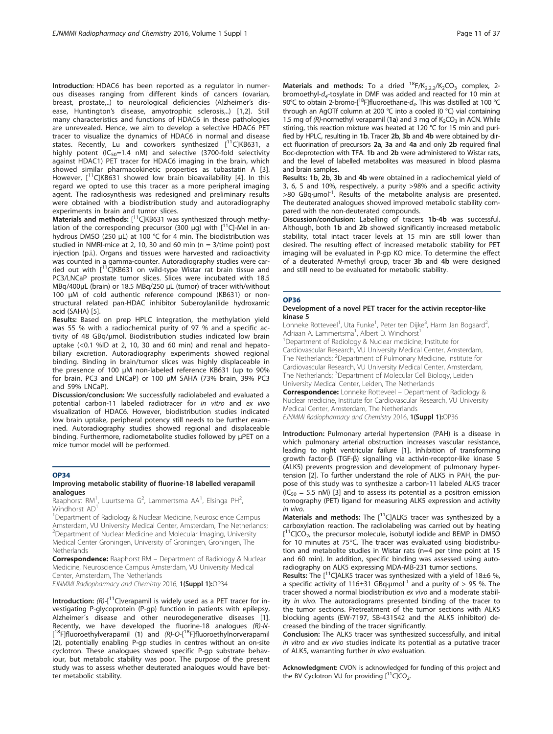**Introduction**: HDAC6 has been reported as a regulator in numerous diseases ranging from different kinds of cancers (ovarian, breast, prostate,..) to neurological deficiencies (Alzheimer's disease, Huntington's disease, amyotrophic sclerosis,..) [1,2]. Still many characteristics and functions of HDAC6 in these pathologies are unrevealed. Hence, we aim to develop a selective HDAC6 PET tracer to visualize the dynamics of HDAC6 in normal and disease states. Recently, Lu and coworkers synthesized [$^{11}$C]KB631, a highly potent ($IC_{50}$=1.4 nM) and selective (3700-fold selectivity against HDAC1) PET tracer for HDAC6 imaging in the brain, which showed similar pharmacokinetic properties as tubastatin A [3]. However, [$^{11}$C]KB631 showed low brain bioavailability [4]. In this regard we opted to use this tracer as a more peripheral imaging agent. The radiosynthesis was redesigned and preliminary results were obtained with a biodistribution study and autoradiography experiments in brain and tumor slices.

**Materials and methods:** [$^{11}$C]KB631 was synthesized through methylation of the corresponding precursor (300 μg) with [$^{11}$C]-MeI in anhydrous DMSO (250 μL) at 100 °C for 4 min. The biodistribution was studied in NMRI-mice at 2, 10, 30 and 60 min (n = 3/time point) post injection (p.i.). Organs and tissues were harvested and radioactivity was counted in a gamma-counter. Autoradiography studies were carried out with [$^{11}$C]KB631 on wild-type Wistar rat brain tissue and PC3/LNCaP prostate tumor slices. Slices were incubated with 18.5 MBq/400μL (brain) or 18.5 MBq/250 μL (tumor) of tracer with/without 100 μM of cold authentic reference compound (KB631) or non-structural related pan-HDAC inhibitor Suberoylanilide hydroxamic acid (SAHA) [5].

**Results:** Based on prep HPLC integration, the methylation yield was 55 % with a radiochemical purity of 97 % and a specific activity of 48 GBq/μmol. Biodistribution studies indicated low brain uptake (<0.1 %ID at 2, 10, 30 and 60 min) and renal and hepatobiliary excretion. Autoradiography experiments showed regional binding. Binding in brain/tumor slices was highly displaceable in the presence of 100 μM non-labeled reference KB631 (up to 90% for brain, PC3 and LNCaP) or 100 μM SAHA (73% brain, 39% PC3 and 59% LNCaP).

**Discussion/conclusion:** We successfully radiolabeled and evaluated a potential carbon-11 labeled radiotracer for *in vitro* and *ex vivo* visualization of HDAC6. However, biodistribution studies indicated low brain uptake, peripheral potency still needs to be further examined. Autoradiography studies showed regional and displaceable binding. Furthermore, radiometabolite studies followed by μPET on a mice tumor model will be performed.

## OP34

### Improving metabolic stability of fluorine-18 labelled verapamil analogues

Raaphorst RM[1], Luurtsema G[2], Lammertsma AA[1], Elsinga PH[2], Windhorst AD[1]

[1]Department of Radiology & Nuclear Medicine, Neuroscience Campus Amsterdam, VU University Medical Center, Amsterdam, The Netherlands; [2]Department of Nuclear Medicine and Molecular Imaging, University Medical Center Groningen, University of Groningen, Groningen, The Netherlands

**Correspondence:** Raaphorst RM – Department of Radiology & Nuclear Medicine, Neuroscience Campus Amsterdam, VU University Medical Center, Amsterdam, The Netherlands

*EJNMMI Radiopharmacy and Chemistry* 2016, **1(Suppl 1):**OP34

**Introduction:** *(R)*-[$^{11}$C]verapamil is widely used as a PET tracer for investigating P-glycoprotein (P-gp) function in patients with epilepsy, Alzheimer´s disease and other neurodegenerative diseases [1]. Recently, we have developed the fluorine-18 analogues *(R)-N*-[$^{18}$F]fluoroethylverapamil (**1**) and *(R)-O*-[$^{18}$F]fluoroethylnorverapamil (**2**), potentially enabling P-gp studies in centres without an on-site cyclotron. These analogues showed specific P-gp substrate behaviour, but metabolic stability was poor. The purpose of the present study was to assess whether deuterated analogues would have better metabolic stability.

**Materials and methods:** To a dried $^{18}F/K_{2.2.2}/K_2CO_3$ complex, 2-bromoethyl-$d_4$-tosylate in DMF was added and reacted for 10 min at 90°C to obtain 2-bromo-[$^{18}$F]fluoroethane-$d_4$. This was distilled at 100 °C through an AgOTf column at 200 °C into a cooled (0 °C) vial containing 1.5 mg of *(R)*-normethyl verapamil (**1a**) and 3 mg of $K_2CO_3$ in ACN. While stirring, this reaction mixture was heated at 120 °C for 15 min and purified by HPLC, resulting in **1b**. Tracer **2b**, **3b** and **4b** were obtained by direct fluorination of precursors **2a**, **3a** and **4a** and only **2b** required final Boc-deprotection with TFA. **1b** and **2b** were administered to Wistar rats, and the level of labelled metabolites was measured in blood plasma and brain samples.

**Results: 1b**, **2b**, **3b** and **4b** were obtained in a radiochemical yield of 3, 6, 5 and 10%, respectively, a purity >98% and a specific activity >80 GBq·μmol$^{-1}$. Results of the metabolite analysis are presented. The deuterated analogues showed improved metabolic stability compared with the non-deuterated compounds.

**Discussion/conclusion:** Labelling of tracers **1b**-**4b** was successful. Although, both **1b** and **2b** showed significantly increased metabolic stability, total intact tracer levels at 15 min are still lower than desired. The resulting effect of increased metabolic stability for PET imaging will be evaluated in P-gp KO mice. To determine the effect of a deuterated *N*-methyl group, tracer **3b** and **4b** were designed and still need to be evaluated for metabolic stability.

## OP36

### Development of a novel PET tracer for the activin receptor-like kinase 5

Lonneke Rotteveel[1], Uta Funke[1], Peter ten Dijke[3], Harm Jan Bogaard[2], Adriaan A. Lammertsma[1], Albert D. Windhorst[1]

[1]Department of Radiology & Nuclear medicine, Institute for Cardiovascular Research, VU University Medical Center, Amsterdam, The Netherlands; [2]Department of Pulmonary Medicine, Institute for Cardiovascular Research, VU University Medical Center, Amsterdam, The Netherlands; [3]Department of Molecular Cell Biology, Leiden University Medical Center, Leiden, The Netherlands

**Correspondence:** Lonneke Rotteveel – Department of Radiology & Nuclear medicine, Institute for Cardiovascular Research, VU University Medical Center, Amsterdam, The Netherlands

*EJNMMI Radiopharmacy and Chemistry* 2016, **1(Suppl 1):**OP36

**Introduction:** Pulmonary arterial hypertension (PAH) is a disease in which pulmonary arterial obstruction increases vascular resistance, leading to right ventricular failure [1]. Inhibition of transforming growth factor-β (TGF-β) signalling via activin-receptor-like kinase 5 (ALK5) prevents progression and development of pulmonary hypertension [2]. To further understand the role of ALK5 in PAH, the purpose of this study was to synthesize a carbon-11 labeled ALK5 tracer ($IC_{50}$ = 5.5 nM) [3] and to assess its potential as a positron emission tomography (PET) ligand for measuring ALK5 expression and activity *in vivo*.

**Materials and methods:** The [$^{11}$C]ALK5 tracer was synthesized by a carboxylation reaction. The radiolabeling was carried out by heating [$^{11}$C]$CO_2$, the precursor molecule, isobutyl iodide and BEMP in DMSO for 10 minutes at 75°C. The tracer was evaluated using biodistribution and metabolite studies in Wistar rats (n=4 per time point at 15 and 60 min). In addition, specific binding was assessed using autoradiography on ALK5 expressing MDA-MB-231 tumor sections.

**Results:** The [$^{11}$C]ALK5 tracer was synthesized with a yield of 18±6 %, a specific activity of 116±31 GBq·μmol$^{-1}$ and a purity of > 95 %. The tracer showed a normal biodistribution *ex vivo* and a moderate stability *in vivo*. The autoradiograms presented binding of the tracer to the tumor sections. Pretreatment of the tumor sections with ALK5 blocking agents (EW-7197, SB-431542 and the ALK5 inhibitor) decreased the binding of the tracer significantly.

**Conclusion:** The ALK5 tracer was synthesized successfully, and initial *in vitro* and *ex vivo* studies indicate its potential as a putative tracer of ALK5, warranting further *in vivo* evaluation.

**Acknowledgment:** CVON is acknowledged for funding of this project and the BV Cyclotron VU for providing [$^{11}$C]$CO_2$.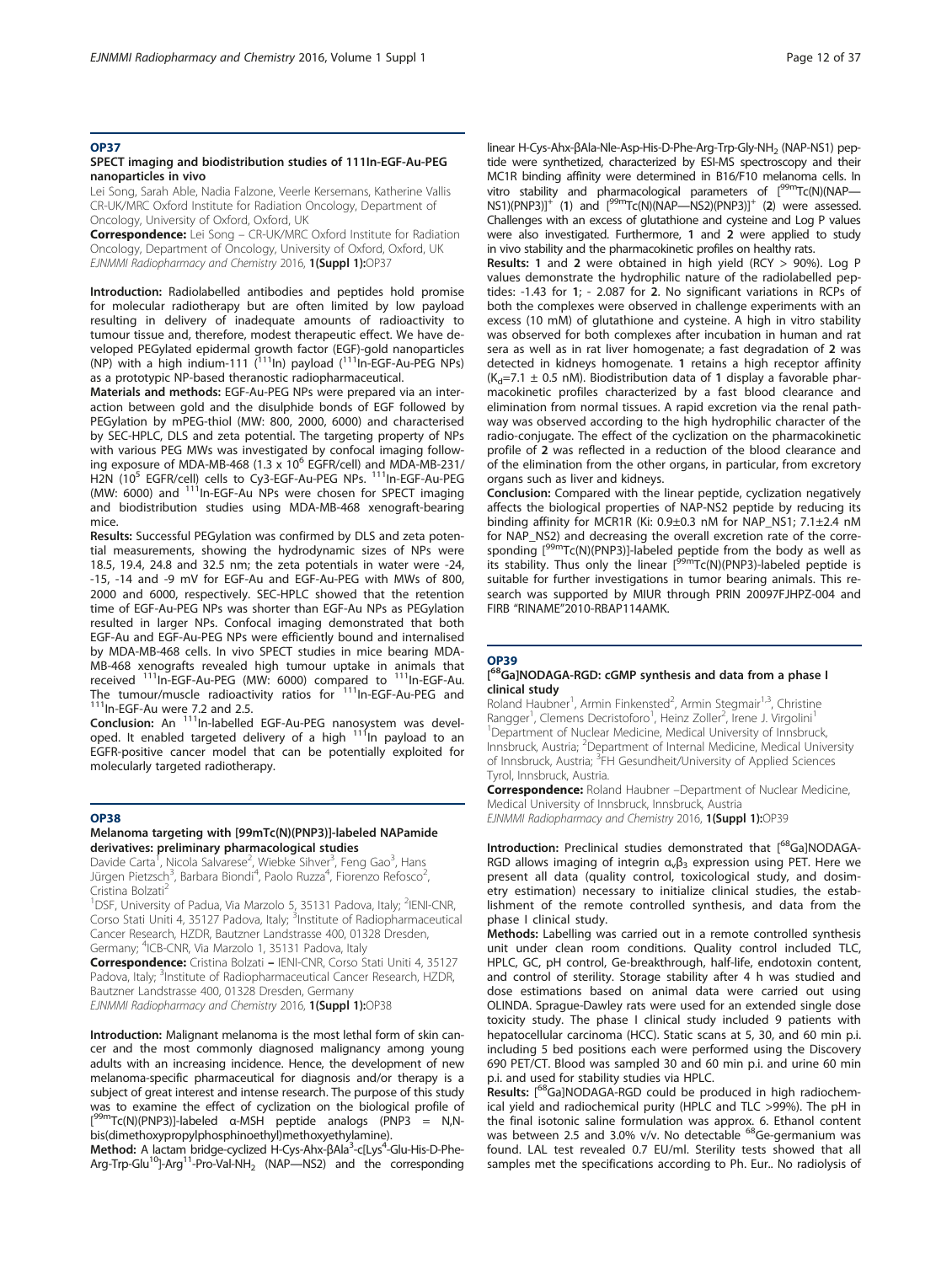## OP37

### SPECT imaging and biodistribution studies of 111In-EGF-Au-PEG nanoparticles in vivo

Lei Song, Sarah Able, Nadia Falzone, Veerle Kersemans, Katherine Vallis
CR-UK/MRC Oxford Institute for Radiation Oncology, Department of Oncology, University of Oxford, Oxford, UK

**Correspondence:** Lei Song – CR-UK/MRC Oxford Institute for Radiation Oncology, Department of Oncology, University of Oxford, Oxford, UK
*EJNMMI Radiopharmacy and Chemistry* 2016, **1(Suppl 1):**OP37

**Introduction:** Radiolabelled antibodies and peptides hold promise for molecular radiotherapy but are often limited by low payload resulting in delivery of inadequate amounts of radioactivity to tumour tissue and, therefore, modest therapeutic effect. We have developed PEGylated epidermal growth factor (EGF)-gold nanoparticles (NP) with a high indium-111 ($^{111}$In) payload ($^{111}$In-EGF-Au-PEG NPs) as a prototypic NP-based theranostic radiopharmaceutical.

**Materials and methods:** EGF-Au-PEG NPs were prepared via an interaction between gold and the disulphide bonds of EGF followed by PEGylation by mPEG-thiol (MW: 800, 2000, 6000) and characterised by SEC-HPLC, DLS and zeta potential. The targeting property of NPs with various PEG MWs was investigated by confocal imaging following exposure of MDA-MB-468 (1.3 x $10^6$ EGFR/cell) and MDA-MB-231/H2N ($10^5$ EGFR/cell) cells to Cy3-EGF-Au-PEG NPs. $^{111}$In-EGF-Au-PEG (MW: 6000) and $^{111}$In-EGF-Au NPs were chosen for SPECT imaging and biodistribution studies using MDA-MB-468 xenograft-bearing mice.

**Results:** Successful PEGylation was confirmed by DLS and zeta potential measurements, showing the hydrodynamic sizes of NPs were 18.5, 19.4, 24.8 and 32.5 nm; the zeta potentials in water were -24, -15, -14 and -9 mV for EGF-Au and EGF-Au-PEG with MWs of 800, 2000 and 6000, respectively. SEC-HPLC showed that the retention time of EGF-Au-PEG NPs was shorter than EGF-Au NPs as PEGylation resulted in larger NPs. Confocal imaging demonstrated that both EGF-Au and EGF-Au-PEG NPs were efficiently bound and internalised by MDA-MB-468 cells. In vivo SPECT studies in mice bearing MDA-MB-468 xenografts revealed high tumour uptake in animals that received $^{111}$In-EGF-Au-PEG (MW: 6000) compared to $^{111}$In-EGF-Au. The tumour/muscle radioactivity ratios for $^{111}$In-EGF-Au-PEG and $^{111}$In-EGF-Au were 7.2 and 2.5.

**Conclusion:** An $^{111}$In-labelled EGF-Au-PEG nanosystem was developed. It enabled targeted delivery of a high $^{111}$In payload to an EGFR-positive cancer model that can be potentially exploited for molecularly targeted radiotherapy.

## OP38

### Melanoma targeting with [99mTc(N)(PNP3)]-labeled NAPamide derivatives: preliminary pharmacological studies

Davide Carta[1], Nicola Salvarese[2], Wiebke Sihver[3], Feng Gao[3], Hans Jürgen Pietzsch[3], Barbara Biondi[4], Paolo Ruzza[4], Fiorenzo Refosco[2], Cristina Bolzati[2]

[1]DSF, University of Padua, Via Marzolo 5, 35131 Padova, Italy; [2]IENI-CNR, Corso Stati Uniti 4, 35127 Padova, Italy; [3]Institute of Radiopharmaceutical Cancer Research, HZDR, Bautzner Landstrasse 400, 01328 Dresden, Germany; [4]ICB-CNR, Via Marzolo 1, 35131 Padova, Italy

**Correspondence:** Cristina Bolzati – IENI-CNR, Corso Stati Uniti 4, 35127 Padova, Italy; [3]Institute of Radiopharmaceutical Cancer Research, HZDR, Bautzner Landstrasse 400, 01328 Dresden, Germany
*EJNMMI Radiopharmacy and Chemistry* 2016, **1(Suppl 1):**OP38

**Introduction:** Malignant melanoma is the most lethal form of skin cancer and the most commonly diagnosed malignancy among young adults with an increasing incidence. Hence, the development of new melanoma-specific pharmaceutical for diagnosis and/or therapy is a subject of great interest and intense research. The purpose of this study was to examine the effect of cyclization on the biological profile of [$^{99m}$Tc(N)(PNP3)]-labeled α-MSH peptide analogs (PNP3 = N,N-bis(dimethoxypropylphosphinoethyl)methoxyethylamine).

**Method:** A lactam bridge-cyclized H-Cys-Ahx-βAla$^3$-c[Lys$^4$-Glu-His-D-Phe-Arg-Trp-Glu$^{10}$]-Arg$^{11}$-Pro-Val-NH$_2$ (NAP—NS2) and the corresponding linear H-Cys-Ahx-βAla-Nle-Asp-His-D-Phe-Arg-Trp-Gly-NH$_2$ (NAP-NS1) peptide were synthetized, characterized by ESI-MS spectroscopy and their MC1R binding affinity were determined in B16/F10 melanoma cells. In vitro stability and pharmacological parameters of [$^{99m}$Tc(N)(NAP—NS1)(PNP3)]$^+$ (**1**) and [$^{99m}$Tc(N)(NAP—NS2)(PNP3)]$^+$ (**2**) were assessed. Challenges with an excess of glutathione and cysteine and Log P values were also investigated. Furthermore, **1** and **2** were applied to study in vivo stability and the pharmacokinetic profiles on healthy rats.

**Results: 1** and **2** were obtained in high yield (RCY > 90%). Log P values demonstrate the hydrophilic nature of the radiolabelled peptides: -1.43 for **1**; - 2.087 for **2**. No significant variations in RCPs of both the complexes were observed in challenge experiments with an excess (10 mM) of glutathione and cysteine. A high in vitro stability was observed for both complexes after incubation in human and rat sera as well as in rat liver homogenate; a fast degradation of **2** was detected in kidneys homogenate. **1** retains a high receptor affinity ($K_d$=7.1 ± 0.5 nM). Biodistribution data of **1** display a favorable pharmacokinetic profiles characterized by a fast blood clearance and elimination from normal tissues. A rapid excretion via the renal pathway was observed according to the high hydrophilic character of the radio-conjugate. The effect of the cyclization on the pharmacokinetic profile of **2** was reflected in a reduction of the blood clearance and of the elimination from the other organs, in particular, from excretory organs such as liver and kidneys.

**Conclusion:** Compared with the linear peptide, cyclization negatively affects the biological properties of NAP-NS2 peptide by reducing its binding affinity for MCR1R (Ki: 0.9±0.3 nM for NAP_NS1; 7.1±2.4 nM for NAP_NS2) and decreasing the overall excretion rate of the corresponding [$^{99m}$Tc(N)(PNP3)]-labeled peptide from the body as well as its stability. Thus only the linear [$^{99m}$Tc(N)(PNP3)-labeled peptide is suitable for further investigations in tumor bearing animals. This research was supported by MIUR through PRIN 20097FJHPZ-004 and FIRB "RINAME"2010-RBAP114AMK.

## OP39

### [$^{68}$Ga]NODAGA-RGD: cGMP synthesis and data from a phase I clinical study

Roland Haubner[1], Armin Finkensted[2], Armin Stegmair[1,3], Christine Rangger[1], Clemens Decristoforo[1], Heinz Zoller[2], Irene J. Virgolini[1]

[1]Department of Nuclear Medicine, Medical University of Innsbruck, Innsbruck, Austria; [2]Department of Internal Medicine, Medical University of Innsbruck, Innsbruck, Austria; [3]FH Gesundheit/University of Applied Sciences Tyrol, Innsbruck, Austria.

**Correspondence:** Roland Haubner –Department of Nuclear Medicine, Medical University of Innsbruck, Innsbruck, Austria
*EJNMMI Radiopharmacy and Chemistry* 2016, **1(Suppl 1):**OP39

**Introduction:** Preclinical studies demonstrated that [$^{68}$Ga]NODAGA-RGD allows imaging of integrin $\alpha_v\beta_3$ expression using PET. Here we present all data (quality control, toxicological study, and dosimetry estimation) necessary to initialize clinical studies, the establishment of the remote controlled synthesis, and data from the phase I clinical study.

**Methods:** Labelling was carried out in a remote controlled synthesis unit under clean room conditions. Quality control included TLC, HPLC, GC, pH control, Ge-breakthrough, half-life, endotoxin content, and control of sterility. Storage stability after 4 h was studied and dose estimations based on animal data were carried out using OLINDA. Sprague-Dawley rats were used for an extended single dose toxicity study. The phase I clinical study included 9 patients with hepatocellular carcinoma (HCC). Static scans at 5, 30, and 60 min p.i. including 5 bed positions each were performed using the Discovery 690 PET/CT. Blood was sampled 30 and 60 min p.i. and urine 60 min p.i. and used for stability studies via HPLC.

**Results:** [$^{68}$Ga]NODAGA-RGD could be produced in high radiochemical yield and radiochemical purity (HPLC and TLC >99%). The pH in the final isotonic saline formulation was approx. 6. Ethanol content was between 2.5 and 3.0% v/v. No detectable $^{68}$Ge-germanium was found. LAL test revealed 0.7 EU/ml. Sterility tests showed that all samples met the specifications according to Ph. Eur.. No radiolysis of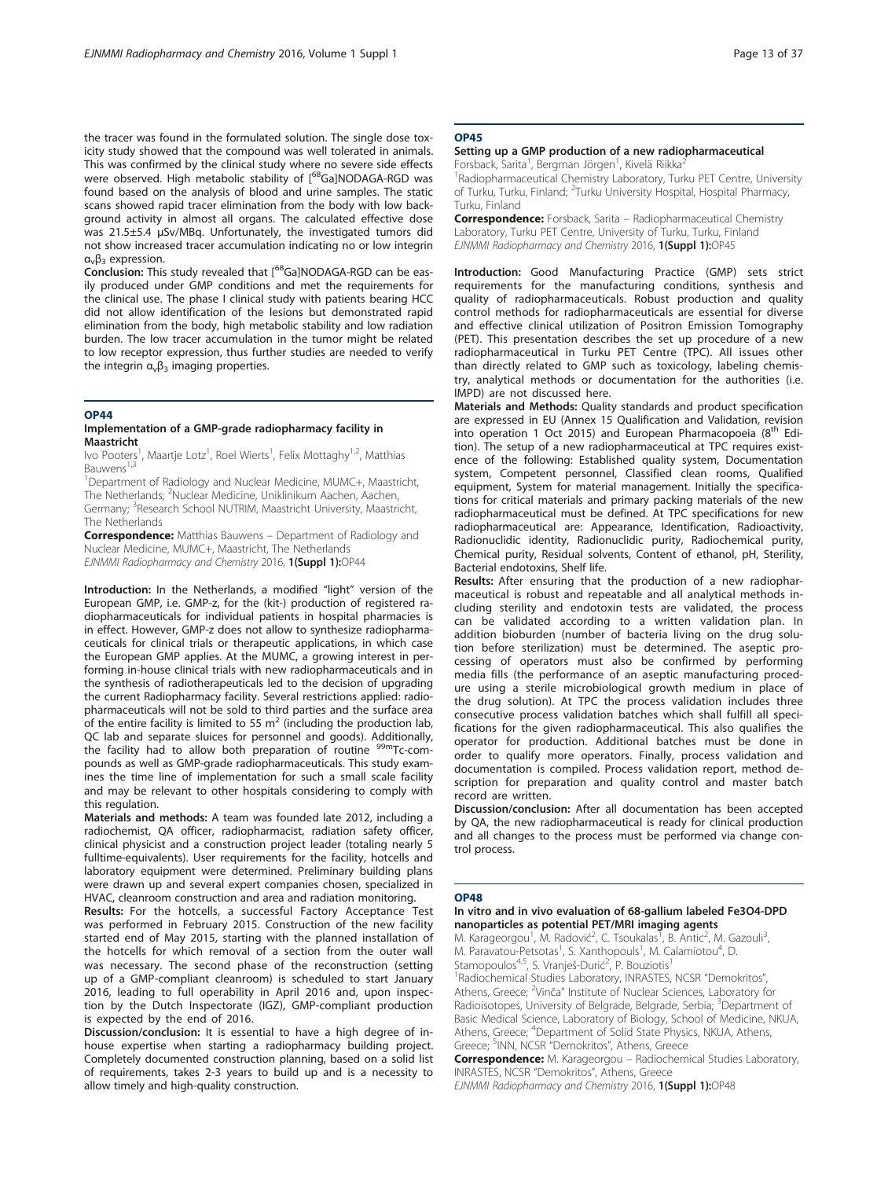the tracer was found in the formulated solution. The single dose toxicity study showed that the compound was well tolerated in animals. This was confirmed by the clinical study where no severe side effects were observed. High metabolic stability of [$^{68}$Ga]NODAGA-RGD was found based on the analysis of blood and urine samples. The static scans showed rapid tracer elimination from the body with low background activity in almost all organs. The calculated effective dose was 21.5±5.4 μSv/MBq. Unfortunately, the investigated tumors did not show increased tracer accumulation indicating no or low integrin $\alpha_v\beta_3$ expression.

**Conclusion:** This study revealed that [$^{68}$Ga]NODAGA-RGD can be easily produced under GMP conditions and met the requirements for the clinical use. The phase I clinical study with patients bearing HCC did not allow identification of the lesions but demonstrated rapid elimination from the body, high metabolic stability and low radiation burden. The low tracer accumulation in the tumor might be related to low receptor expression, thus further studies are needed to verify the integrin $\alpha_v\beta_3$ imaging properties.

## OP44

### Implementation of a GMP-grade radiopharmacy facility in Maastricht

Ivo Pooters[1], Maartje Lotz[1], Roel Wierts[1], Felix Mottaghy[1,2], Matthias Bauwens[1,3]

[1]Department of Radiology and Nuclear Medicine, MUMC+, Maastricht, The Netherlands; [2]Nuclear Medicine, Uniklinikum Aachen, Aachen, Germany; [3]Research School NUTRIM, Maastricht University, Maastricht, The Netherlands

**Correspondence:** Matthias Bauwens – Department of Radiology and Nuclear Medicine, MUMC+, Maastricht, The Netherlands

*EJNMMI Radiopharmacy and Chemistry* 2016, **1(Suppl 1):**OP44

**Introduction:** In the Netherlands, a modified "light" version of the European GMP, i.e. GMP-z, for the (kit-) production of registered radiopharmaceuticals for individual patients in hospital pharmacies is in effect. However, GMP-z does not allow to synthesize radiopharmaceuticals for clinical trials or therapeutic applications, in which case the European GMP applies. At the MUMC, a growing interest in performing in-house clinical trials with new radiopharmaceuticals and in the synthesis of radiotherapeuticals led to the decision of upgrading the current Radiopharmacy facility. Several restrictions applied: radiopharmaceuticals will not be sold to third parties and the surface area of the entire facility is limited to 55 m$^2$ (including the production lab, QC lab and separate sluices for personnel and goods). Additionally, the facility had to allow both preparation of routine $^{99m}$Tc-compounds as well as GMP-grade radiopharmaceuticals. This study examines the time line of implementation for such a small scale facility and may be relevant to other hospitals considering to comply with this regulation.

**Materials and methods:** A team was founded late 2012, including a radiochemist, QA officer, radiopharmacist, radiation safety officer, clinical physicist and a construction project leader (totaling nearly 5 fulltime-equivalents). User requirements for the facility, hotcells and laboratory equipment were determined. Preliminary building plans were drawn up and several expert companies chosen, specialized in HVAC, cleanroom construction and area and radiation monitoring.

**Results:** For the hotcells, a successful Factory Acceptance Test was performed in February 2015. Construction of the new facility started end of May 2015, starting with the planned installation of the hotcells for which removal of a section from the outer wall was necessary. The second phase of the reconstruction (setting up of a GMP-compliant cleanroom) is scheduled to start January 2016, leading to full operability in April 2016 and, upon inspection by the Dutch Inspectorate (IGZ), GMP-compliant production is expected by the end of 2016.

**Discussion/conclusion:** It is essential to have a high degree of in-house expertise when starting a radiopharmacy building project. Completely documented construction planning, based on a solid list of requirements, takes 2-3 years to build up and is a necessity to allow timely and high-quality construction.

## OP45

### Setting up a GMP production of a new radiopharmaceutical

Forsback, Sarita[1], Bergman Jörgen[1], Kivelä Riikka[2]

[1]Radiopharmaceutical Chemistry Laboratory, Turku PET Centre, University of Turku, Turku, Finland; [2]Turku University Hospital, Hospital Pharmacy, Turku, Finland

**Correspondence:** Forsback, Sarita – Radiopharmaceutical Chemistry Laboratory, Turku PET Centre, University of Turku, Turku, Finland

*EJNMMI Radiopharmacy and Chemistry* 2016, **1(Suppl 1):**OP45

**Introduction:** Good Manufacturing Practice (GMP) sets strict requirements for the manufacturing conditions, synthesis and quality of radiopharmaceuticals. Robust production and quality control methods for radiopharmaceuticals are essential for diverse and effective clinical utilization of Positron Emission Tomography (PET). This presentation describes the set up procedure of a new radiopharmaceutical in Turku PET Centre (TPC). All issues other than directly related to GMP such as toxicology, labeling chemistry, analytical methods or documentation for the authorities (i.e. IMPD) are not discussed here.

**Materials and Methods:** Quality standards and product specification are expressed in EU (Annex 15 Qualification and Validation, revision into operation 1 Oct 2015) and European Pharmacopoeia (8$^{th}$ Edition). The setup of a new radiopharmaceutical at TPC requires existence of the following: Established quality system, Documentation system, Competent personnel, Classified clean rooms, Qualified equipment, System for material management. Initially the specifications for critical materials and primary packing materials of the new radiopharmaceutical must be defined. At TPC specifications for new radiopharmaceutical are: Appearance, Identification, Radioactivity, Radionuclidic identity, Radionuclidic purity, Radiochemical purity, Chemical purity, Residual solvents, Content of ethanol, pH, Sterility, Bacterial endotoxins, Shelf life.

**Results:** After ensuring that the production of a new radiopharmaceutical is robust and repeatable and all analytical methods including sterility and endotoxin tests are validated, the process can be validated according to a written validation plan. In addition bioburden (number of bacteria living on the drug solution before sterilization) must be determined. The aseptic processing of operators must also be confirmed by performing media fills (the performance of an aseptic manufacturing procedure using a sterile microbiological growth medium in place of the drug solution). At TPC the process validation includes three consecutive process validation batches which shall fulfill all specifications for the given radiopharmaceutical. This also qualifies the operator for production. Additional batches must be done in order to qualify more operators. Finally, process validation and documentation is compiled. Process validation report, method description for preparation and quality control and master batch record are written.

**Discussion/conclusion:** After all documentation has been accepted by QA, the new radiopharmaceutical is ready for clinical production and all changes to the process must be performed via change control process.

## OP48

### In vitro and in vivo evaluation of 68-gallium labeled Fe3O4-DPD nanoparticles as potential PET/MRI imaging agents

M. Karageorgou[1], M. Radović[2], C. Tsoukalas[1], B. Antic[2], M. Gazouli[3], M. Paravatou-Petsotas[1], S. Xanthopouls[1], M. Calamiotou[4], D. Stamopoulos[4,5], S. Vranješ-Durić[2], P. Bouziotis[1]

[1]Radiochemical Studies Laboratory, INRASTES, NCSR "Demokritos", Athens, Greece; [2]Vinča" Institute of Nuclear Sciences, Laboratory for Radioisotopes, University of Belgrade, Belgrade, Serbia; [3]Department of Basic Medical Science, Laboratory of Biology, School of Medicine, NKUA, Athens, Greece; [4]Department of Solid State Physics, NKUA, Athens, Greece; [5]INN, NCSR "Demokritos", Athens, Greece

**Correspondence:** M. Karageorgou – Radiochemical Studies Laboratory, INRASTES, NCSR "Demokritos", Athens, Greece

*EJNMMI Radiopharmacy and Chemistry* 2016, **1(Suppl 1):**OP48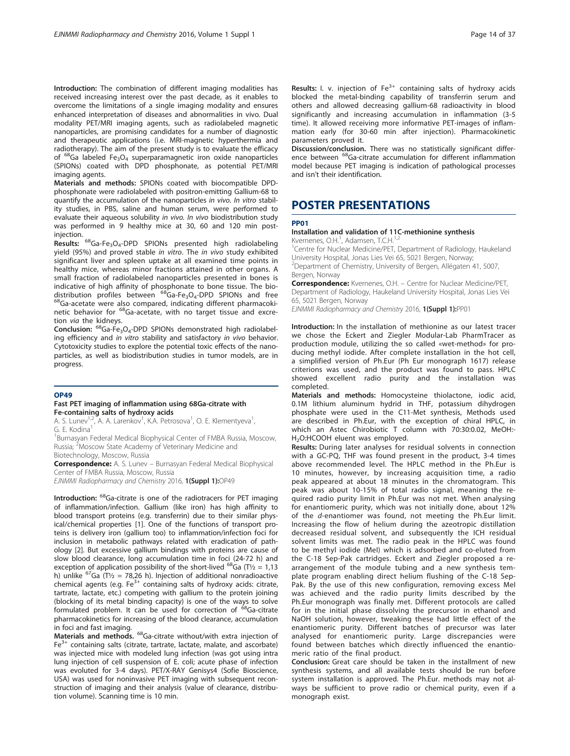**Introduction:** The combination of different imaging modalities has received increasing interest over the past decade, as it enables to overcome the limitations of a single imaging modality and ensures enhanced interpretation of diseases and abnormalities in vivo. Dual modality PET/MRI imaging agents, such as radiolabeled magnetic nanoparticles, are promising candidates for a number of diagnostic and therapeutic applications (i.e. MRI-magnetic hyperthermia and radiotherapy). The aim of the present study is to evaluate the efficacy of $^{68}$Ga labeled $Fe_3O_4$ superparamagnetic iron oxide nanoparticles (SPIONs) coated with DPD phosphonate, as potential PET/MRI imaging agents.

**Materials and methods:** SPIONs coated with biocompatible DPD-phosphonate were radiolabeled with positron-emitting Gallium-68 to quantify the accumulation of the nanoparticles *in vivo*. In vitro stability studies, in PBS, saline and human serum, were performed to evaluate their aqueous solubility *in vivo*. In vivo biodistribution study was performed in 9 healthy mice at 30, 60 and 120 min post-injection.

**Results:** $^{68}$Ga-$Fe_3O_4$-DPD SPIONs presented high radiolabeling yield (95%) and proved stable *in vitro*. The *in vivo* study exhibited significant liver and spleen uptake at all examined time points in healthy mice, whereas minor fractions attained in other organs. A small fraction of radiolabeled nanoparticles presented in bones is indicative of high affinity of phosphonate to bone tissue. The biodistribution profiles between $^{68}$Ga-$Fe_3O_4$-DPD SPIONs and free $^{68}$Ga-acetate were also compared, indicating different pharmacokinetic behavior for $^{68}$Ga-acetate, with no target tissue and excretion *via* the kidneys.

**Conclusion:** $^{68}$Ga-$Fe_3O_4$-DPD SPIONs demonstrated high radiolabeling efficiency and *in vitro* stability and satisfactory *in vivo* behavior. Cytotoxicity studies to explore the potential toxic effects of the nanoparticles, as well as biodistribution studies in tumor models, are in progress.

### OP49

#### Fast PET imaging of inflammation using 68Ga-citrate with Fe-containing salts of hydroxy acids

A. S. Lunev[1,2], A. A. Larenkov[1], K.A. Petrosova[1], O. E. Klementyeva[1], G. E. Kodina[1]

[1]Burnasyan Federal Medical Biophysical Center of FMBA Russia, Moscow, Russia; [2]Moscow State Academy of Veterinary Medicine and Biotechnology, Moscow, Russia

**Correspondence:** A. S. Lunev – Burnasyan Federal Medical Biophysical Center of FMBA Russia, Moscow, Russia

*EJNMMI Radiopharmacy and Chemistry* 2016, **1(Suppl 1):**OP49

**Introduction:** $^{68}$Ga-citrate is one of the radiotracers for PET imaging of inflammation/infection. Gallium (like iron) has high affinity to blood transport proteins (e.g. transferrin) due to their similar physical/chemical properties [1]. One of the functions of transport proteins is delivery iron (gallium too) to inflammation/infection foci for inclusion in metabolic pathways related with eradication of pathology [2]. But excessive gallium bindings with proteins are cause of slow blood clearance, long accumulation time in foci (24-72 h) and exception of application possibility of the short-lived $^{68}$Ga ($T½$ = 1,13 h) unlike $^{67}$Ga ($T½$ = 78,26 h). Injection of additional nonradioactive chemical agents (e.g. $Fe^{3+}$ containing salts of hydroxy acids: citrate, tartrate, lactate, etc.) competing with gallium to the protein joining (blocking of its metal binding capacity) is one of the ways to solve formulated problem. It can be used for correction of $^{68}$Ga-citrate pharmacokinetics for increasing of the blood clearance, accumulation in foci and fast imaging.

**Materials and methods.** $^{68}$Ga-citrate without/with extra injection of $Fe^{3+}$ containing salts (citrate, tartrate, lactate, malate, and ascorbate) was injected mice with modeled lung infection (was got using intra lung injection of cell suspension of E. coli; acute phase of infection was evoluted for 3-4 days). PET/X-RAY Genisys4 (Sofie Bioscience, USA) was used for noninvasive PET imaging with subsequent reconstruction of imaging and their analysis (value of clearance, distribution volume). Scanning time is 10 min.

**Results:** I. v. injection of $Fe^{3+}$ containing salts of hydroxy acids blocked the metal-binding capability of transferrin serum and others and allowed decreasing gallium-68 radioactivity in blood significantly and increasing accumulation in inflammation (3-5 time). It allowed receiving more informative PET-images of inflammation early (for 30-60 min after injection). Pharmacokinetic parameters proved it.

**Discussion/conclusion.** There was no statistically significant difference between $^{68}$Ga-citrate accumulation for different inflammation model because PET imaging is indication of pathological processes and isn't their identification.

## POSTER PRESENTATIONS

### PP01

#### Installation and validation of 11C-methionine synthesis

Kvernenes, O.H.[1], Adamsen, T.C.H.[1,2]

[1]Centre for Nuclear Medicine/PET, Department of Radiology, Haukeland University Hospital, Jonas Lies Vei 65, 5021 Bergen, Norway; [2]Department of Chemistry, University of Bergen, Allégaten 41, 5007, Bergen, Norway

**Correspondence:** Kvernenes, O.H. – Centre for Nuclear Medicine/PET, Department of Radiology, Haukeland University Hospital, Jonas Lies Vei 65, 5021 Bergen, Norway

*EJNMMI Radiopharmacy and Chemistry* 2016, **1(Suppl 1):**PP01

**Introduction:** In the installation of methionine as our latest tracer we chose the Eckert and Ziegler Modular-Lab PharmTracer as production module, utilizing the so called «wet-method» for producing methyl iodide. After complete installation in the hot cell, a simplified version of Ph.Eur (Ph Eur monograph 1617) release criterions was used, and the product was found to pass. HPLC showed excellent radio purity and the installation was completed.

**Materials and methods:** Homocysteine thiolactone, iodic acid, 0.1M lithium aluminum hydrid in THF, potassium dihydrogen phosphate were used in the C11-Met synthesis, Methods used are described in Ph.Eur, with the exception of chiral HPLC, in which an Astec Chirobiotic T column with 70:30:0.02, MeOH:$H_2O$:HCOOH eluent was employed.

**Results:** During later analyses for residual solvents in connection with a GC-PQ, THF was found present in the product, 3-4 times above recommended level. The HPLC method in the Ph.Eur is 10 minutes, however, by increasing acquisition time, a radio peak appeared at about 18 minutes in the chromatogram. This peak was about 10-15% of total radio signal, meaning the required radio purity limit in Ph.Eur was not met. When analysing for enantiomeric purity, which was not initially done, about 12% of the *d*-enantiomer was found, not meeting the Ph.Eur limit. Increasing the flow of helium during the azeotropic distillation decreased residual solvent, and subsequently the ICH residual solvent limits was met. The radio peak in the HPLC was found to be methyl iodide (MeI) which is adsorbed and co-eluted from the C-18 Sep-Pak cartridges. Eckert and Ziegler proposed a re-arrangement of the module tubing and a new synthesis template program enabling direct helium flushing of the C-18 Sep-Pak. By the use of this new configuration, removing excess MeI was achieved and the radio purity limits described by the Ph.Eur monograph was finally met. Different protocols are called for in the initial phase dissolving the precursor in ethanol and NaOH solution, however, tweaking these had little effect of the enantiomeric purity. Different batches of precursor was later analysed for enantiomeric purity. Large discrepancies were found between batches which directly influenced the enantiomeric ratio of the final product.

**Conclusion:** Great care should be taken in the installment of new synthesis systems, and all available tests should be run before system installation is approved. The Ph.Eur. methods may not always be sufficient to prove radio or chemical purity, even if a monograph exist.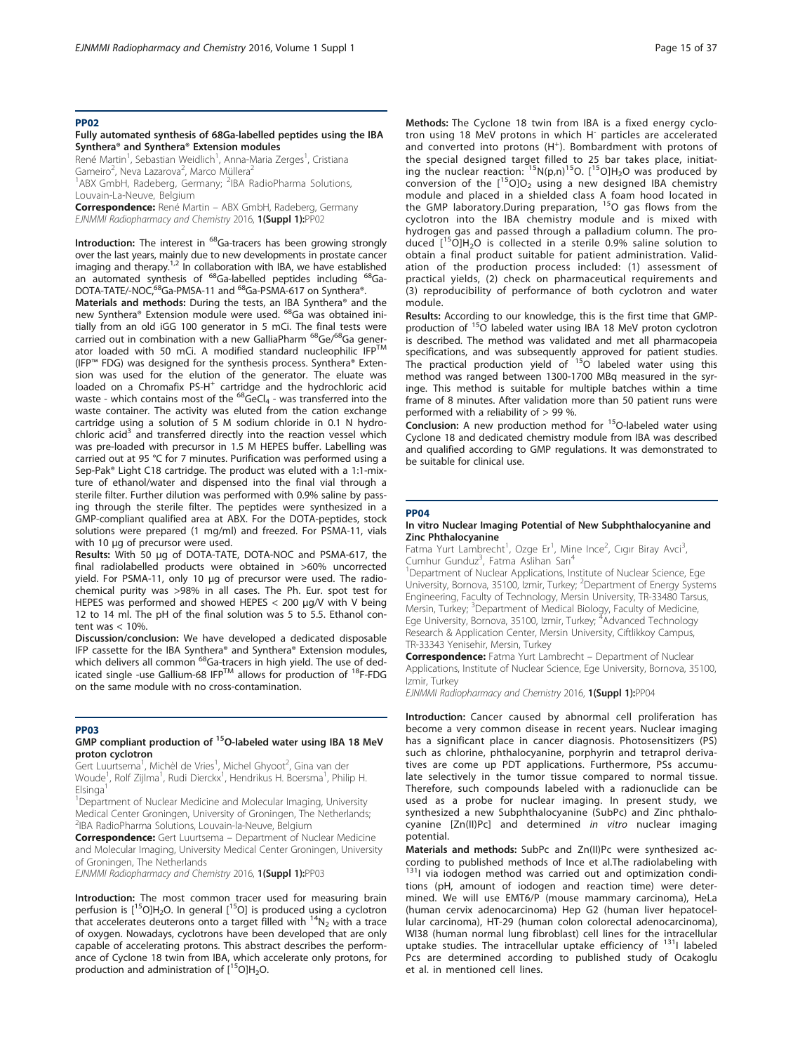## PP02

### Fully automated synthesis of 68Ga-labelled peptides using the IBA Synthera® and Synthera® Extension modules

René Martin[1], Sebastian Weidlich[1], Anna-Maria Zerges[1], Cristiana Gameiro[2], Neva Lazarova[2], Marco Müllera[2]

[1]ABX GmbH, Radeberg, Germany; [2]IBA RadioPharma Solutions, Louvain-La-Neuve, Belgium

**Correspondence:** René Martin – ABX GmbH, Radeberg, Germany

*EJNMMI Radiopharmacy and Chemistry* 2016, **1(Suppl 1):**PP02

**Introduction:** The interest in $^{68}$Ga-tracers has been growing strongly over the last years, mainly due to new developments in prostate cancer imaging and therapy.[1,2] In collaboration with IBA, we have established an automated synthesis of $^{68}$Ga-labelled peptides including $^{68}$Ga-DOTA-TATE/-NOC,$^{68}$Ga-PMSA-11 and $^{68}$Ga-PSMA-617 on Synthera®.

**Materials and methods:** During the tests, an IBA Synthera® and the new Synthera® Extension module were used. $^{68}$Ga was obtained initially from an old iGG 100 generator in 5 mCi. The final tests were carried out in combination with a new GalliaPharm $^{68}$Ge/$^{68}$Ga generator loaded with 50 mCi. A modified standard nucleophilic IFP™ (IFP™ FDG) was designed for the synthesis process. Synthera® Extension was used for the elution of the generator. The eluate was loaded on a Chromafix PS-H$^{+}$ cartridge and the hydrochloric acid waste - which contains most of the $^{68}GeCl_4$ - was transferred into the waste container. The activity was eluted from the cation exchange cartridge using a solution of 5 M sodium chloride in 0.1 N hydrochloric acid[3] and transferred directly into the reaction vessel which was pre-loaded with precursor in 1.5 M HEPES buffer. Labelling was carried out at 95 °C for 7 minutes. Purification was performed using a Sep-Pak® Light C18 cartridge. The product was eluted with a 1:1-mixture of ethanol/water and dispensed into the final vial through a sterile filter. Further dilution was performed with 0.9% saline by passing through the sterile filter. The peptides were synthesized in a GMP-compliant qualified area at ABX. For the DOTA-peptides, stock solutions were prepared (1 mg/ml) and freezed. For PSMA-11, vials with 10 µg of precursor were used.

**Results:** With 50 µg of DOTA-TATE, DOTA-NOC and PSMA-617, the final radiolabelled products were obtained in >60% uncorrected yield. For PSMA-11, only 10 µg of precursor were used. The radiochemical purity was >98% in all cases. The Ph. Eur. spot test for HEPES was performed and showed HEPES < 200 µg/V with V being 12 to 14 ml. The pH of the final solution was 5 to 5.5. Ethanol content was < 10%.

**Discussion/conclusion:** We have developed a dedicated disposable IFP cassette for the IBA Synthera® and Synthera® Extension modules, which delivers all common $^{68}$Ga-tracers in high yield. The use of dedicated single -use Gallium-68 IFP™ allows for production of $^{18}$F-FDG on the same module with no cross-contamination.

## PP03

### GMP compliant production of $^{15}$O-labeled water using IBA 18 MeV proton cyclotron

Gert Luurtsema[1], Michèl de Vries[1], Michel Ghyoot[2], Gina van der Woude[1], Rolf Zijlma[1], Rudi Dierckx[1], Hendrikus H. Boersma[1], Philip H. Elsinga[1]

[1]Department of Nuclear Medicine and Molecular Imaging, University Medical Center Groningen, University of Groningen, The Netherlands; [2]IBA RadioPharma Solutions, Louvain-la-Neuve, Belgium

**Correspondence:** Gert Luurtsema – Department of Nuclear Medicine and Molecular Imaging, University Medical Center Groningen, University of Groningen, The Netherlands

*EJNMMI Radiopharmacy and Chemistry* 2016, **1(Suppl 1):**PP03

**Introduction:** The most common tracer used for measuring brain perfusion is [$^{15}$O]$H_2O$. In general [$^{15}$O] is produced using a cyclotron that accelerates deuterons onto a target filled with $^{14}N_2$ with a trace of oxygen. Nowadays, cyclotrons have been developed that are only capable of accelerating protons. This abstract describes the performance of Cyclone 18 twin from IBA, which accelerate only protons, for production and administration of [$^{15}$O]$H_2O$.

**Methods:** The Cyclone 18 twin from IBA is a fixed energy cyclotron using 18 MeV protons in which $H^-$ particles are accelerated and converted into protons ($H^+$). Bombardment with protons of the special designed target filled to 25 bar takes place, initiating the nuclear reaction: $^{15}N(p,n)^{15}O$. [$^{15}$O]$H_2O$ was produced by conversion of the [$^{15}$O]$O_2$ using a new designed IBA chemistry module and placed in a shielded class A foam hood located in the GMP laboratory.During preparation, $^{15}$O gas flows from the cyclotron into the IBA chemistry module and is mixed with hydrogen gas and passed through a palladium column. The produced [$^{15}$O]$H_2O$ is collected in a sterile 0.9% saline solution to obtain a final product suitable for patient administration. Validation of the production process included: (1) assessment of practical yields, (2) check on pharmaceutical requirements and (3) reproducibility of performance of both cyclotron and water module.

**Results:** According to our knowledge, this is the first time that GMP-production of $^{15}$O labeled water using IBA 18 MeV proton cyclotron is described. The method was validated and met all pharmacopeia specifications, and was subsequently approved for patient studies. The practical production yield of $^{15}$O labeled water using this method was ranged between 1300-1700 MBq measured in the syringe. This method is suitable for multiple batches within a time frame of 8 minutes. After validation more than 50 patient runs were performed with a reliability of > 99 %.

**Conclusion:** A new production method for $^{15}$O-labeled water using Cyclone 18 and dedicated chemistry module from IBA was described and qualified according to GMP regulations. It was demonstrated to be suitable for clinical use.

## PP04

### In vitro Nuclear Imaging Potential of New Subphthalocyanine and Zinc Phthalocyanine

Fatma Yurt Lambrecht[1], Ozge Er[1], Mine Ince[2], Cıgır Biray Avci[3], Cumhur Gunduz[3], Fatma Aslihan Sarı[4]

[1]Department of Nuclear Applications, Institute of Nuclear Science, Ege University, Bornova, 35100, Izmir, Turkey; [2]Department of Energy Systems Engineering, Faculty of Technology, Mersin University, TR-33480 Tarsus, Mersin, Turkey; [3]Department of Medical Biology, Faculty of Medicine, Ege University, Bornova, 35100, Izmir, Turkey; [4]Advanced Technology Research & Application Center, Mersin University, Ciftlikkoy Campus, TR-33343 Yenisehir, Mersin, Turkey

**Correspondence:** Fatma Yurt Lambrecht – Department of Nuclear Applications, Institute of Nuclear Science, Ege University, Bornova, 35100, Izmir, Turkey

*EJNMMI Radiopharmacy and Chemistry* 2016, **1(Suppl 1):**PP04

**Introduction:** Cancer caused by abnormal cell proliferation has become a very common disease in recent years. Nuclear imaging has a significant place in cancer diagnosis. Photosensitizers (PS) such as chlorine, phthalocyanine, porphyrin and tetraprol derivatives are come up PDT applications. Furthermore, PSs accumulate selectively in the tumor tissue compared to normal tissue. Therefore, such compounds labeled with a radionuclide can be used as a probe for nuclear imaging. In present study, we synthesized a new Subphthalocyanine (SubPc) and Zinc phthalocyanine [Zn(II)Pc] and determined *in vitro* nuclear imaging potential.

**Materials and methods:** SubPc and Zn(II)Pc were synthesized according to published methods of Ince et al.The radiolabeling with $^{131}$I via iodogen method was carried out and optimization conditions (pH, amount of iodogen and reaction time) were determined. We will use EMT6/P (mouse mammary carcinoma), HeLa (human cervix adenocarcinoma) Hep G2 (human liver hepatocellular carcinoma), HT-29 (human colon colorectal adenocarcinoma), WI38 (human normal lung fibroblast) cell lines for the intracellular uptake studies. The intracellular uptake efficiency of $^{131}$I labeled Pcs are determined according to published study of Ocakoglu et al. in mentioned cell lines.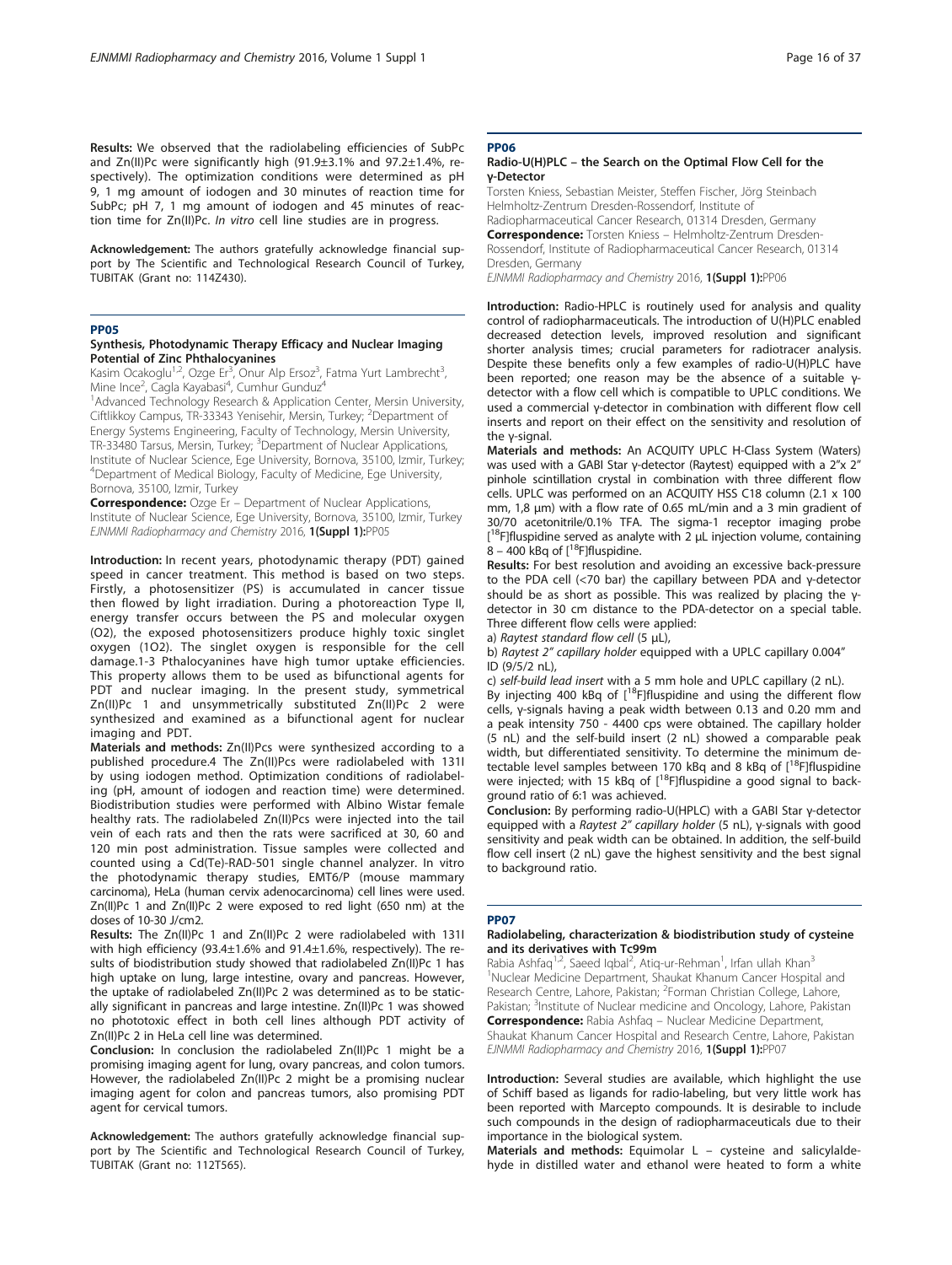**Results:** We observed that the radiolabeling efficiencies of SubPc and Zn(II)Pc were significantly high (91.9±3.1% and 97.2±1.4%, respectively). The optimization conditions were determined as pH 9, 1 mg amount of iodogen and 30 minutes of reaction time for SubPc; pH 7, 1 mg amount of iodogen and 45 minutes of reaction time for Zn(II)Pc. *In vitro* cell line studies are in progress.

**Acknowledgement:** The authors gratefully acknowledge financial support by The Scientific and Technological Research Council of Turkey, TUBITAK (Grant no: 114Z430).

## PP05

### Synthesis, Photodynamic Therapy Efficacy and Nuclear Imaging Potential of Zinc Phthalocyanines

Kasim Ocakoglu[1,2], Ozge Er[3], Onur Alp Ersoz[3], Fatma Yurt Lambrecht[3], Mine Ince[2], Cagla Kayabasi[4], Cumhur Gunduz[4]

[1]Advanced Technology Research & Application Center, Mersin University, Ciftlikkoy Campus, TR-33343 Yenisehir, Mersin, Turkey; [2]Department of Energy Systems Engineering, Faculty of Technology, Mersin University, TR-33480 Tarsus, Mersin, Turkey; [3]Department of Nuclear Applications, Institute of Nuclear Science, Ege University, Bornova, 35100, Izmir, Turkey; [4]Department of Medical Biology, Faculty of Medicine, Ege University, Bornova, 35100, Izmir, Turkey

**Correspondence:** Ozge Er – Department of Nuclear Applications, Institute of Nuclear Science, Ege University, Bornova, 35100, Izmir, Turkey

*EJNMMI Radiopharmacy and Chemistry* 2016, **1(Suppl 1):**PP05

**Introduction:** In recent years, photodynamic therapy (PDT) gained speed in cancer treatment. This method is based on two steps. Firstly, a photosensitizer (PS) is accumulated in cancer tissue then flowed by light irradiation. During a photoreaction Type II, energy transfer occurs between the PS and molecular oxygen (O2), the exposed photosensitizers produce highly toxic singlet oxygen (1O2). The singlet oxygen is responsible for the cell damage.1-3 Pthalocyanines have high tumor uptake efficiencies. This property allows them to be used as bifunctional agents for PDT and nuclear imaging. In the present study, symmetrical Zn(II)Pc 1 and unsymmetrically substituted Zn(II)Pc 2 were synthesized and examined as a bifunctional agent for nuclear imaging and PDT.

**Materials and methods:** Zn(II)Pcs were synthesized according to a published procedure.4 The Zn(II)Pcs were radiolabeled with 131I by using iodogen method. Optimization conditions of radiolabeling (pH, amount of iodogen and reaction time) were determined. Biodistribution studies were performed with Albino Wistar female healthy rats. The radiolabeled Zn(II)Pcs were injected into the tail vein of each rats and then the rats were sacrificed at 30, 60 and 120 min post administration. Tissue samples were collected and counted using a Cd(Te)-RAD-501 single channel analyzer. In vitro the photodynamic therapy studies, EMT6/P (mouse mammary carcinoma), HeLa (human cervix adenocarcinoma) cell lines were used. Zn(II)Pc 1 and Zn(II)Pc 2 were exposed to red light (650 nm) at the doses of 10-30 J/cm2.

**Results:** The Zn(II)Pc 1 and Zn(II)Pc 2 were radiolabeled with 131I with high efficiency (93.4±1.6% and 91.4±1.6%, respectively). The results of biodistribution study showed that radiolabeled Zn(II)Pc 1 has high uptake on lung, large intestine, ovary and pancreas. However, the uptake of radiolabeled Zn(II)Pc 2 was determined as to be statically significant in pancreas and large intestine. Zn(II)Pc 1 was showed no phototoxic effect in both cell lines although PDT activity of Zn(II)Pc 2 in HeLa cell line was determined.

**Conclusion:** In conclusion the radiolabeled Zn(II)Pc 1 might be a promising imaging agent for lung, ovary pancreas, and colon tumors. However, the radiolabeled Zn(II)Pc 2 might be a promising nuclear imaging agent for colon and pancreas tumors, also promising PDT agent for cervical tumors.

**Acknowledgement:** The authors gratefully acknowledge financial support by The Scientific and Technological Research Council of Turkey, TUBITAK (Grant no: 112T565).

## PP06

### Radio-U(H)PLC – the Search on the Optimal Flow Cell for the γ-Detector

Torsten Kniess, Sebastian Meister, Steffen Fischer, Jörg Steinbach

Helmholtz-Zentrum Dresden-Rossendorf, Institute of Radiopharmaceutical Cancer Research, 01314 Dresden, Germany

**Correspondence:** Torsten Kniess – Helmholtz-Zentrum Dresden-Rossendorf, Institute of Radiopharmaceutical Cancer Research, 01314 Dresden, Germany

*EJNMMI Radiopharmacy and Chemistry* 2016, **1(Suppl 1):**PP06

**Introduction:** Radio-HPLC is routinely used for analysis and quality control of radiopharmaceuticals. The introduction of U(H)PLC enabled decreased detection levels, improved resolution and significant shorter analysis times; crucial parameters for radiotracer analysis. Despite these benefits only a few examples of radio-U(H)PLC have been reported; one reason may be the absence of a suitable γ-detector with a flow cell which is compatible to UPLC conditions. We used a commercial γ-detector in combination with different flow cell inserts and report on their effect on the sensitivity and resolution of the γ-signal.

**Materials and methods:** An ACQUITY UPLC H-Class System (Waters) was used with a GABI Star γ-detector (Raytest) equipped with a 2″x 2″ pinhole scintillation crystal in combination with three different flow cells. UPLC was performed on an ACQUITY HSS C18 column (2.1 x 100 mm, 1,8 µm) with a flow rate of 0.65 mL/min and a 3 min gradient of 30/70 acetonitrile/0.1% TFA. The sigma-1 receptor imaging probe [$^{18}$F]fluspidine served as analyte with 2 µL injection volume, containing 8 – 400 kBq of [$^{18}$F]fluspidine.

**Results:** For best resolution and avoiding an excessive back-pressure to the PDA cell (<70 bar) the capillary between PDA and γ-detector should be as short as possible. This was realized by placing the γ-detector in 30 cm distance to the PDA-detector on a special table. Three different flow cells were applied:

a) *Raytest standard flow cell* (5 µL),

b) *Raytest 2″ capillary holder* equipped with a UPLC capillary 0.004″ ID (9/5/2 nL),

c) *self-build lead insert* with a 5 mm hole and UPLC capillary (2 nL).

By injecting 400 kBq of [$^{18}$F]fluspidine and using the different flow cells, γ-signals having a peak width between 0.13 and 0.20 mm and a peak intensity 750 - 4400 cps were obtained. The capillary holder (5 nL) and the self-build insert (2 nL) showed a comparable peak width, but differentiated sensitivity. To determine the minimum detectable level samples between 170 kBq and 8 kBq of [$^{18}$F]fluspidine were injected; with 15 kBq of [$^{18}$F]fluspidine a good signal to background ratio of 6:1 was achieved.

**Conclusion:** By performing radio-U(HPLC) with a GABI Star γ-detector equipped with a *Raytest 2″ capillary holder* (5 nL), γ-signals with good sensitivity and peak width can be obtained. In addition, the self-build flow cell insert (2 nL) gave the highest sensitivity and the best signal to background ratio.

## PP07

### Radiolabeling, characterization & biodistribution study of cysteine and its derivatives with Tc99m

Rabia Ashfaq[1,2], Saeed Iqbal[2], Atiq-ur-Rehman[1], Irfan ullah Khan[3]

[1]Nuclear Medicine Department, Shaukat Khanum Cancer Hospital and Research Centre, Lahore, Pakistan; [2]Forman Christian College, Lahore, Pakistan; [3]Institute of Nuclear medicine and Oncology, Lahore, Pakistan

**Correspondence:** Rabia Ashfaq – Nuclear Medicine Department, Shaukat Khanum Cancer Hospital and Research Centre, Lahore, Pakistan

*EJNMMI Radiopharmacy and Chemistry* 2016, **1(Suppl 1):**PP07

**Introduction:** Several studies are available, which highlight the use of Schiff based as ligands for radio-labeling, but very little work has been reported with Marcepto compounds. It is desirable to include such compounds in the design of radiopharmaceuticals due to their importance in the biological system.

**Materials and methods:** Equimolar L – cysteine and salicylaldehyde in distilled water and ethanol were heated to form a white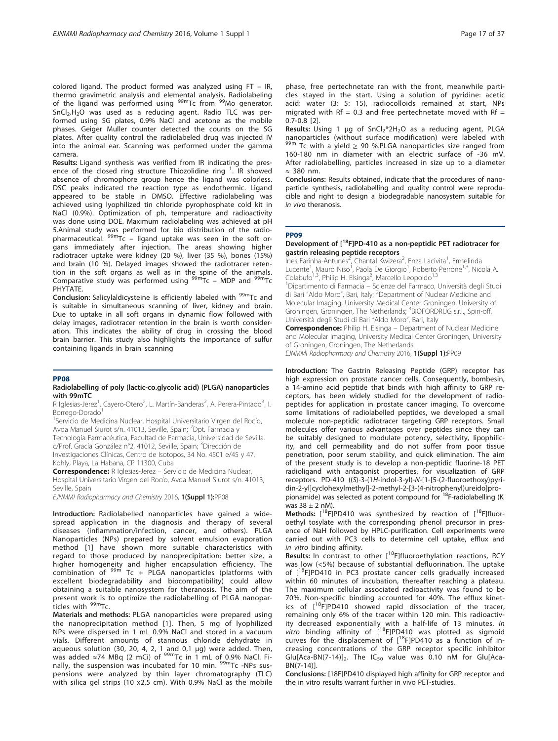colored ligand. The product formed was analyzed using FT – IR, thermo gravimetric analysis and elemental analysis. Radiolabeling of the ligand was performed using $^{99m}$Tc from $^{99}$Mo generator. $SnCl_2.H_2O$ was used as a reducing agent. Radio TLC was performed using SG plates, 0.9% NaCl and acetone as the mobile phases. Geiger Muller counter detected the counts on the SG plates. After quality control the radiolabeled drug was injected IV into the animal ear. Scanning was performed under the gamma camera.

**Results:** Ligand synthesis was verified from IR indicating the presence of the closed ring structure Thiozolidine ring [1]. IR showed absence of chromophore group hence the ligand was colorless. DSC peaks indicated the reaction type as endothermic. Ligand appeared to be stable in DMSO. Effective radiolabeling was achieved using lyophilized tin chloride pyrophosphate cold kit in NaCl (0.9%). Optimization of ph, temperature and radioactivity was done using DOE. Maximum radiolabeling was achieved at pH 5.Animal study was performed for bio distribution of the radiopharmaceutical. $^{99m}$Tc – ligand uptake was seen in the soft organs immediately after injection. The areas showing higher radiotracer uptake were kidney (20 %), liver (35 %), bones (15%) and brain (10 %). Delayed images showed the radiotracer retention in the soft organs as well as in the spine of the animals. Comparative study was performed using $^{99m}$Tc – MDP and $^{99m}$Tc PHYTATE.

**Conclusion:** Salicylaldicysteine is efficiently labeled with $^{99m}$Tc and is suitable in simultaneous scanning of liver, kidney and brain. Due to uptake in all soft organs in dynamic flow followed with delay images, radiotracer retention in the brain is worth consideration. This indicates the ability of drug in crossing the blood brain barrier. This study also highlights the importance of sulfur containing ligands in brain scanning

## PP08

### Radiolabelling of poly (lactic-co.glycolic acid) (PLGA) nanoparticles with 99mTC

R Iglesias-Jerez[1], Cayero-Otero[2], L. Martín-Banderas[2], A. Perera-Pintado[3], I. Borrego-Dorado[1]

[1]Servicio de Medicina Nuclear, Hospital Universitario Virgen del Rocío, Avda Manuel Siurot s/n. 41013, Seville, Spain; [2]Dpt. Farmacia y Tecnología Farmacéutica, Facultad de Farmacia, Universidad de Sevilla. c/Prof. García González n°2, 41012, Seville, Spain; [3]Dirección de Investigaciones Clínicas, Centro de Isotopos, 34 No. 4501 e/45 y 47, Kohly, Playa, La Habana, CP 11300, Cuba

**Correspondence:** R Iglesias-Jerez – Servicio de Medicina Nuclear, Hospital Universitario Virgen del Rocío, Avda Manuel Siurot s/n. 41013, Seville, Spain

*EJNMMI Radiopharmacy and Chemistry* 2016, **1(Suppl 1):**PP08

**Introduction:** Radiolabelled nanoparticles have gained a widespread application in the diagnosis and therapy of several diseases (inflammation/infection, cancer, and others). PLGA Nanoparticles (NPs) prepared by solvent emulsion evaporation method [1] have shown more suitable characteristics with regard to those produced by nanoprecipitation: better size, a higher homogeneity and higher encapsulation efficiency. The combination of $^{99m}$ Tc + PLGA nanoparticles (platforms with excellent biodegradability and biocompatibility) could allow obtaining a suitable nanosystem for theranosis. The aim of the present work is to optimize the radiolabelling of PLGA nanoparticles with $^{99m}$Tc.

**Materials and methods:** PLGA nanoparticles were prepared using the nanoprecipitation method [1]. Then, 5 mg of lyophilized NPs were dispersed in 1 mL 0.9% NaCl and stored in a vacuum vials. Different amounts of stannous chloride dehydrate in aqueous solution (30, 20, 4, 2, 1 and 0,1 μg) were added. Then, was added ≈74 MBq (2 mCi) of $^{99m}$Tc in 1 mL of 0.9% NaCl. Finally, the suspension was incubated for 10 min. $^{99m}$Tc -NPs suspensions were analyzed by thin layer chromatography (TLC) with silica gel strips (10 x2,5 cm). With 0.9% NaCl as the mobile phase, free pertechnetate ran with the front, meanwhile particles stayed in the start. Using a solution of pyridine: acetic acid: water (3: 5: 15), radiocolloids remained at start, NPs migrated with Rf = 0.3 and free pertechnetate moved with Rf = 0.7-0.8 [2].

**Results:** Using 1 μg of $SnCl_2*2H_2O$ as a reducing agent, PLGA nanoparticles (without surface modification) were labeled with $^{99m}$ Tc with a yield ≥ 90 %.PLGA nanoparticles size ranged from 160-180 nm in diameter with an electric surface of -36 mV. After radiolabelling, particles increased in size up to a diameter ≈ 380 nm.

**Conclusions:** Results obtained, indicate that the procedures of nanoparticle synthesis, radiolabelling and quality control were reproducible and right to design a biodegradable nanosystem suitable for *in vivo* theranosis.

## PP09

### Development of [$^{18}$F]PD-410 as a non-peptidic PET radiotracer for gastrin releasing peptide receptors

Ines Farinha-Antunes[2], Chantal Kwizera[2], Enza Lacivita[1], Ermelinda Lucente[1], Mauro Niso[1], Paola De Giorgio[1], Roberto Perrone[1,3], Nicola A. Colabufo[1,3], Philip H. Elsinga[2], Marcello Leopoldo[1,3]

[1]Dipartimento di Farmacia – Scienze del Farmaco, Università degli Studi di Bari "Aldo Moro", Bari, Italy; [2]Department of Nuclear Medicine and Molecular Imaging, University Medical Center Groningen, University of Groningen, Groningen, The Netherlands; [3]BIOFORDRUG s.r.l., Spin-off, Università degli Studi di Bari "Aldo Moro", Bari, Italy

**Correspondence:** Philip H. Elsinga – Department of Nuclear Medicine and Molecular Imaging, University Medical Center Groningen, University of Groningen, Groningen, The Netherlands

*EJNMMI Radiopharmacy and Chemistry* 2016, **1(Suppl 1):**PP09

**Introduction:** The Gastrin Releasing Peptide (GRP) receptor has high expression on prostate cancer cells. Consequently, bombesin, a 14-amino acid peptide that binds with high affinity to GRP receptors, has been widely studied for the development of radiopeptides for application in prostate cancer imaging. To overcome some limitations of radiolabelled peptides, we developed a small molecule non-peptidic radiotracer targeting GRP receptors. Small molecules offer various advantages over peptides since they can be suitably designed to modulate potency, selectivity, lipophilicity, and cell permeability and do not suffer from poor tissue penetration, poor serum stability, and quick elimination. The aim of the present study is to develop a non-peptidic fluorine-18 PET radioligand with antagonist properties, for visualization of GRP receptors. PD-410 ((*S*)-3-(1*H*-indol-3-yl)-*N*-[1-[5-(2-fluoroethoxy)pyridin-2-yl]cyclohexylmethyl]-2-methyl-2-[3-(4-nitrophenyl)ureido]propionamide) was selected as potent compound for $^{18}$F-radiolabelling ($K_i$ was 38 ± 2 nM).

**Methods:** [$^{18}$F]PD410 was synthesized by reaction of [$^{18}$F]fluoroethyl tosylate with the corresponding phenol precursor in presence of NaH followed by HPLC-purification. Cell experiments were carried out with PC3 cells to determine cell uptake, efflux and *in vitro* binding affinity.

**Results:** In contrast to other [$^{18}$F]fluoroethylation reactions, RCY was low (<5%) because of substantial defluorination. The uptake of [$^{18}$F]PD410 in PC3 prostate cancer cells gradually increased within 60 minutes of incubation, thereafter reaching a plateau. The maximum cellular associated radioactivity was found to be 70%. Non-specific binding accounted for 40%. The efflux kinetics of [$^{18}$F]PD410 showed rapid dissociation of the tracer, remaining only 6% of the tracer within 120 min. This radioactivity decreased exponentially with a half-life of 13 minutes. *In vitro* binding affinity of [$^{18}$F]PD410 was plotted as sigmoid curves for the displacement of [$^{18}$F]PD410 as a function of increasing concentrations of the GRP receptor specific inhibitor Glu[Aca-BN(7-14)]$_2$. The $IC_{50}$ value was 0.10 nM for Glu[Aca-BN(7-14)].

**Conclusions:** [18F]PD410 displayed high affinity for GRP receptor and the in vitro results warrant further in vivo PET-studies.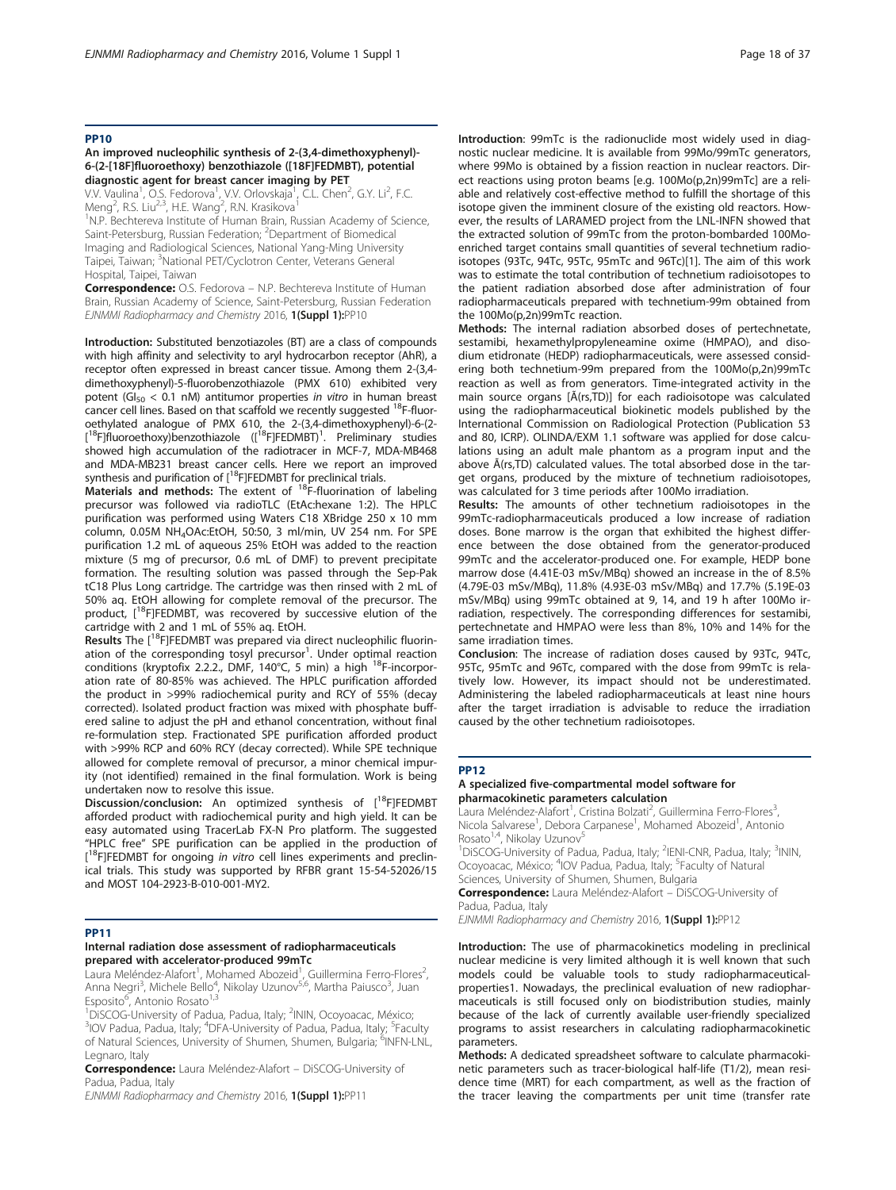## PP10

### An improved nucleophilic synthesis of 2-(3,4-dimethoxyphenyl)-6-(2-[18F]fluoroethoxy) benzothiazole ([18F]FEDMBT), potential diagnostic agent for breast cancer imaging by PET

V.V. Vaulina[1], O.S. Fedorova[1], V.V. Orlovskaja[1], C.L. Chen[2], G.Y. Li[2], F.C. Meng[2], R.S. Liu[2,3], H.E. Wang[2], R.N. Krasikova[1]

[1]N.P. Bechtereva Institute of Human Brain, Russian Academy of Science, Saint-Petersburg, Russian Federation; [2]Department of Biomedical Imaging and Radiological Sciences, National Yang-Ming University Taipei, Taiwan; [3]National PET/Cyclotron Center, Veterans General Hospital, Taipei, Taiwan

**Correspondence:** O.S. Fedorova – N.P. Bechtereva Institute of Human Brain, Russian Academy of Science, Saint-Petersburg, Russian Federation

*EJNMMI Radiopharmacy and Chemistry* 2016, **1(Suppl 1):**PP10

**Introduction:** Substituted benzotiazoles (BT) are a class of compounds with high affinity and selectivity to aryl hydrocarbon receptor (AhR), a receptor often expressed in breast cancer tissue. Among them 2-(3,4-dimethoxyphenyl)-5-fluorobenzothiazole (PMX 610) exhibited very potent ($GI_{50}$ < 0.1 nM) antitumor properties *in vitro* in human breast cancer cell lines. Based on that scaffold we recently suggested $^{18}$F-fluoroethylated analogue of PMX 610, the 2-(3,4-dimethoxyphenyl)-6-(2-[$^{18}$F]fluoroethoxy)benzothiazole ([$^{18}$F]FEDMBT)[1]. Preliminary studies showed high accumulation of the radiotracer in MCF-7, MDA-MB468 and MDA-MB231 breast cancer cells. Here we report an improved synthesis and purification of [$^{18}$F]FEDMBT for preclinical trials.

**Materials and methods:** The extent of $^{18}$F-fluorination of labeling precursor was followed via radioTLC (EtAc:hexane 1:2). The HPLC purification was performed using Waters C18 XBridge 250 x 10 mm column, 0.05M $NH_4OAc$:EtOH, 50:50, 3 ml/min, UV 254 nm. For SPE purification 1.2 mL of aqueous 25% EtOH was added to the reaction mixture (5 mg of precursor, 0.6 mL of DMF) to prevent precipitate formation. The resulting solution was passed through the Sep-Pak tC18 Plus Long cartridge. The cartridge was then rinsed with 2 mL of 50% aq. EtOH allowing for complete removal of the precursor. The product, [$^{18}$F]FEDMBT, was recovered by successive elution of the cartridge with 2 and 1 mL of 55% aq. EtOH.

**Results** The [$^{18}$F]FEDMBT was prepared via direct nucleophilic fluorination of the corresponding tosyl precursor[1]. Under optimal reaction conditions (kryptofix 2.2.2., DMF, 140°C, 5 min) a high $^{18}$F-incorporation rate of 80-85% was achieved. The HPLC purification afforded the product in >99% radiochemical purity and RCY of 55% (decay corrected). Isolated product fraction was mixed with phosphate buffered saline to adjust the pH and ethanol concentration, without final re-formulation step. Fractionated SPE purification afforded product with >99% RCP and 60% RCY (decay corrected). While SPE technique allowed for complete removal of precursor, a minor chemical impurity (not identified) remained in the final formulation. Work is being undertaken now to resolve this issue.

**Discussion/conclusion:** An optimized synthesis of [$^{18}$F]FEDMBT afforded product with radiochemical purity and high yield. It can be easy automated using TracerLab FX-N Pro platform. The suggested "HPLC free" SPE purification can be applied in the production of [$^{18}$F]FEDMBT for ongoing *in vitro* cell lines experiments and preclinical trials. This study was supported by RFBR grant 15-54-52026/15 and MOST 104-2923-B-010-001-MY2.

## PP11

### Internal radiation dose assessment of radiopharmaceuticals prepared with accelerator-produced 99mTc

Laura Meléndez-Alafort[1], Mohamed Abozeid[1], Guillermina Ferro-Flores[2], Anna Negri[3], Michele Bello[4], Nikolay Uzunov[5,6], Martha Paiusco[3], Juan Esposito[6], Antonio Rosato[1,3]

[1]DiSCOG-University of Padua, Padua, Italy; [2]ININ, Ocoyoacac, México; [3]IOV Padua, Padua, Italy; [4]DFA-University of Padua, Padua, Italy; [5]Faculty of Natural Sciences, University of Shumen, Shumen, Bulgaria; [6]INFN-LNL, Legnaro, Italy

**Correspondence:** Laura Meléndez-Alafort – DiSCOG-University of Padua, Padua, Italy

*EJNMMI Radiopharmacy and Chemistry* 2016, **1(Suppl 1):**PP11

**Introduction**: 99mTc is the radionuclide most widely used in diagnostic nuclear medicine. It is available from 99Mo/99mTc generators, where 99Mo is obtained by a fission reaction in nuclear reactors. Direct reactions using proton beams [e.g. 100Mo(p,2n)99mTc] are a reliable and relatively cost-effective method to fulfill the shortage of this isotope given the imminent closure of the existing old reactors. However, the results of LARAMED project from the LNL-INFN showed that the extracted solution of 99mTc from the proton-bombarded 100Mo-enriched target contains small quantities of several technetium radioisotopes (93Tc, 94Tc, 95Tc, 95mTc and 96Tc)[1]. The aim of this work was to estimate the total contribution of technetium radioisotopes to the patient radiation absorbed dose after administration of four radiopharmaceuticals prepared with technetium-99m obtained from the 100Mo(p,2n)99mTc reaction.

**Methods:** The internal radiation absorbed doses of pertechnetate, sestamibi, hexamethylpropyleneamine oxime (HMPAO), and disodium etidronate (HEDP) radiopharmaceuticals, were assessed considering both technetium-99m prepared from the 100Mo(p,2n)99mTc reaction as well as from generators. Time-integrated activity in the main source organs [Ã(rs,TD)] for each radioisotope was calculated using the radiopharmaceutical biokinetic models published by the International Commission on Radiological Protection (Publication 53 and 80, ICRP). OLINDA/EXM 1.1 software was applied for dose calculations using an adult male phantom as a program input and the above Ã(rs,TD) calculated values. The total absorbed dose in the target organs, produced by the mixture of technetium radioisotopes, was calculated for 3 time periods after 100Mo irradiation.

**Results:** The amounts of other technetium radioisotopes in the 99mTc-radiopharmaceuticals produced a low increase of radiation doses. Bone marrow is the organ that exhibited the highest difference between the dose obtained from the generator-produced 99mTc and the accelerator-produced one. For example, HEDP bone marrow dose (4.41E-03 mSv/MBq) showed an increase in the of 8.5% (4.79E-03 mSv/MBq), 11.8% (4.93E-03 mSv/MBq) and 17.7% (5.19E-03 mSv/MBq) using 99mTc obtained at 9, 14, and 19 h after 100Mo irradiation, respectively. The corresponding differences for sestamibi, pertechnetate and HMPAO were less than 8%, 10% and 14% for the same irradiation times.

**Conclusion**: The increase of radiation doses caused by 93Tc, 94Tc, 95Tc, 95mTc and 96Tc, compared with the dose from 99mTc is relatively low. However, its impact should not be underestimated. Administering the labeled radiopharmaceuticals at least nine hours after the target irradiation is advisable to reduce the irradiation caused by the other technetium radioisotopes.

## PP12

### A specialized five-compartmental model software for pharmacokinetic parameters calculation

Laura Meléndez-Alafort[1], Cristina Bolzati[2], Guillermina Ferro-Flores[3], Nicola Salvarese[1], Debora Carpanese[1], Mohamed Abozeid[1], Antonio Rosato[1,4], Nikolay Uzunov[5]

[1]DiSCOG-University of Padua, Padua, Italy; [2]IENI-CNR, Padua, Italy; [3]ININ, Ocoyoacac, México; [4]IOV Padua, Padua, Italy; [5]Faculty of Natural Sciences, University of Shumen, Shumen, Bulgaria

**Correspondence:** Laura Meléndez-Alafort – DiSCOG-University of Padua, Padua, Italy

*EJNMMI Radiopharmacy and Chemistry* 2016, **1(Suppl 1):**PP12

**Introduction:** The use of pharmacokinetics modeling in preclinical nuclear medicine is very limited although it is well known that such models could be valuable tools to study radiopharmaceutical-properties1. Nowadays, the preclinical evaluation of new radiopharmaceuticals is still focused only on biodistribution studies, mainly because of the lack of currently available user-friendly specialized programs to assist researchers in calculating radiopharmacokinetic parameters.

**Methods:** A dedicated spreadsheet software to calculate pharmacokinetic parameters such as tracer-biological half-life (T1/2), mean residence time (MRT) for each compartment, as well as the fraction of the tracer leaving the compartments per unit time (transfer rate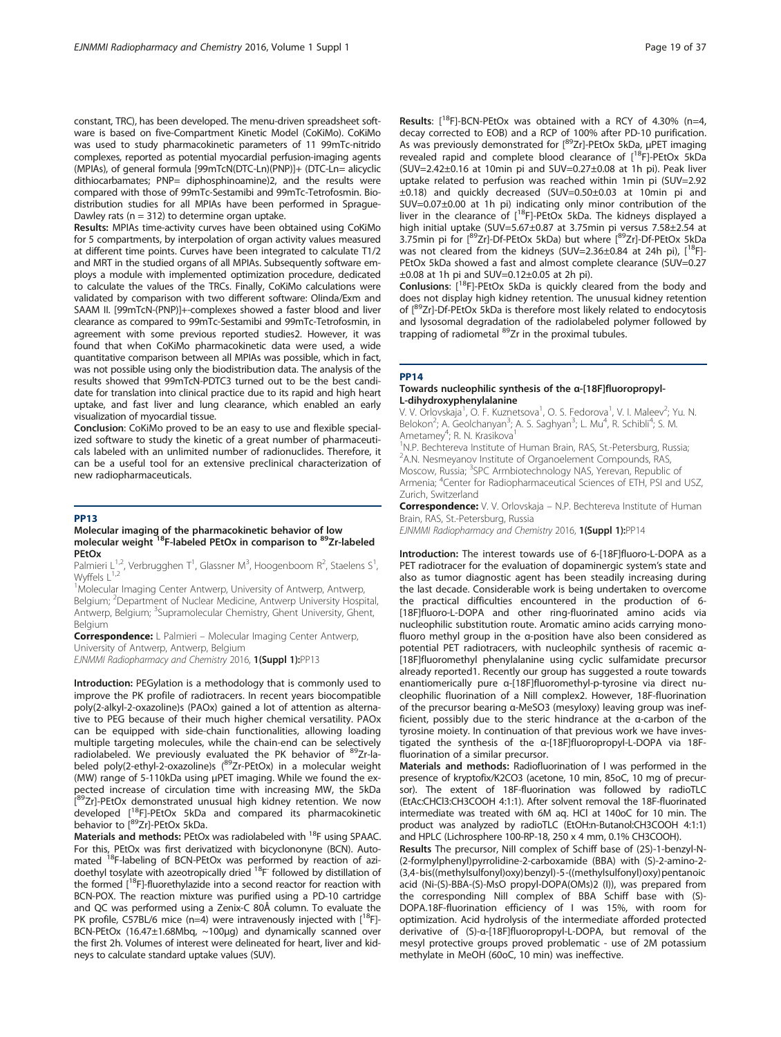constant, TRC), has been developed. The menu-driven spreadsheet software is based on five-Compartment Kinetic Model (CoKiMo). CoKiMo was used to study pharmacokinetic parameters of 11 99mTc-nitrido complexes, reported as potential myocardial perfusion-imaging agents (MPIAs), of general formula [99mTcN(DTC-Ln)(PNP)]+ (DTC-Ln= alicyclic dithiocarbamates; PNP= diphosphinoamine)2, and the results were compared with those of 99mTc-Sestamibi and 99mTc-Tetrofosmin. Biodistribution studies for all MPIAs have been performed in Sprague-Dawley rats (n = 312) to determine organ uptake.

**Results:** MPIAs time-activity curves have been obtained using CoKiMo for 5 compartments, by interpolation of organ activity values measured at different time points. Curves have been integrated to calculate T1/2 and MRT in the studied organs of all MPIAs. Subsequently software employs a module with implemented optimization procedure, dedicated to calculate the values of the TRCs. Finally, CoKiMo calculations were validated by comparison with two different software: Olinda/Exm and SAAM II. [99mTcN-(PNP)]+-complexes showed a faster blood and liver clearance as compared to 99mTc-Sestamibi and 99mTc-Tetrofosmin, in agreement with some previous reported studies2. However, it was found that when CoKiMo pharmacokinetic data were used, a wide quantitative comparison between all MPIAs was possible, which in fact, was not possible using only the biodistribution data. The analysis of the results showed that 99mTcN-PDTC3 turned out to be the best candidate for translation into clinical practice due to its rapid and high heart uptake, and fast liver and lung clearance, which enabled an early visualization of myocardial tissue.

**Conclusion**: CoKiMo proved to be an easy to use and flexible specialized software to study the kinetic of a great number of pharmaceuticals labeled with an unlimited number of radionuclides. Therefore, it can be a useful tool for an extensive preclinical characterization of new radiopharmaceuticals.

## PP13

### Molecular imaging of the pharmacokinetic behavior of low molecular weight $^{18}$F-labeled PEtOx in comparison to $^{89}$Zr-labeled PEtOx

Palmieri L[1,2], Verbrugghen T[1], Glassner M[3], Hoogenboom R[2], Staelens S[1], Wyffels L[1,2]

[1]Molecular Imaging Center Antwerp, University of Antwerp, Antwerp, Belgium; [2]Department of Nuclear Medicine, Antwerp University Hospital, Antwerp, Belgium; [3]Supramolecular Chemistry, Ghent University, Ghent, Belgium

**Correspondence:** L Palmieri – Molecular Imaging Center Antwerp, University of Antwerp, Antwerp, Belgium

*EJNMMI Radiopharmacy and Chemistry* 2016, **1(Suppl 1):**PP13

**Introduction:** PEGylation is a methodology that is commonly used to improve the PK profile of radiotracers. In recent years biocompatible poly(2-alkyl-2-oxazoline)s (PAOx) gained a lot of attention as alternative to PEG because of their much higher chemical versatility. PAOx can be equipped with side-chain functionalities, allowing loading multiple targeting molecules, while the chain-end can be selectively radiolabeled. We previously evaluated the PK behavior of $^{89}$Zr-labeled poly(2-ethyl-2-oxazoline)s ($^{89}$Zr-PEtOx) in a molecular weight (MW) range of 5-110kDa using µPET imaging. While we found the expected increase of circulation time with increasing MW, the 5kDa [$^{89}$Zr]-PEtOx demonstrated unusual high kidney retention. We now developed [$^{18}$F]-PEtOx 5kDa and compared its pharmacokinetic behavior to [$^{89}$Zr]-PEtOx 5kDa.

**Materials and methods:** PEtOx was radiolabeled with $^{18}$F using SPAAC. For this, PEtOx was first derivatized with bicyclononyne (BCN). Automated $^{18}$F-labeling of BCN-PEtOx was performed by reaction of azidoethyl tosylate with azeotropically dried $^{18}$F$^-$ followed by distillation of the formed [$^{18}$F]-fluoroethylazide into a second reactor for reaction with BCN-POX. The reaction mixture was purified using a PD-10 cartridge and QC was performed using a Zenix-C 80Å column. To evaluate the PK profile, C57BL/6 mice (n=4) were intravenously injected with [$^{18}$F]-BCN-PEtOx (16.47±1.68Mbq, ~100µg) and dynamically scanned over the first 2h. Volumes of interest were delineated for heart, liver and kidneys to calculate standard uptake values (SUV).

**Results**: [$^{18}$F]-BCN-PEtOx was obtained with a RCY of 4.30% (n=4, decay corrected to EOB) and a RCP of 100% after PD-10 purification. As was previously demonstrated for [$^{89}$Zr]-PEtOx 5kDa, µPET imaging revealed rapid and complete blood clearance of [$^{18}$F]-PEtOx 5kDa (SUV=2.42±0.16 at 10min pi and SUV=0.27±0.08 at 1h pi). Peak liver uptake related to perfusion was reached within 1min pi (SUV=2.92 ±0.18) and quickly decreased (SUV=0.50±0.03 at 10min pi and SUV=0.07±0.00 at 1h pi) indicating only minor contribution of the liver in the clearance of [$^{18}$F]-PEtOx 5kDa. The kidneys displayed a high initial uptake (SUV=5.67±0.87 at 3.75min pi versus 7.58±2.54 at 3.75min pi for [$^{89}$Zr]-Df-PEtOx 5kDa) but where [$^{89}$Zr]-Df-PEtOx 5kDa was not cleared from the kidneys (SUV=2.36±0.84 at 24h pi), [$^{18}$F]-PEtOx 5kDa showed a fast and almost complete clearance (SUV=0.27 ±0.08 at 1h pi and SUV=0.12±0.05 at 2h pi).

**Conlusions**: [$^{18}$F]-PEtOx 5kDa is quickly cleared from the body and does not display high kidney retention. The unusual kidney retention of [$^{89}$Zr]-Df-PEtOx 5kDa is therefore most likely related to endocytosis and lysosomal degradation of the radiolabeled polymer followed by trapping of radiometal $^{89}$Zr in the proximal tubules.

## PP14

### Towards nucleophilic synthesis of the α-[18F]fluoropropyl-L-dihydroxyphenylalanine

V. V. Orlovskaja[1], O. F. Kuznetsova[1], O. S. Fedorova[1], V. I. Maleev[2]; Yu. N. Belokon[2]; A. Geolchanyan[3]; A. S. Saghyan[3]; L. Mu[4], R. Schibli[4]; S. M. Ametamey[4]; R. N. Krasikova[1]

[1]N.P. Bechtereva Institute of Human Brain, RAS, St.-Petersburg, Russia; [2]A.N. Nesmeyanov Institute of Organoelement Compounds, RAS, Moscow, Russia; [3]SPC Armbiotechnology NAS, Yerevan, Republic of Armenia; [4]Center for Radiopharmaceutical Sciences of ETH, PSI and USZ, Zurich, Switzerland

**Correspondence:** V. V. Orlovskaja – N.P. Bechtereva Institute of Human Brain, RAS, St.-Petersburg, Russia

*EJNMMI Radiopharmacy and Chemistry* 2016, **1(Suppl 1):**PP14

**Introduction:** The interest towards use of 6-[18F]fluoro-L-DOPA as a PET radiotracer for the evaluation of dopaminergic system's state and also as tumor diagnostic agent has been steadily increasing during the last decade. Considerable work is being undertaken to overcome the practical difficulties encountered in the production of 6-[18F]fluoro-L-DOPA and other ring-fluorinated amino acids via nucleophilic substitution route. Aromatic amino acids carrying monofluoro methyl group in the α-position have also been considered as potential PET radiotracers, with nucleophilc synthesis of racemic α-[18F]fluoromethyl phenylalanine using cyclic sulfamidate precursor already reported1. Recently our group has suggested a route towards enantiomerically pure α-[18F]fluoromethyl-p-tyrosine via direct nucleophilic fluorination of a NiII complex2. However, 18F-fluorination of the precursor bearing α-MeSO3 (mesyloxy) leaving group was inefficient, possibly due to the steric hindrance at the α-carbon of the tyrosine moiety. In continuation of that previous work we have investigated the synthesis of the α-[18F]fluoropropyl-L-DOPA via 18F-fluorination of a similar precursor.

**Materials and methods:** Radiofluorination of I was performed in the presence of kryptofix/K2CO3 (acetone, 10 min, 85oC, 10 mg of precursor). The extent of 18F-fluorination was followed by radioTLC (EtAc:CHCl3:CH3COOH 4:1:1). After solvent removal the 18F-fluorinated intermediate was treated with 6M aq. HCl at 140oC for 10 min. The product was analyzed by radioTLC (EtOH:n-Butanol:CH3COOH 4:1:1) and HPLC (Lichrosphere 100-RP-18, 250 x 4 mm, 0.1% CH3COOH).

**Results** The precursor, NiII complex of Schiff base of (2S)-1-benzyl-N-(2-formylphenyl)pyrrolidine-2-carboxamide (BBA) with (S)-2-amino-2-(3,4-bis((methylsulfonyl)oxy)benzyl)-5-((methylsulfonyl)oxy)pentanoic acid (Ni-(S)-BBA-(S)-MsO propyl-DOPA(OMs)2 (I)), was prepared from the corresponding NiII complex of BBA Schiff base with (S)-DOPA.18F-fluorination efficiency of I was 15%, with room for optimization. Acid hydrolysis of the intermediate afforded protected derivative of (S)-α-[18F]fluoropropyl-L-DOPA, but removal of the mesyl protective groups proved problematic - use of 2M potassium methylate in MeOH (60oC, 10 min) was ineffective.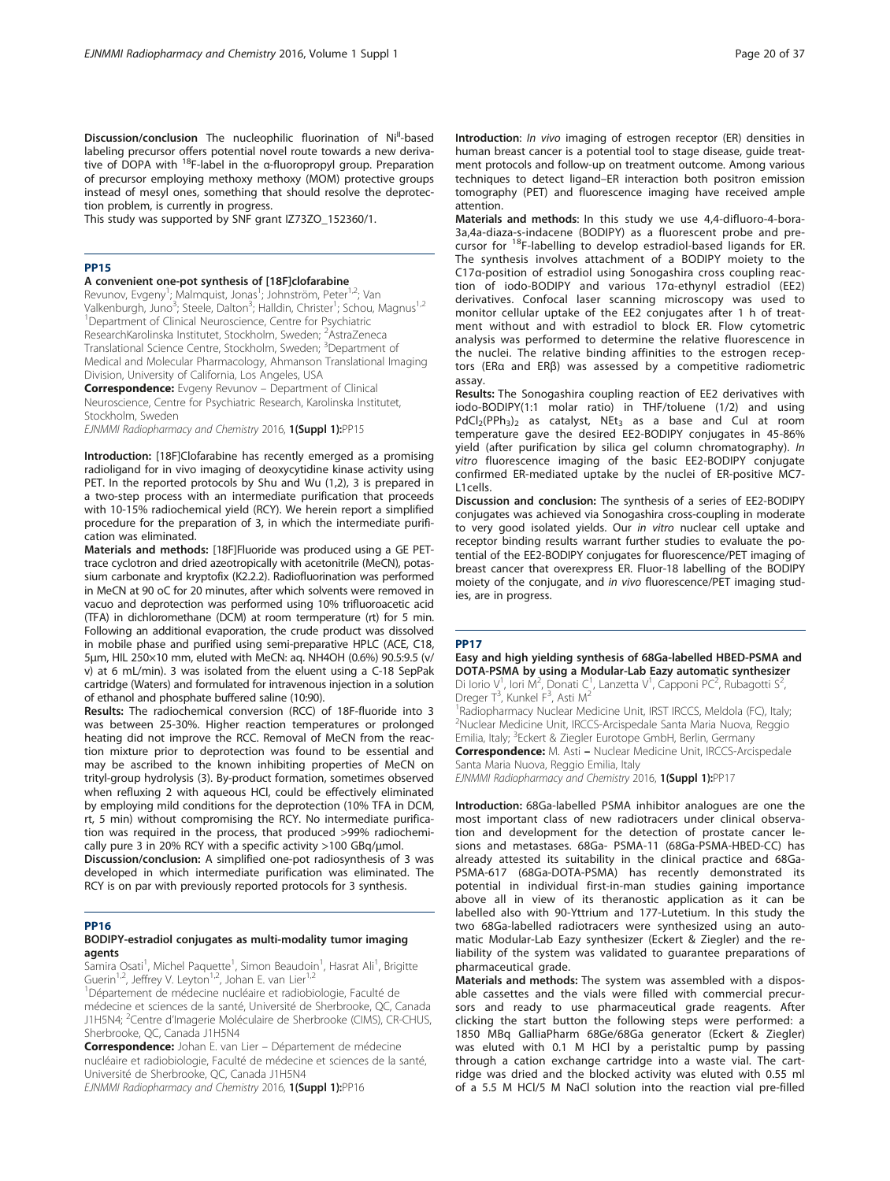**Discussion/conclusion** The nucleophilic fluorination of $Ni^{II}$-based labeling precursor offers potential novel route towards a new derivative of DOPA with $^{18}F$-label in the α-fluoropropyl group. Preparation of precursor employing methoxy methoxy (MOM) protective groups instead of mesyl ones, something that should resolve the deprotection problem, is currently in progress.

This study was supported by SNF grant IZ73ZO_152360/1.

## PP15

### A convenient one-pot synthesis of [18F]clofarabine

Revunov, Evgeny[1]; Malmquist, Jonas[1]; Johnström, Peter[1,2]; Van Valkenburgh, Juno[3]; Steele, Dalton[3]; Halldin, Christer[1]; Schou, Magnus[1,2]

[1]Department of Clinical Neuroscience, Centre for Psychiatric ResearchKarolinska Institutet, Stockholm, Sweden; [2]AstraZeneca Translational Science Centre, Stockholm, Sweden; [3]Department of Medical and Molecular Pharmacology, Ahmanson Translational Imaging Division, University of California, Los Angeles, USA

**Correspondence:** Evgeny Revunov – Department of Clinical Neuroscience, Centre for Psychiatric Research, Karolinska Institutet, Stockholm, Sweden

*EJNMMI Radiopharmacy and Chemistry* 2016, **1(Suppl 1):**PP15

**Introduction:** [18F]Clofarabine has recently emerged as a promising radioligand for in vivo imaging of deoxycytidine kinase activity using PET. In the reported protocols by Shu and Wu (1,2), 3 is prepared in a two-step process with an intermediate purification that proceeds with 10-15% radiochemical yield (RCY). We herein report a simplified procedure for the preparation of 3, in which the intermediate purification was eliminated.

**Materials and methods:** [18F]Fluoride was produced using a GE PETtrace cyclotron and dried azeotropically with acetonitrile (MeCN), potassium carbonate and kryptofix (K2.2.2). Radiofluorination was performed in MeCN at 90 oC for 20 minutes, after which solvents were removed in vacuo and deprotection was performed using 10% trifluoroacetic acid (TFA) in dichloromethane (DCM) at room termperature (rt) for 5 min. Following an additional evaporation, the crude product was dissolved in mobile phase and purified using semi-preparative HPLC (ACE, C18, 5μm, HIL 250×10 mm, eluted with MeCN: aq. NH4OH (0.6%) 90.5:9.5 (v/v) at 6 mL/min). 3 was isolated from the eluent using a C-18 SepPak cartridge (Waters) and formulated for intravenous injection in a solution of ethanol and phosphate buffered saline (10:90).

**Results:** The radiochemical conversion (RCC) of 18F-fluoride into 3 was between 25-30%. Higher reaction temperatures or prolonged heating did not improve the RCC. Removal of MeCN from the reaction mixture prior to deprotection was found to be essential and may be ascribed to the known inhibiting properties of MeCN on trityl-group hydrolysis (3). By-product formation, sometimes observed when refluxing 2 with aqueous HCl, could be effectively eliminated by employing mild conditions for the deprotection (10% TFA in DCM, rt, 5 min) without compromising the RCY. No intermediate purification was required in the process, that produced >99% radiochemically pure 3 in 20% RCY with a specific activity >100 GBq/μmol.

**Discussion/conclusion:** A simplified one-pot radiosynthesis of 3 was developed in which intermediate purification was eliminated. The RCY is on par with previously reported protocols for 3 synthesis.

## PP16

### BODIPY-estradiol conjugates as multi-modality tumor imaging agents

Samira Osati[1], Michel Paquette[1], Simon Beaudoin[1], Hasrat Ali[1], Brigitte Guerin[1,2], Jeffrey V. Leyton[1,2], Johan E. van Lier[1,2]

[1]Département de médecine nucléaire et radiobiologie, Faculté de médecine et sciences de la santé, Université de Sherbrooke, QC, Canada J1H5N4; [2]Centre d'Imagerie Moléculaire de Sherbrooke (CIMS), CR-CHUS, Sherbrooke, QC, Canada J1H5N4

**Correspondence:** Johan E. van Lier – Département de médecine nucléaire et radiobiologie, Faculté de médecine et sciences de la santé, Université de Sherbrooke, QC, Canada J1H5N4

*EJNMMI Radiopharmacy and Chemistry* 2016, **1(Suppl 1):**PP16

**Introduction**: *In vivo* imaging of estrogen receptor (ER) densities in human breast cancer is a potential tool to stage disease, guide treatment protocols and follow-up on treatment outcome. Among various techniques to detect ligand–ER interaction both positron emission tomography (PET) and fluorescence imaging have received ample attention.

**Materials and methods**: In this study we use 4,4-difluoro-4-bora-3a,4a-diaza-s-indacene (BODIPY) as a fluorescent probe and precursor for $^{18}F$-labelling to develop estradiol-based ligands for ER. The synthesis involves attachment of a BODIPY moiety to the C17α-position of estradiol using Sonogashira cross coupling reaction of iodo-BODIPY and various 17α-ethynyl estradiol (EE2) derivatives. Confocal laser scanning microscopy was used to monitor cellular uptake of the EE2 conjugates after 1 h of treatment without and with estradiol to block ER. Flow cytometric analysis was performed to determine the relative fluorescence in the nuclei. The relative binding affinities to the estrogen receptors (ERα and ERβ) was assessed by a competitive radiometric assay.

**Results:** The Sonogashira coupling reaction of EE2 derivatives with iodo-BODIPY(1:1 molar ratio) in THF/toluene (1/2) and using $PdCl_2(PPh_3)_2$ as catalyst, $NEt_3$ as a base and CuI at room temperature gave the desired EE2-BODIPY conjugates in 45-86% yield (after purification by silica gel column chromatography). *In vitro* fluorescence imaging of the basic EE2-BODIPY conjugate confirmed ER-mediated uptake by the nuclei of ER-positive MC7-L1cells.

**Discussion and conclusion:** The synthesis of a series of EE2-BODIPY conjugates was achieved via Sonogashira cross-coupling in moderate to very good isolated yields. Our *in vitro* nuclear cell uptake and receptor binding results warrant further studies to evaluate the potential of the EE2-BODIPY conjugates for fluorescence/PET imaging of breast cancer that overexpress ER. Fluor-18 labelling of the BODIPY moiety of the conjugate, and *in vivo* fluorescence/PET imaging studies, are in progress.

## PP17

### Easy and high yielding synthesis of 68Ga-labelled HBED-PSMA and DOTA-PSMA by using a Modular-Lab Eazy automatic synthesizer

Di Iorio V[1], Iori M[2], Donati C[1], Lanzetta V[1], Capponi PC[2], Rubagotti S[2], Dreger T[3], Kunkel F[3], Asti M[2]

[1]Radiopharmacy Nuclear Medicine Unit, IRST IRCCS, Meldola (FC), Italy; [2]Nuclear Medicine Unit, IRCCS-Arcispedale Santa Maria Nuova, Reggio Emilia, Italy; [3]Eckert & Ziegler Eurotope GmbH, Berlin, Germany

**Correspondence:** M. Asti – Nuclear Medicine Unit, IRCCS-Arcispedale Santa Maria Nuova, Reggio Emilia, Italy

*EJNMMI Radiopharmacy and Chemistry* 2016, **1(Suppl 1):**PP17

**Introduction:** 68Ga-labelled PSMA inhibitor analogues are one the most important class of new radiotracers under clinical observation and development for the detection of prostate cancer lesions and metastases. 68Ga- PSMA-11 (68Ga-PSMA-HBED-CC) has already attested its suitability in the clinical practice and 68Ga-PSMA-617 (68Ga-DOTA-PSMA) has recently demonstrated its potential in individual first-in-man studies gaining importance above all in view of its theranostic application as it can be labelled also with 90-Yttrium and 177-Lutetium. In this study the two 68Ga-labelled radiotracers were synthesized using an automatic Modular-Lab Eazy synthesizer (Eckert & Ziegler) and the reliability of the system was validated to guarantee preparations of pharmaceutical grade.

**Materials and methods:** The system was assembled with a disposable cassettes and the vials were filled with commercial precursors and ready to use pharmaceutical grade reagents. After clicking the start button the following steps were performed: a 1850 MBq GalliaPharm 68Ge/68Ga generator (Eckert & Ziegler) was eluted with 0.1 M HCl by a peristaltic pump by passing through a cation exchange cartridge into a waste vial. The cartridge was dried and the blocked activity was eluted with 0.55 ml of a 5.5 M HCl/5 M NaCl solution into the reaction vial pre-filled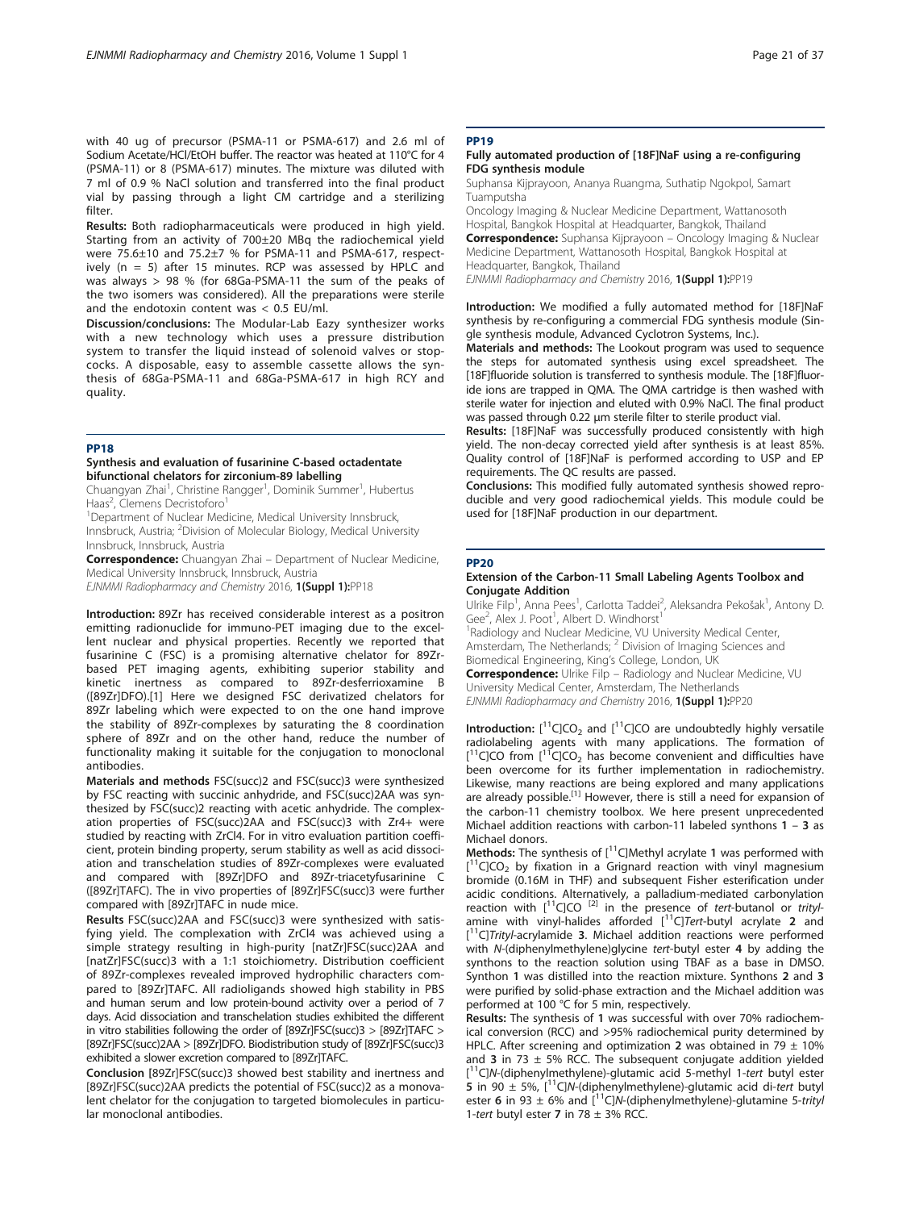with 40 ug of precursor (PSMA-11 or PSMA-617) and 2.6 ml of Sodium Acetate/HCl/EtOH buffer. The reactor was heated at 110°C for 4 (PSMA-11) or 8 (PSMA-617) minutes. The mixture was diluted with 7 ml of 0.9 % NaCl solution and transferred into the final product vial by passing through a light CM cartridge and a sterilizing filter.

**Results:** Both radiopharmaceuticals were produced in high yield. Starting from an activity of 700±20 MBq the radiochemical yield were 75.6±10 and 75.2±7 % for PSMA-11 and PSMA-617, respectively (n = 5) after 15 minutes. RCP was assessed by HPLC and was always > 98 % (for 68Ga-PSMA-11 the sum of the peaks of the two isomers was considered). All the preparations were sterile and the endotoxin content was < 0.5 EU/ml.

**Discussion/conclusions:** The Modular-Lab Eazy synthesizer works with a new technology which uses a pressure distribution system to transfer the liquid instead of solenoid valves or stopcocks. A disposable, easy to assemble cassette allows the synthesis of 68Ga-PSMA-11 and 68Ga-PSMA-617 in high RCY and quality.

## PP18

### Synthesis and evaluation of fusarinine C-based octadentate bifunctional chelators for zirconium-89 labelling

Chuangyan Zhai[1], Christine Rangger[1], Dominik Summer[1], Hubertus Haas[2], Clemens Decristoforo[1]

[1]Department of Nuclear Medicine, Medical University Innsbruck, Innsbruck, Austria; [2]Division of Molecular Biology, Medical University Innsbruck, Innsbruck, Austria

**Correspondence:** Chuangyan Zhai – Department of Nuclear Medicine, Medical University Innsbruck, Innsbruck, Austria

*EJNMMI Radiopharmacy and Chemistry* 2016, **1(Suppl 1):**PP18

**Introduction:** 89Zr has received considerable interest as a positron emitting radionuclide for immuno-PET imaging due to the excellent nuclear and physical properties. Recently we reported that fusarinine C (FSC) is a promising alternative chelator for 89Zr-based PET imaging agents, exhibiting superior stability and kinetic inertness as compared to 89Zr-desferrioxamine B ([89Zr]DFO).[1] Here we designed FSC derivatized chelators for 89Zr labeling which were expected to on the one hand improve the stability of 89Zr-complexes by saturating the 8 coordination sphere of 89Zr and on the other hand, reduce the number of functionality making it suitable for the conjugation to monoclonal antibodies.

**Materials and methods** FSC(succ)2 and FSC(succ)3 were synthesized by FSC reacting with succinic anhydride, and FSC(succ)2AA was synthesized by FSC(succ)2 reacting with acetic anhydride. The complexation properties of FSC(succ)2AA and FSC(succ)3 with Zr4+ were studied by reacting with ZrCl4. For in vitro evaluation partition coefficient, protein binding property, serum stability as well as acid dissociation and transchelation studies of 89Zr-complexes were evaluated and compared with [89Zr]DFO and 89Zr-triacetylfusarinine C ([89Zr]TAFC). The in vivo properties of [89Zr]FSC(succ)3 were further compared with [89Zr]TAFC in nude mice.

**Results** FSC(succ)2AA and FSC(succ)3 were synthesized with satisfying yield. The complexation with ZrCl4 was achieved using a simple strategy resulting in high-purity [natZr]FSC(succ)2AA and [natZr]FSC(succ)3 with a 1:1 stoichiometry. Distribution coefficient of 89Zr-complexes revealed improved hydrophilic characters compared to [89Zr]TAFC. All radioligands showed high stability in PBS and human serum and low protein-bound activity over a period of 7 days. Acid dissociation and transchelation studies exhibited the different in vitro stabilities following the order of [89Zr]FSC(succ)3 > [89Zr]TAFC > [89Zr]FSC(succ)2AA > [89Zr]DFO. Biodistribution study of [89Zr]FSC(succ)3 exhibited a slower excretion compared to [89Zr]TAFC.

**Conclusion** [89Zr]FSC(succ)3 showed best stability and inertness and [89Zr]FSC(succ)2AA predicts the potential of FSC(succ)2 as a monovalent chelator for the conjugation to targeted biomolecules in particular monoclonal antibodies.

## PP19

### Fully automated production of [18F]NaF using a re-configuring FDG synthesis module

Suphansa Kijprayoon, Ananya Ruangma, Suthatip Ngokpol, Samart Tuamputsha

Oncology Imaging & Nuclear Medicine Department, Wattanosoth Hospital, Bangkok Hospital at Headquarter, Bangkok, Thailand

**Correspondence:** Suphansa Kijprayoon – Oncology Imaging & Nuclear Medicine Department, Wattanosoth Hospital, Bangkok Hospital at Headquarter, Bangkok, Thailand

*EJNMMI Radiopharmacy and Chemistry* 2016, **1(Suppl 1):**PP19

**Introduction:** We modified a fully automated method for [18F]NaF synthesis by re-configuring a commercial FDG synthesis module (Single synthesis module, Advanced Cyclotron Systems, Inc.).

**Materials and methods:** The Lookout program was used to sequence the steps for automated synthesis using excel spreadsheet. The [18F]fluoride solution is transferred to synthesis module. The [18F]fluoride ions are trapped in QMA. The QMA cartridge is then washed with sterile water for injection and eluted with 0.9% NaCl. The final product was passed through 0.22 μm sterile filter to sterile product vial.

**Results:** [18F]NaF was successfully produced consistently with high yield. The non-decay corrected yield after synthesis is at least 85%. Quality control of [18F]NaF is performed according to USP and EP requirements. The QC results are passed.

**Conclusions:** This modified fully automated synthesis showed reproducible and very good radiochemical yields. This module could be used for [18F]NaF production in our department.

## PP20

### Extension of the Carbon-11 Small Labeling Agents Toolbox and Conjugate Addition

Ulrike Filp[1], Anna Pees[1], Carlotta Taddei[2], Aleksandra Pekošak[1], Antony D. Gee[2], Alex J. Poot[1], Albert D. Windhorst[1]

[1]Radiology and Nuclear Medicine, VU University Medical Center, Amsterdam, The Netherlands; [2] Division of Imaging Sciences and Biomedical Engineering, King's College, London, UK

**Correspondence:** Ulrike Filp – Radiology and Nuclear Medicine, VU University Medical Center, Amsterdam, The Netherlands

*EJNMMI Radiopharmacy and Chemistry* 2016, **1(Suppl 1):**PP20

**Introduction:** [$^{11}$C]$CO_2$ and [$^{11}$C]CO are undoubtedly highly versatile radiolabeling agents with many applications. The formation of [$^{11}$C]CO from [$^{11}$C]$CO_2$ has become convenient and difficulties have been overcome for its further implementation in radiochemistry. Likewise, many reactions are being explored and many applications are already possible.[1] However, there is still a need for expansion of the carbon-11 chemistry toolbox. We here present unprecedented Michael addition reactions with carbon-11 labeled synthons **1** – **3** as Michael donors.

**Methods:** The synthesis of [$^{11}$C]Methyl acrylate **1** was performed with [$^{11}$C]$CO_2$ by fixation in a Grignard reaction with vinyl magnesium bromide (0.16M in THF) and subsequent Fisher esterification under acidic conditions. Alternatively, a palladium-mediated carbonylation reaction with [$^{11}$C]CO [2] in the presence of *tert*-butanol or *trityl*-amine with vinyl-halides afforded [$^{11}$C]*Tert*-butyl acrylate **2** and [$^{11}$C]*Trityl*-acrylamide **3**. Michael addition reactions were performed with *N*-(diphenylmethylene)glycine *tert*-butyl ester **4** by adding the synthons to the reaction solution using TBAF as a base in DMSO. Synthon **1** was distilled into the reaction mixture. Synthons **2** and **3** were purified by solid-phase extraction and the Michael addition was performed at 100 °C for 5 min, respectively.

**Results:** The synthesis of **1** was successful with over 70% radiochemical conversion (RCC) and >95% radiochemical purity determined by HPLC. After screening and optimization **2** was obtained in 79 ± 10% and **3** in 73 ± 5% RCC. The subsequent conjugate addition yielded [$^{11}$C]*N*-(diphenylmethylene)-glutamic acid 5-methyl 1-*tert* butyl ester **5** in 90 ± 5%, [$^{11}$C]*N*-(diphenylmethylene)-glutamic acid di-*tert* butyl ester **6** in 93 ± 6% and [$^{11}$C]*N*-(diphenylmethylene)-glutamine 5-*trityl* 1-*tert* butyl ester **7** in 78 ± 3% RCC.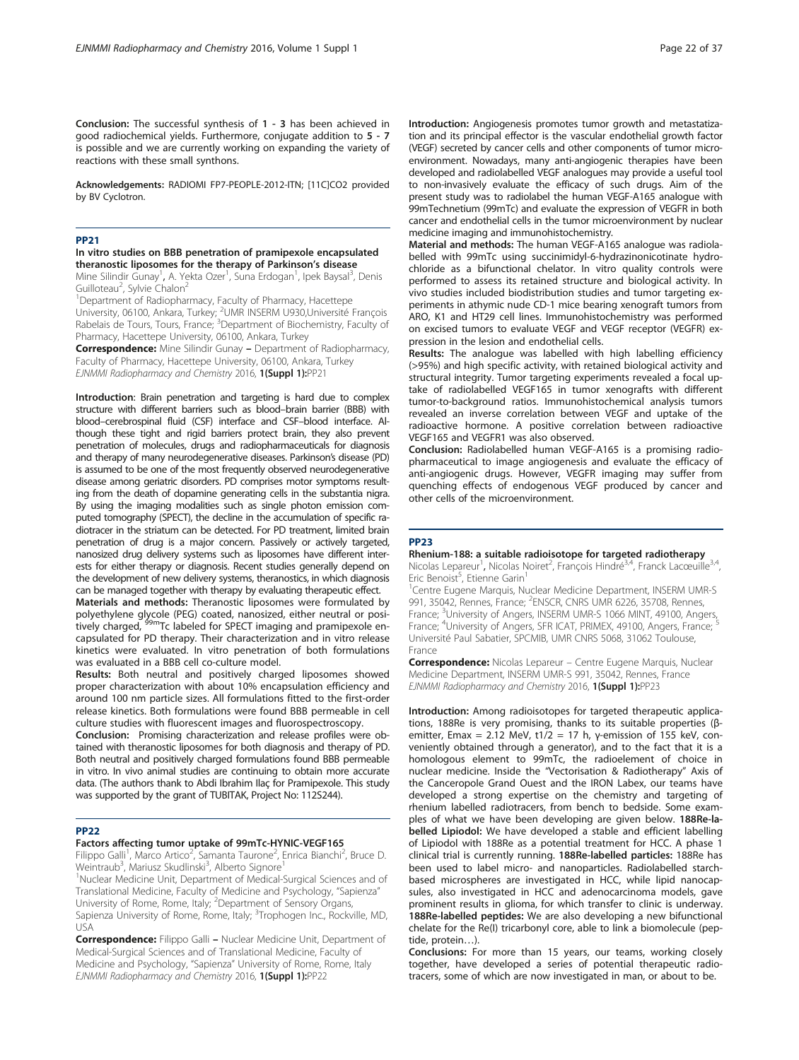**Conclusion:** The successful synthesis of **1 - 3** has been achieved in good radiochemical yields. Furthermore, conjugate addition to **5 - 7** is possible and we are currently working on expanding the variety of reactions with these small synthons.

**Acknowledgements:** RADIOMI FP7-PEOPLE-2012-ITN; [11C]CO2 provided by BV Cyclotron.

## PP21

### In vitro studies on BBB penetration of pramipexole encapsulated theranostic liposomes for the therapy of Parkinson's disease

Mine Silindir Gunay[1], A. Yekta Ozer[1], Suna Erdogan[1], Ipek Baysal[3], Denis Guilloteau[2], Sylvie Chalon[2]

[1]Department of Radiopharmacy, Faculty of Pharmacy, Hacettepe University, 06100, Ankara, Turkey; [2]UMR INSERM U930,Université François Rabelais de Tours, Tours, France; [3]Department of Biochemistry, Faculty of Pharmacy, Hacettepe University, 06100, Ankara, Turkey

**Correspondence:** Mine Silindir Gunay – Department of Radiopharmacy, Faculty of Pharmacy, Hacettepe University, 06100, Ankara, Turkey
*EJNMMI Radiopharmacy and Chemistry* 2016, **1(Suppl 1):**PP21

**Introduction**: Brain penetration and targeting is hard due to complex structure with different barriers such as blood–brain barrier (BBB) with blood–cerebrospinal fluid (CSF) interface and CSF–blood interface. Although these tight and rigid barriers protect brain, they also prevent penetration of molecules, drugs and radiopharmaceuticals for diagnosis and therapy of many neurodegenerative diseases. Parkinson's disease (PD) is assumed to be one of the most frequently observed neurodegenerative disease among geriatric disorders. PD comprises motor symptoms resulting from the death of dopamine generating cells in the substantia nigra. By using the imaging modalities such as single photon emission computed tomography (SPECT), the decline in the accumulation of specific radiotracer in the striatum can be detected. For PD treatment, limited brain penetration of drug is a major concern. Passively or actively targeted, nanosized drug delivery systems such as liposomes have different interests for either therapy or diagnosis. Recent studies generally depend on the development of new delivery systems, theranostics, in which diagnosis can be managed together with therapy by evaluating therapeutic effect.

**Materials and methods:** Theranostic liposomes were formulated by polyethylene glycole (PEG) coated, nanosized, either neutral or positively charged, $^{99m}$Tc labeled for SPECT imaging and pramipexole encapsulated for PD therapy. Their characterization and in vitro release kinetics were evaluated. In vitro penetration of both formulations was evaluated in a BBB cell co-culture model.

**Results:** Both neutral and positively charged liposomes showed proper characterization with about 10% encapsulation efficiency and around 100 nm particle sizes. All formulations fitted to the first-order release kinetics. Both formulations were found BBB permeable in cell culture studies with fluorescent images and fluorospectroscopy.

**Conclusion:** Promising characterization and release profiles were obtained with theranostic liposomes for both diagnosis and therapy of PD. Both neutral and positively charged formulations found BBB permeable in vitro. In vivo animal studies are continuing to obtain more accurate data. (The authors thank to Abdi Ibrahim Ilaç for Pramipexole. This study was supported by the grant of TUBITAK, Project No: 112S244).

## PP22

### Factors affecting tumor uptake of 99mTc-HYNIC-VEGF165

Filippo Galli[1], Marco Artico[2], Samanta Taurone[2], Enrica Bianchi[2], Bruce D. Weintraub[3], Mariusz Skudlinski[3], Alberto Signore[1]

[1]Nuclear Medicine Unit, Department of Medical-Surgical Sciences and of Translational Medicine, Faculty of Medicine and Psychology, "Sapienza" University of Rome, Rome, Italy; [2]Department of Sensory Organs, Sapienza University of Rome, Rome, Italy; [3]Trophogen Inc., Rockville, MD, USA

**Correspondence:** Filippo Galli – Nuclear Medicine Unit, Department of Medical-Surgical Sciences and of Translational Medicine, Faculty of Medicine and Psychology, "Sapienza" University of Rome, Rome, Italy
*EJNMMI Radiopharmacy and Chemistry* 2016, **1(Suppl 1):**PP22

**Introduction:** Angiogenesis promotes tumor growth and metastatization and its principal effector is the vascular endothelial growth factor (VEGF) secreted by cancer cells and other components of tumor microenvironment. Nowadays, many anti-angiogenic therapies have been developed and radiolabelled VEGF analogues may provide a useful tool to non-invasively evaluate the efficacy of such drugs. Aim of the present study was to radiolabel the human VEGF-A165 analogue with 99mTechnetium (99mTc) and evaluate the expression of VEGFR in both cancer and endothelial cells in the tumor microenvironment by nuclear medicine imaging and immunohistochemistry.

**Material and methods:** The human VEGF-A165 analogue was radiolabelled with 99mTc using succinimidyl-6-hydrazinonicotinate hydrochloride as a bifunctional chelator. In vitro quality controls were performed to assess its retained structure and biological activity. In vivo studies included biodistribution studies and tumor targeting experiments in athymic nude CD-1 mice bearing xenograft tumors from ARO, K1 and HT29 cell lines. Immunohistochemistry was performed on excised tumors to evaluate VEGF and VEGF receptor (VEGFR) expression in the lesion and endothelial cells.

**Results:** The analogue was labelled with high labelling efficiency (>95%) and high specific activity, with retained biological activity and structural integrity. Tumor targeting experiments revealed a focal uptake of radiolabelled VEGF165 in tumor xenografts with different tumor-to-background ratios. Immunohistochemical analysis tumors revealed an inverse correlation between VEGF and uptake of the radioactive hormone. A positive correlation between radioactive VEGF165 and VEGFR1 was also observed.

**Conclusion:** Radiolabelled human VEGF-A165 is a promising radiopharmaceutical to image angiogenesis and evaluate the efficacy of anti-angiogenic drugs. However, VEGFR imaging may suffer from quenching effects of endogenous VEGF produced by cancer and other cells of the microenvironment.

## PP23

### Rhenium-188: a suitable radioisotope for targeted radiotherapy

Nicolas Lepareur[1], Nicolas Noiret[2], François Hindré[3,4], Franck Lacœuille[3,4], Eric Benoist[5], Etienne Garin[1]

[1]Centre Eugene Marquis, Nuclear Medicine Department, INSERM UMR-S 991, 35042, Rennes, France; [2]ENSCR, CNRS UMR 6226, 35708, Rennes, France; [3]University of Angers, INSERM UMR-S 1066 MINT, 49100, Angers, France; [4]University of Angers, SFR ICAT, PRIMEX, 49100, Angers, France; [5]Université Paul Sabatier, SPCMIB, UMR CNRS 5068, 31062 Toulouse, France

**Correspondence:** Nicolas Lepareur – Centre Eugene Marquis, Nuclear Medicine Department, INSERM UMR-S 991, 35042, Rennes, France
*EJNMMI Radiopharmacy and Chemistry* 2016, **1(Suppl 1):**PP23

**Introduction:** Among radioisotopes for targeted therapeutic applications, 188Re is very promising, thanks to its suitable properties (β-emitter, Emax = 2.12 MeV, t1/2 = 17 h, γ-emission of 155 keV, conveniently obtained through a generator), and to the fact that it is a homologous element to 99mTc, the radioelement of choice in nuclear medicine. Inside the "Vectorisation & Radiotherapy" Axis of the Canceropole Grand Ouest and the IRON Labex, our teams have developed a strong expertise on the chemistry and targeting of rhenium labelled radiotracers, from bench to bedside. Some examples of what we have been developing are given below. **188Re-labelled Lipiodol:** We have developed a stable and efficient labelling of Lipiodol with 188Re as a potential treatment for HCC. A phase 1 clinical trial is currently running. **188Re-labelled particles:** 188Re has been used to label micro- and nanoparticles. Radiolabelled starch-based microspheres are investigated in HCC, while lipid nanocapsules, also investigated in HCC and adenocarcinoma models, gave prominent results in glioma, for which transfer to clinic is underway. **188Re-labelled peptides:** We are also developing a new bifunctional chelate for the Re(I) tricarbonyl core, able to link a biomolecule (peptide, protein…).

**Conclusions:** For more than 15 years, our teams, working closely together, have developed a series of potential therapeutic radiotracers, some of which are now investigated in man, or about to be.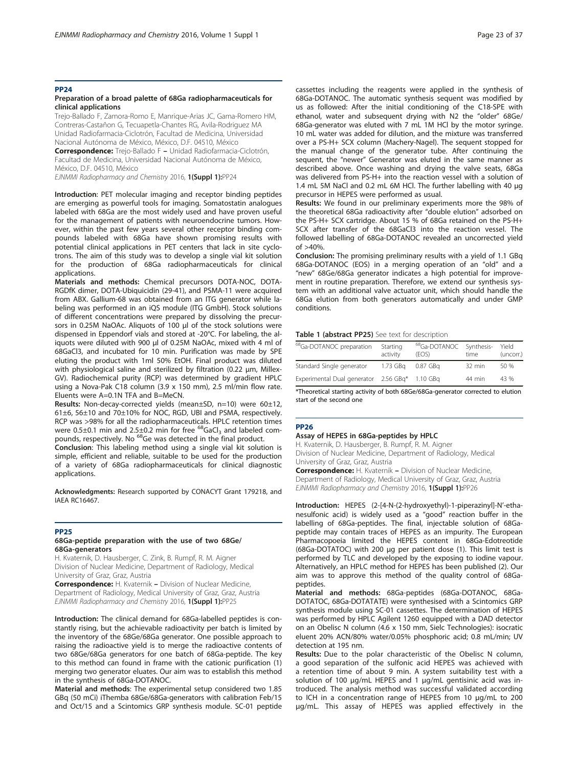## PP24

### Preparation of a broad palette of 68Ga radiopharmaceuticals for clinical applications

Trejo-Ballado F, Zamora-Romo E, Manrique-Arias JC, Gama-Romero HM, Contreras-Castañon G, Tecuapetla-Chantes RG, Avila-Rodriguez MA
Unidad Radiofarmacia-Ciclotrón, Facultad de Medicina, Universidad Nacional Autónoma de México, México, D.F. 04510, México

**Correspondence:** Trejo-Ballado F – Unidad Radiofarmacia-Ciclotrón, Facultad de Medicina, Universidad Nacional Autónoma de México, México, D.F. 04510, México

*EJNMMI Radiopharmacy and Chemistry* 2016, **1(Suppl 1):**PP24

**Introduction**: PET molecular imaging and receptor binding peptides are emerging as powerful tools for imaging. Somatostatin analogues labeled with 68Ga are the most widely used and have proven useful for the management of patients with neuroendocrine tumors. However, within the past few years several other receptor binding compounds labeled with 68Ga have shown promising results with potential clinical applications in PET centers that lack in site cyclotrons. The aim of this study was to develop a single vial kit solution for the production of 68Ga radiopharmaceuticals for clinical applications.

**Materials and methods:** Chemical precursors DOTA-NOC, DOTA-RGDfK dimer, DOTA-Ubiquicidin (29-41), and PSMA-11 were acquired from ABX. Gallium-68 was obtained from an ITG generator while labeling was performed in an iQS module (ITG GmbH). Stock solutions of different concentrations were prepared by dissolving the precursors in 0.25M NaOAc. Aliquots of 100 µl of the stock solutions were dispensed in Eppendorf vials and stored at -20°C. For labeling, the aliquots were diluted with 900 µl of 0.25M NaOAc, mixed with 4 ml of 68GaCl3, and incubated for 10 min. Purification was made by SPE eluting the product with 1ml 50% EtOH. Final product was diluted with physiological saline and sterilized by filtration (0.22 µm, Millex-GV). Radiochemical purity (RCP) was determined by gradient HPLC using a Nova-Pak C18 column (3.9 x 150 mm), 2.5 ml/min flow rate. Eluents were A=0.1N TFA and B=MeCN.

**Results:** Non-decay-corrected yields (mean±SD, n=10) were 60±12, 61±6, 56±10 and 70±10% for NOC, RGD, UBI and PSMA, respectively. RCP was >98% for all the radiopharmaceuticals. HPLC retention times were 0.5±0.1 min and 2.5±0.2 min for free $^{68}GaCl_3$ and labeled compounds, respectively. No $^{68}$Ge was detected in the final product.

**Conclusion**: This labeling method using a single vial kit solution is simple, efficient and reliable, suitable to be used for the production of a variety of 68Ga radiopharmaceuticals for clinical diagnostic applications.

**Acknowledgments:** Research supported by CONACYT Grant 179218, and IAEA RC16467.

## PP25

### 68Ga-peptide preparation with the use of two 68Ge/68Ga-generators

H. Kvaternik, D. Hausberger, C. Zink, B. Rumpf, R. M. Aigner
Division of Nuclear Medicine, Department of Radiology, Medical University of Graz, Graz, Austria

**Correspondence:** H. Kvaternik – Division of Nuclear Medicine, Department of Radiology, Medical University of Graz, Graz, Austria

*EJNMMI Radiopharmacy and Chemistry* 2016, **1(Suppl 1):**PP25

**Introduction:** The clinical demand for 68Ga-labelled peptides is constantly rising, but the achievable radioactivity per batch is limited by the inventory of the 68Ge/68Ga generator. One possible approach to raising the radioactive yield is to merge the radioactive contents of two 68Ge/68Ga generators for one batch of 68Ga-peptide. The key to this method can found in frame with the cationic purification (1) merging two generator eluates. Our aim was to establish this method in the synthesis of 68Ga-DOTANOC.

**Material and methods**: The experimental setup considered two 1.85 GBq (50 mCi) iThemba 68Ge/68Ga-generators with calibration Feb/15 and Oct/15 and a Scintomics GRP synthesis module. SC-01 peptide cassettes including the reagents were applied in the synthesis of 68Ga-DOTANOC. The automatic synthesis sequent was modified by us as followed: After the initial conditioning of the C18-SPE with ethanol, water and subsequent drying with N2 the "older" 68Ge/68Ga-generator was eluted with 7 mL 1M HCl by the motor syringe. 10 mL water was added for dilution, and the mixture was transferred over a PS-H+ SCX column (Machery-Nagel). The sequent stopped for the manual change of the generator tube. After continuing the sequent, the "newer" Generator was eluted in the same manner as described above. Once washing and drying the valve seats, 68Ga was delivered from PS-H+ into the reaction vessel with a solution of 1.4 mL 5M NaCl and 0.2 mL 6M HCl. The further labelling with 40 µg precursor in HEPES were performed as usual.

**Results:** We found in our preliminary experiments more the 98% of the theoretical 68Ga radioactivity after "double elution" adsorbed on the PS-H+ SCX cartridge. About 15 % of 68Ga retained on the PS-H+ SCX after transfer of the 68GaCl3 into the reaction vessel. The followed labelling of 68Ga-DOTANOC revealed an uncorrected yield of >40%.

**Conclusion:** The promising preliminary results with a yield of 1.1 GBq 68Ga-DOTANOC (EOS) in a merging operation of an "old" and a "new" 68Ge/68Ga generator indicates a high potential for improvement in routine preparation. Therefore, we extend our synthesis system with an additional valve actuator unit, which should handle the 68Ga elution from both generators automatically and under GMP conditions.

**Table 1 (abstract PP25)** See text for description

| $^{68}$Ga-DOTANOC preparation | Starting activity | $^{68}$Ga-DOTANOC (EOS) | Synthesis-time | Yield (uncorr.) |
|---|---|---|---|---|
| Standard Single generator | 1.73 GBq | 0.87 GBq | 32 min | 50 % |
| Experimental Dual generator | 2.56 GBq* | 1.10 GBq | 44 min | 43 % |

*Theoretical starting activity of both 68Ge/68Ga-generator corrected to elution start of the second one

## PP26

### Assay of HEPES in 68Ga-peptides by HPLC

H. Kvaternik, D. Hausberger, B. Rumpf, R. M. Aigner
Division of Nuclear Medicine, Department of Radiology, Medical University of Graz, Graz, Austria

**Correspondence:** H. Kvaternik – Division of Nuclear Medicine, Department of Radiology, Medical University of Graz, Graz, Austria

*EJNMMI Radiopharmacy and Chemistry* 2016, **1(Suppl 1):**PP26

**Introduction:** HEPES (2-[4-N-(2-hydroxyethyl)-1-piperazinyl]-N'-ethanesulfonic acid) is widely used as a "good" reaction buffer in the labelling of 68Ga-peptides. The final, injectable solution of 68Ga-peptide may contain traces of HEPES as an impurity. The European Pharmacopoeia limited the HEPES content in 68Ga-Edotreotide (68Ga-DOTATOC) with 200 µg per patient dose (1). This limit test is performed by TLC and developed by the exposing to iodine vapour. Alternatively, an HPLC method for HEPES has been published (2). Our aim was to approve this method of the quality control of 68Ga-peptides.

**Material and methods:** 68Ga-peptides (68Ga-DOTANOC, 68Ga-DOTATOC, 68Ga-DOTATATE) were synthesised with a Scintomics GRP synthesis module using SC-01 cassettes. The determination of HEPES was performed by HPLC Agilent 1260 equipped with a DAD detector on an Obelisc N column (4.6 x 150 mm, Sielc Technologies): isocratic eluent 20% ACN/80% water/0.05% phosphoric acid; 0.8 mL/min; UV detection at 195 nm.

**Results:** Due to the polar characteristic of the Obelisc N column, a good separation of the sulfonic acid HEPES was achieved with a retention time of about 9 min. A system suitability test with a solution of 100 µg/mL HEPES and 1 µg/mL gentisinic acid was introduced. The analysis method was successful validated according to ICH in a concentration range of HEPES from 10 µg/mL to 200 µg/mL. This assay of HEPES was applied effectively in the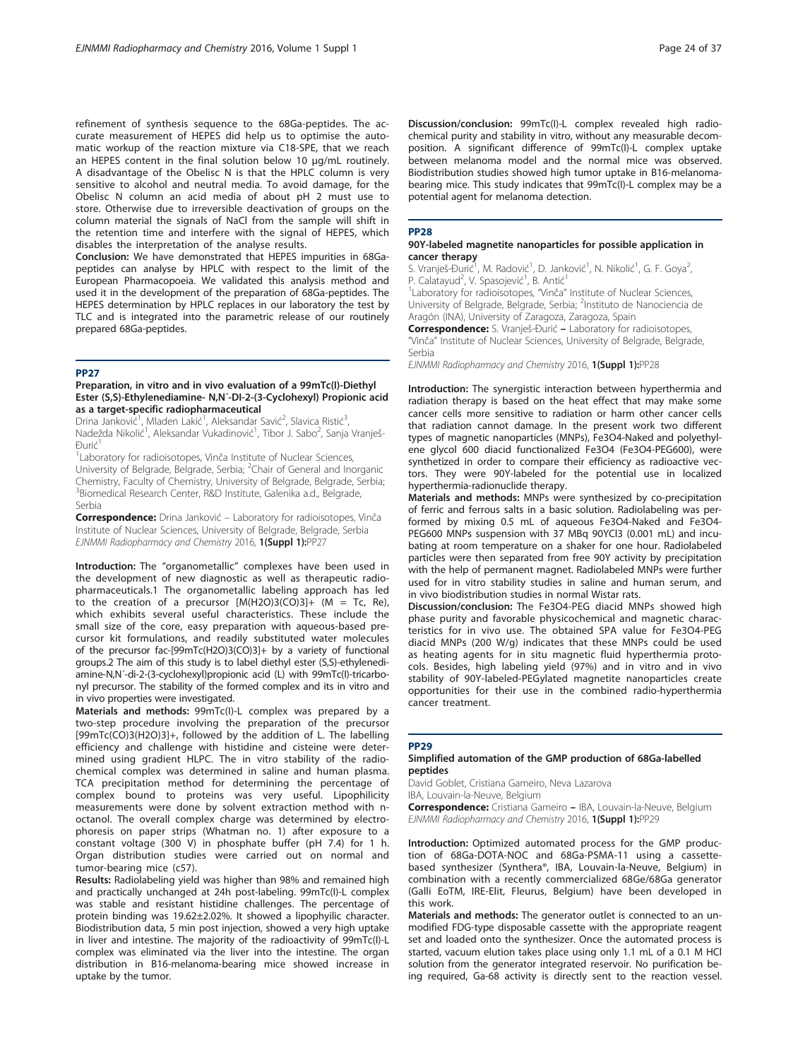refinement of synthesis sequence to the 68Ga-peptides. The accurate measurement of HEPES did help us to optimise the automatic workup of the reaction mixture via C18-SPE, that we reach an HEPES content in the final solution below 10 µg/mL routinely. A disadvantage of the Obelisc N is that the HPLC column is very sensitive to alcohol and neutral media. To avoid damage, for the Obelisc N column an acid media of about pH 2 must use to store. Otherwise due to irreversible deactivation of groups on the column material the signals of NaCl from the sample will shift in the retention time and interfere with the signal of HEPES, which disables the interpretation of the analyse results.

**Conclusion:** We have demonstrated that HEPES impurities in 68Ga-peptides can analyse by HPLC with respect to the limit of the European Pharmacopoeia. We validated this analysis method and used it in the development of the preparation of 68Ga-peptides. The HEPES determination by HPLC replaces in our laboratory the test by TLC and is integrated into the parametric release of our routinely prepared 68Ga-peptides.

## PP27

### Preparation, in vitro and in vivo evaluation of a 99mTc(I)-Diethyl Ester (S,S)-Ethylenediamine- N,N′-DI-2-(3-Cyclohexyl) Propionic acid as a target-specific radiopharmaceutical

Drina Janković[1], Mladen Lakić[1], Aleksandar Savić[2], Slavica Ristić[3], Nadežda Nikolić[1], Aleksandar Vukadinović[1], Tibor J. Sabo[2], Sanja Vranješ-Đurić[1]

[1]Laboratory for radioisotopes, Vinča Institute of Nuclear Sciences, University of Belgrade, Belgrade, Serbia; [2]Chair of General and Inorganic Chemistry, Faculty of Chemistry, University of Belgrade, Belgrade, Serbia; [3]Biomedical Research Center, R&D Institute, Galenika a.d., Belgrade, Serbia

**Correspondence:** Drina Janković – Laboratory for radioisotopes, Vinča Institute of Nuclear Sciences, University of Belgrade, Belgrade, Serbia

*EJNMMI Radiopharmacy and Chemistry* 2016, **1(Suppl 1):**PP27

**Introduction:** The "organometallic" complexes have been used in the development of new diagnostic as well as therapeutic radiopharmaceuticals.1 The organometallic labeling approach has led to the creation of a precursor $[M(H_2O)_3(CO)_3]^+$ (M = Tc, Re), which exhibits several useful characteristics. These include the small size of the core, easy preparation with aqueous-based precursor kit formulations, and readily substituted water molecules of the precursor fac-$[^{99m}Tc(H_2O)_3(CO)_3]^+$ by a variety of functional groups.2 The aim of this study is to label diethyl ester (S,S)-ethylenediamine-N,N′-di-2-(3-cyclohexyl)propionic acid (L) with 99mTc(I)-tricarbonyl precursor. The stability of the formed complex and its in vitro and in vivo properties were investigated.

**Materials and methods:** 99mTc(I)-L complex was prepared by a two-step procedure involving the preparation of the precursor $[^{99m}Tc(CO)_3(H_2O)_3]^+$, followed by the addition of L. The labelling efficiency and challenge with histidine and cisteine were determined using gradient HLPC. The in vitro stability of the radiochemical complex was determined in saline and human plasma. TCA precipitation method for determining the percentage of complex bound to proteins was very useful. Lipophilicity measurements were done by solvent extraction method with n-octanol. The overall complex charge was determined by electrophoresis on paper strips (Whatman no. 1) after exposure to a constant voltage (300 V) in phosphate buffer (pH 7.4) for 1 h. Organ distribution studies were carried out on normal and tumor-bearing mice (c57).

**Results:** Radiolabeling yield was higher than 98% and remained high and practically unchanged at 24h post-labeling. 99mTc(I)-L complex was stable and resistant histidine challenges. The percentage of protein binding was 19.62±2.02%. It showed a lipophyilic character. Biodistribution data, 5 min post injection, showed a very high uptake in liver and intestine. The majority of the radioactivity of 99mTc(I)-L complex was eliminated via the liver into the intestine. The organ distribution in B16-melanoma-bearing mice showed increase in uptake by the tumor.

**Discussion/conclusion:** 99mTc(I)-L complex revealed high radiochemical purity and stability in vitro, without any measurable decomposition. A significant difference of 99mTc(I)-L complex uptake between melanoma model and the normal mice was observed. Biodistribution studies showed high tumor uptake in B16-melanoma-bearing mice. This study indicates that 99mTc(I)-L complex may be a potential agent for melanoma detection.

## PP28

### 90Y-labeled magnetite nanoparticles for possible application in cancer therapy

S. Vranješ-Đurić[1], M. Radović[1], D. Janković[1], N. Nikolić[1], G. F. Goya[2], P. Calatayud[2], V. Spasojević[1], B. Antić[1]

[1]Laboratory for radioisotopes, "Vinča" Institute of Nuclear Sciences, University of Belgrade, Belgrade, Serbia; [2]Instituto de Nanociencia de Aragón (INA), University of Zaragoza, Zaragoza, Spain

**Correspondence:** S. Vranješ-Đurić – Laboratory for radioisotopes, "Vinča" Institute of Nuclear Sciences, University of Belgrade, Belgrade, Serbia

*EJNMMI Radiopharmacy and Chemistry* 2016, **1(Suppl 1):**PP28

**Introduction:** The synergistic interaction between hyperthermia and radiation therapy is based on the heat effect that may make some cancer cells more sensitive to radiation or harm other cancer cells that radiation cannot damage. In the present work two different types of magnetic nanoparticles (MNPs), $Fe_3O_4$-Naked and polyethylene glycol 600 diacid functionalized $Fe_3O_4$ ($Fe_3O_4$-PEG600), were synthesized in order to compare their efficiency as radioactive vectors. They were 90Y-labeled for the potential use in localized hyperthermia-radionuclide therapy.

**Materials and methods:** MNPs were synthesized by co-precipitation of ferric and ferrous salts in a basic solution. Radiolabeling was performed by mixing 0.5 mL of aqueous $Fe_3O_4$-Naked and $Fe_3O_4$-PEG600 MNPs suspension with 37 MBq $^{90}YCl_3$ (0.001 mL) and incubating at room temperature on a shaker for one hour. Radiolabeled particles were then separated from free 90Y activity by precipitation with the help of permanent magnet. Radiolabeled MNPs were further used for in vitro stability studies in saline and human serum, and in vivo biodistribution studies in normal Wistar rats.

**Discussion/conclusion:** The $Fe_3O_4$-PEG diacid MNPs showed high phase purity and favorable physicochemical and magnetic characteristics for in vivo use. The obtained SPA value for $Fe_3O_4$-PEG diacid MNPs (200 W/g) indicates that these MNPs could be used as heating agents for in situ magnetic fluid hyperthermia protocols. Besides, high labeling yield (97%) and in vitro and in vivo stability of 90Y-labeled-PEGylated magnetite nanoparticles create opportunities for their use in the combined radio-hyperthermia cancer treatment.

## PP29

### Simplified automation of the GMP production of 68Ga-labelled peptides

David Goblet, Cristiana Gameiro, Neva Lazarova

IBA, Louvain-la-Neuve, Belgium

**Correspondence:** Cristiana Gameiro – IBA, Louvain-la-Neuve, Belgium

*EJNMMI Radiopharmacy and Chemistry* 2016, **1(Suppl 1):**PP29

**Introduction:** Optimized automated process for the GMP production of 68Ga-DOTA-NOC and 68Ga-PSMA-11 using a cassette-based synthesizer (Synthera®, IBA, Louvain-la-Neuve, Belgium) in combination with a recently commercialized 68Ge/68Ga generator (Galli EoTM, IRE-Elit, Fleurus, Belgium) have been developed in this work.

**Materials and methods:** The generator outlet is connected to an unmodified FDG-type disposable cassette with the appropriate reagent set and loaded onto the synthesizer. Once the automated process is started, vacuum elution takes place using only 1.1 mL of a 0.1 M HCl solution from the generator integrated reservoir. No purification being required, Ga-68 activity is directly sent to the reaction vessel.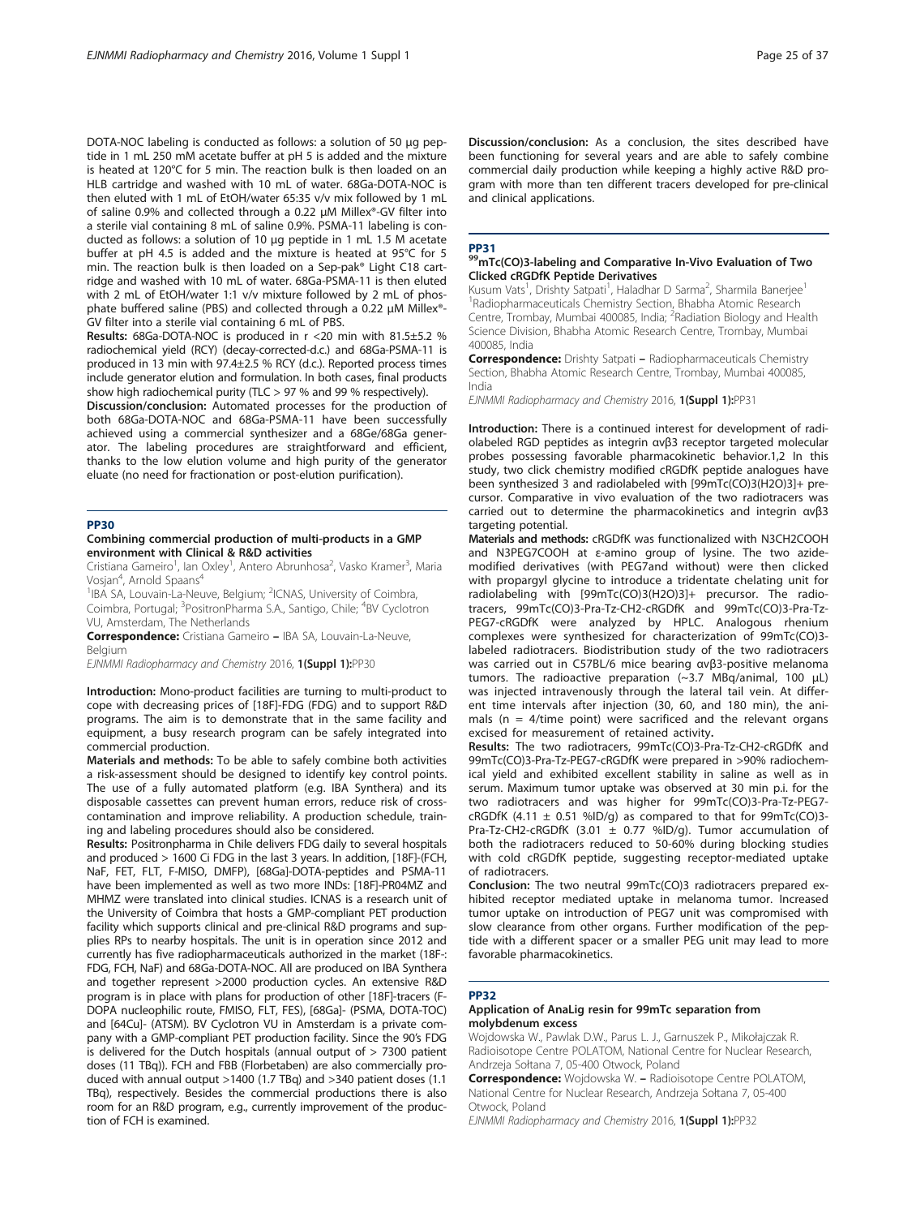DOTA-NOC labeling is conducted as follows: a solution of 50 μg peptide in 1 mL 250 mM acetate buffer at pH 5 is added and the mixture is heated at 120°C for 5 min. The reaction bulk is then loaded on an HLB cartridge and washed with 10 mL of water. 68Ga-DOTA-NOC is then eluted with 1 mL of EtOH/water 65:35 v/v mix followed by 1 mL of saline 0.9% and collected through a 0.22 μM Millex®-GV filter into a sterile vial containing 8 mL of saline 0.9%. PSMA-11 labeling is conducted as follows: a solution of 10 μg peptide in 1 mL 1.5 M acetate buffer at pH 4.5 is added and the mixture is heated at 95°C for 5 min. The reaction bulk is then loaded on a Sep-pak® Light C18 cartridge and washed with 10 mL of water. 68Ga-PSMA-11 is then eluted with 2 mL of EtOH/water 1:1 v/v mixture followed by 2 mL of phosphate buffered saline (PBS) and collected through a 0.22 μM Millex®-GV filter into a sterile vial containing 6 mL of PBS.

**Results:** 68Ga-DOTA-NOC is produced in r <20 min with 81.5±5.2 % radiochemical yield (RCY) (decay-corrected-d.c.) and 68Ga-PSMA-11 is produced in 13 min with 97.4±2.5 % RCY (d.c.). Reported process times include generator elution and formulation. In both cases, final products show high radiochemical purity (TLC > 97 % and 99 % respectively).

**Discussion/conclusion:** Automated processes for the production of both 68Ga-DOTA-NOC and 68Ga-PSMA-11 have been successfully achieved using a commercial synthesizer and a 68Ge/68Ga generator. The labeling procedures are straightforward and efficient, thanks to the low elution volume and high purity of the generator eluate (no need for fractionation or post-elution purification).

## PP30

### Combining commercial production of multi-products in a GMP environment with Clinical & R&D activities

Cristiana Gameiro[1], Ian Oxley[1], Antero Abrunhosa[2], Vasko Kramer[3], Maria Vosjan[4], Arnold Spaans[4]

[1]IBA SA, Louvain-La-Neuve, Belgium; [2]ICNAS, University of Coimbra, Coimbra, Portugal; [3]PositronPharma S.A., Santigo, Chile; [4]BV Cyclotron VU, Amsterdam, The Netherlands

**Correspondence:** Cristiana Gameiro – IBA SA, Louvain-La-Neuve, Belgium

*EJNMMI Radiopharmacy and Chemistry* 2016, **1(Suppl 1):**PP30

**Introduction:** Mono-product facilities are turning to multi-product to cope with decreasing prices of [18F]-FDG (FDG) and to support R&D programs. The aim is to demonstrate that in the same facility and equipment, a busy research program can be safely integrated into commercial production.

**Materials and methods:** To be able to safely combine both activities a risk-assessment should be designed to identify key control points. The use of a fully automated platform (e.g. IBA Synthera) and its disposable cassettes can prevent human errors, reduce risk of cross-contamination and improve reliability. A production schedule, training and labeling procedures should also be considered.

**Results:** Positronpharma in Chile delivers FDG daily to several hospitals and produced > 1600 Ci FDG in the last 3 years. In addition, [18F]-(FCH, NaF, FET, FLT, F-MISO, DMFP), [68Ga]-DOTA-peptides and PSMA-11 have been implemented as well as two more INDs: [18F]-PR04MZ and MHMZ were translated into clinical studies. ICNAS is a research unit of the University of Coimbra that hosts a GMP-compliant PET production facility which supports clinical and pre-clinical R&D programs and supplies RPs to nearby hospitals. The unit is in operation since 2012 and currently has five radiopharmaceuticals authorized in the market (18F-: FDG, FCH, NaF) and 68Ga-DOTA-NOC. All are produced on IBA Synthera and together represent >2000 production cycles. An extensive R&D program is in place with plans for production of other [18F]-tracers (F-DOPA nucleophilic route, FMISO, FLT, FES), [68Ga]- (PSMA, DOTA-TOC) and [64Cu]- (ATSM). BV Cyclotron VU in Amsterdam is a private company with a GMP-compliant PET production facility. Since the 90's FDG is delivered for the Dutch hospitals (annual output of > 7300 patient doses (11 TBq)). FCH and FBB (Florbetaben) are also commercially produced with annual output >1400 (1.7 TBq) and >340 patient doses (1.1 TBq), respectively. Besides the commercial productions there is also room for an R&D program, e.g., currently improvement of the production of FCH is examined.

**Discussion/conclusion:** As a conclusion, the sites described have been functioning for several years and are able to safely combine commercial daily production while keeping a highly active R&D program with more than ten different tracers developed for pre-clinical and clinical applications.

## PP31

### 99mTc(CO)3-labeling and Comparative In-Vivo Evaluation of Two Clicked cRGDfK Peptide Derivatives

Kusum Vats[1], Drishty Satpati[1], Haladhar D Sarma[2], Sharmila Banerjee[1]

[1]Radiopharmaceuticals Chemistry Section, Bhabha Atomic Research Centre, Trombay, Mumbai 400085, India; [2]Radiation Biology and Health Science Division, Bhabha Atomic Research Centre, Trombay, Mumbai 400085, India

**Correspondence:** Drishty Satpati – Radiopharmaceuticals Chemistry Section, Bhabha Atomic Research Centre, Trombay, Mumbai 400085, India

*EJNMMI Radiopharmacy and Chemistry* 2016, **1(Suppl 1):**PP31

**Introduction:** There is a continued interest for development of radiolabeled RGD peptides as integrin αvβ3 receptor targeted molecular probes possessing favorable pharmacokinetic behavior.1,2 In this study, two click chemistry modified cRGDfK peptide analogues have been synthesized 3 and radiolabeled with [99mTc(CO)3(H2O)3]+ precursor. Comparative in vivo evaluation of the two radiotracers was carried out to determine the pharmacokinetics and integrin αvβ3 targeting potential.

**Materials and methods:** cRGDfK was functionalized with N3CH2COOH and N3PEG7COOH at ε-amino group of lysine. The two azide-modified derivatives (with PEG7and without) were then clicked with propargyl glycine to introduce a tridentate chelating unit for radiolabeling with [99mTc(CO)3(H2O)3]+ precursor. The radiotracers, 99mTc(CO)3-Pra-Tz-CH2-cRGDfK and 99mTc(CO)3-Pra-Tz-PEG7-cRGDfK were analyzed by HPLC. Analogous rhenium complexes were synthesized for characterization of 99mTc(CO)3-labeled radiotracers. Biodistribution study of the two radiotracers was carried out in C57BL/6 mice bearing αvβ3-positive melanoma tumors. The radioactive preparation (~3.7 MBq/animal, 100 μL) was injected intravenously through the lateral tail vein. At different time intervals after injection (30, 60, and 180 min), the animals (n = 4/time point) were sacrificed and the relevant organs excised for measurement of retained activity.

**Results:** The two radiotracers, 99mTc(CO)3-Pra-Tz-CH2-cRGDfK and 99mTc(CO)3-Pra-Tz-PEG7-cRGDfK were prepared in >90% radiochemical yield and exhibited excellent stability in saline as well as in serum. Maximum tumor uptake was observed at 30 min p.i. for the two radiotracers and was higher for 99mTc(CO)3-Pra-Tz-PEG7-cRGDfK (4.11 ± 0.51 %ID/g) as compared to that for 99mTc(CO)3-Pra-Tz-CH2-cRGDfK (3.01 ± 0.77 %ID/g). Tumor accumulation of both the radiotracers reduced to 50-60% during blocking studies with cold cRGDfK peptide, suggesting receptor-mediated uptake of radiotracers.

**Conclusion:** The two neutral 99mTc(CO)3 radiotracers prepared exhibited receptor mediated uptake in melanoma tumor. Increased tumor uptake on introduction of PEG7 unit was compromised with slow clearance from other organs. Further modification of the peptide with a different spacer or a smaller PEG unit may lead to more favorable pharmacokinetics.

## PP32

### Application of AnaLig resin for 99mTc separation from molybdenum excess

Wojdowska W., Pawlak D.W., Parus L. J., Garnuszek P., Mikołajczak R.

Radioisotope Centre POLATOM, National Centre for Nuclear Research, Andrzeja Sołtana 7, 05-400 Otwock, Poland

**Correspondence:** Wojdowska W. – Radioisotope Centre POLATOM, National Centre for Nuclear Research, Andrzeja Sołtana 7, 05-400 Otwock, Poland

*EJNMMI Radiopharmacy and Chemistry* 2016, **1(Suppl 1):**PP32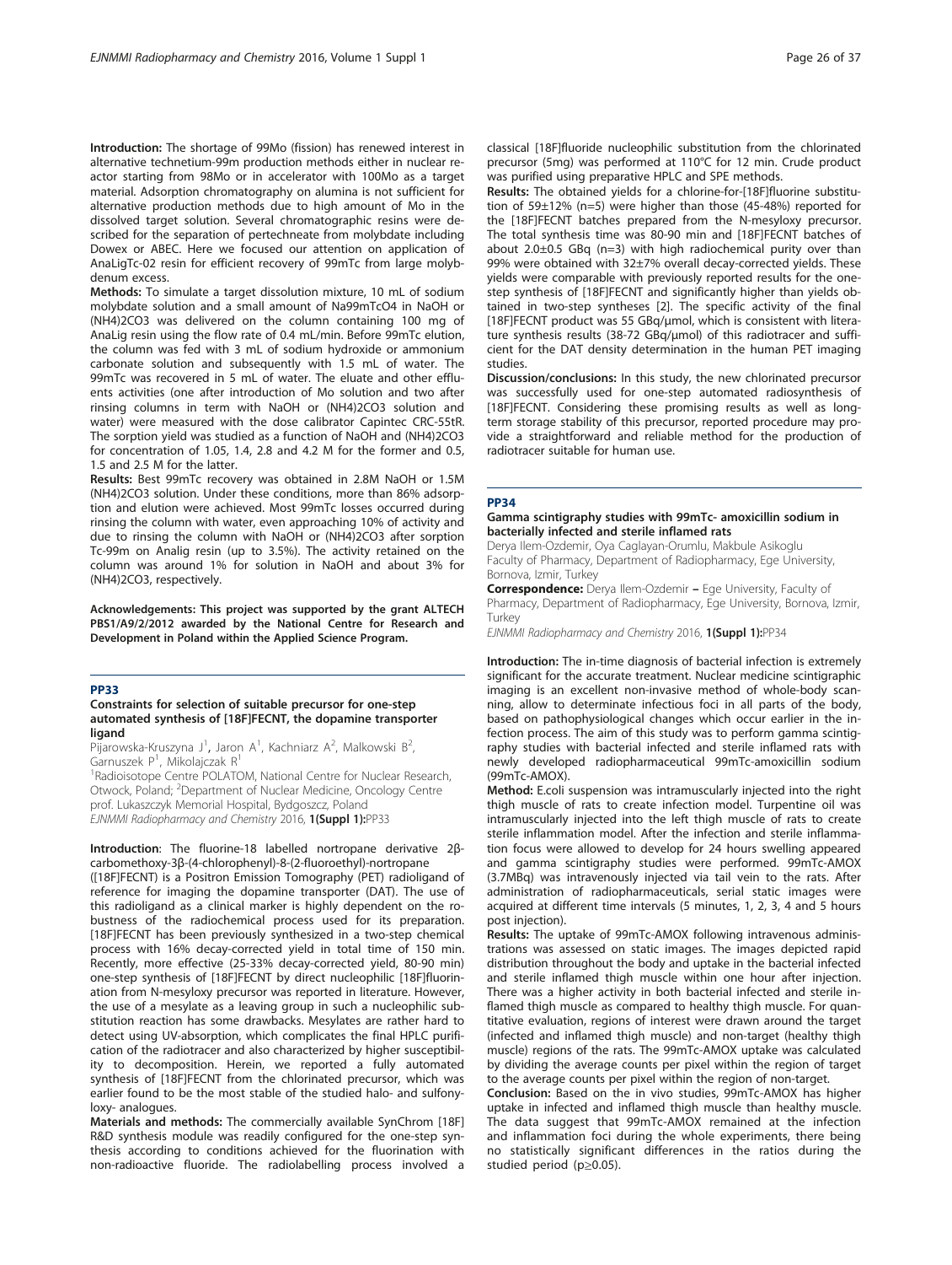**Introduction:** The shortage of 99Mo (fission) has renewed interest in alternative technetium-99m production methods either in nuclear reactor starting from 98Mo or in accelerator with 100Mo as a target material. Adsorption chromatography on alumina is not sufficient for alternative production methods due to high amount of Mo in the dissolved target solution. Several chromatographic resins were described for the separation of pertechneate from molybdate including Dowex or ABEC. Here we focused our attention on application of AnaLigTc-02 resin for efficient recovery of 99mTc from large molybdenum excess.

**Methods:** To simulate a target dissolution mixture, 10 mL of sodium molybdate solution and a small amount of $Na^{99m}TcO_4$ in NaOH or $(NH_4)_2CO_3$ was delivered on the column containing 100 mg of AnaLig resin using the flow rate of 0.4 mL/min. Before 99mTc elution, the column was fed with 3 mL of sodium hydroxide or ammonium carbonate solution and subsequently with 1.5 mL of water. The 99mTc was recovered in 5 mL of water. The eluate and other effluents activities (one after introduction of Mo solution and two after rinsing columns in term with NaOH or $(NH_4)_2CO_3$ solution and water) were measured with the dose calibrator Capintec CRC-55tR. The sorption yield was studied as a function of NaOH and $(NH_4)_2CO_3$ for concentration of 1.05, 1.4, 2.8 and 4.2 M for the former and 0.5, 1.5 and 2.5 M for the latter.

**Results:** Best 99mTc recovery was obtained in 2.8M NaOH or 1.5M $(NH_4)_2CO_3$ solution. Under these conditions, more than 86% adsorption and elution were achieved. Most 99mTc losses occurred during rinsing the column with water, even approaching 10% of activity and due to rinsing the column with NaOH or $(NH_4)_2CO_3$ after sorption Tc-99m on Analig resin (up to 3.5%). The activity retained on the column was around 1% for solution in NaOH and about 3% for $(NH_4)_2CO_3$, respectively.

**Acknowledgements: This project was supported by the grant ALTECH PBS1/A9/2/2012 awarded by the National Centre for Research and Development in Poland within the Applied Science Program.**

## PP33

### Constraints for selection of suitable precursor for one-step automated synthesis of [18F]FECNT, the dopamine transporter ligand

Pijarowska-Kruszyna J[1], Jaron A[1], Kachniarz A[2], Malkowski B[2], Garnuszek P[1], Mikolajczak R[1]

[1]Radioisotope Centre POLATOM, National Centre for Nuclear Research, Otwock, Poland; [2]Department of Nuclear Medicine, Oncology Centre prof. Lukaszczyk Memorial Hospital, Bydgoszcz, Poland

*EJNMMI Radiopharmacy and Chemistry* 2016, **1(Suppl 1):**PP33

**Introduction**: The fluorine-18 labelled nortropane derivative 2β-carbomethoxy-3β-(4-chlorophenyl)-8-(2-fluoroethyl)-nortropane ([18F]FECNT) is a Positron Emission Tomography (PET) radioligand of reference for imaging the dopamine transporter (DAT). The use of this radioligand as a clinical marker is highly dependent on the robustness of the radiochemical process used for its preparation. [18F]FECNT has been previously synthesized in a two-step chemical process with 16% decay-corrected yield in total time of 150 min. Recently, more effective (25-33% decay-corrected yield, 80-90 min) one-step synthesis of [18F]FECNT by direct nucleophilic [18F]fluorination from N-mesyloxy precursor was reported in literature. However, the use of a mesylate as a leaving group in such a nucleophilic substitution reaction has some drawbacks. Mesylates are rather hard to detect using UV-absorption, which complicates the final HPLC purification of the radiotracer and also characterized by higher susceptibility to decomposition. Herein, we reported a fully automated synthesis of [18F]FECNT from the chlorinated precursor, which was earlier found to be the most stable of the studied halo- and sulfonyloxy- analogues.

**Materials and methods:** The commercially available SynChrom [18F] R&D synthesis module was readily configured for the one-step synthesis according to conditions achieved for the fluorination with non-radioactive fluoride. The radiolabelling process involved a classical [18F]fluoride nucleophilic substitution from the chlorinated precursor (5mg) was performed at 110°C for 12 min. Crude product was purified using preparative HPLC and SPE methods.

**Results:** The obtained yields for a chlorine-for-[18F]fluorine substitution of 59±12% (n=5) were higher than those (45-48%) reported for the [18F]FECNT batches prepared from the N-mesyloxy precursor. The total synthesis time was 80-90 min and [18F]FECNT batches of about 2.0±0.5 GBq (n=3) with high radiochemical purity over than 99% were obtained with 32±7% overall decay-corrected yields. These yields were comparable with previously reported results for the one-step synthesis of [18F]FECNT and significantly higher than yields obtained in two-step syntheses [2]. The specific activity of the final [18F]FECNT product was 55 GBq/μmol, which is consistent with literature synthesis results (38-72 GBq/μmol) of this radiotracer and sufficient for the DAT density determination in the human PET imaging studies.

**Discussion/conclusions:** In this study, the new chlorinated precursor was successfully used for one-step automated radiosynthesis of [18F]FECNT. Considering these promising results as well as long-term storage stability of this precursor, reported procedure may provide a straightforward and reliable method for the production of radiotracer suitable for human use.

## PP34

### Gamma scintigraphy studies with 99mTc- amoxicillin sodium in bacterially infected and sterile inflamed rats

Derya Ilem-Ozdemir, Oya Caglayan-Orumlu, Makbule Asikoglu

Faculty of Pharmacy, Department of Radiopharmacy, Ege University, Bornova, Izmir, Turkey

**Correspondence:** Derya Ilem-Ozdemir – Ege University, Faculty of Pharmacy, Department of Radiopharmacy, Ege University, Bornova, Izmir, Turkey

*EJNMMI Radiopharmacy and Chemistry* 2016, **1(Suppl 1):**PP34

**Introduction:** The in-time diagnosis of bacterial infection is extremely significant for the accurate treatment. Nuclear medicine scintigraphic imaging is an excellent non-invasive method of whole-body scanning, allow to determinate infectious foci in all parts of the body, based on pathophysiological changes which occur earlier in the infection process. The aim of this study was to perform gamma scintigraphy studies with bacterial infected and sterile inflamed rats with newly developed radiopharmaceutical 99mTc-amoxicillin sodium (99mTc-AMOX).

**Method:** E.coli suspension was intramuscularly injected into the right thigh muscle of rats to create infection model. Turpentine oil was intramuscularly injected into the left thigh muscle of rats to create sterile inflammation model. After the infection and sterile inflammation focus were allowed to develop for 24 hours swelling appeared and gamma scintigraphy studies were performed. 99mTc-AMOX (3.7MBq) was intravenously injected via tail vein to the rats. After administration of radiopharmaceuticals, serial static images were acquired at different time intervals (5 minutes, 1, 2, 3, 4 and 5 hours post injection).

**Results:** The uptake of 99mTc-AMOX following intravenous administrations was assessed on static images. The images depicted rapid distribution throughout the body and uptake in the bacterial infected and sterile inflamed thigh muscle within one hour after injection. There was a higher activity in both bacterial infected and sterile inflamed thigh muscle as compared to healthy thigh muscle. For quantitative evaluation, regions of interest were drawn around the target (infected and inflamed thigh muscle) and non-target (healthy thigh muscle) regions of the rats. The 99mTc-AMOX uptake was calculated by dividing the average counts per pixel within the region of target to the average counts per pixel within the region of non-target.

**Conclusion:** Based on the in vivo studies, 99mTc-AMOX has higher uptake in infected and inflamed thigh muscle than healthy muscle. The data suggest that 99mTc-AMOX remained at the infection and inflammation foci during the whole experiments, there being no statistically significant differences in the ratios during the studied period ($p \geq 0.05$).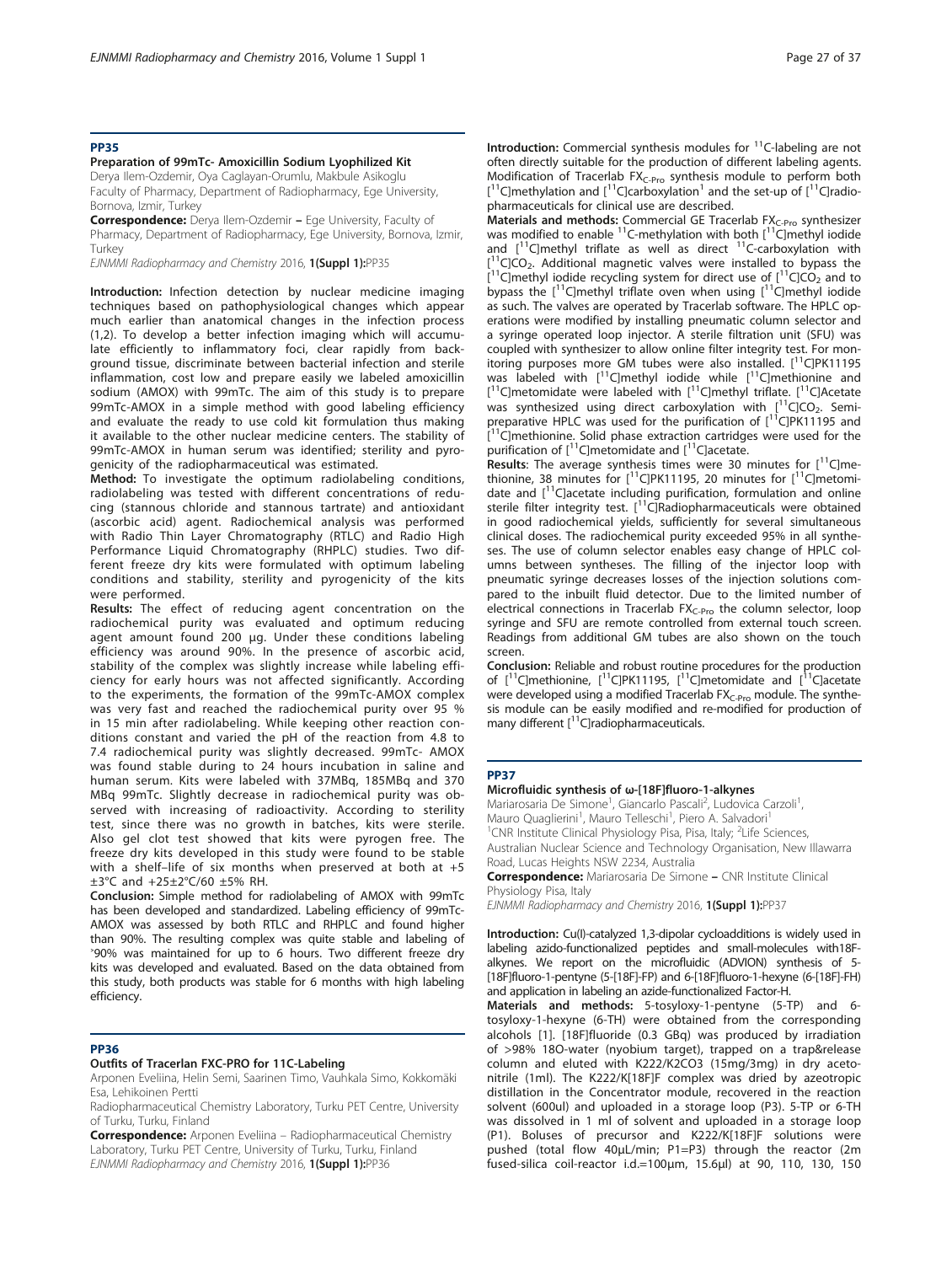## PP35

### Preparation of 99mTc- Amoxicillin Sodium Lyophilized Kit

Derya Ilem-Ozdemir, Oya Caglayan-Orumlu, Makbule Asikoglu
Faculty of Pharmacy, Department of Radiopharmacy, Ege University, Bornova, Izmir, Turkey

**Correspondence:** Derya Ilem-Ozdemir – Ege University, Faculty of Pharmacy, Department of Radiopharmacy, Ege University, Bornova, Izmir, Turkey

*EJNMMI Radiopharmacy and Chemistry* 2016, **1(Suppl 1):**PP35

**Introduction:** Infection detection by nuclear medicine imaging techniques based on pathophysiological changes which appear much earlier than anatomical changes in the infection process (1,2). To develop a better infection imaging which will accumulate efficiently to inflammatory foci, clear rapidly from background tissue, discriminate between bacterial infection and sterile inflammation, cost low and prepare easily we labeled amoxicillin sodium (AMOX) with 99mTc. The aim of this study is to prepare 99mTc-AMOX in a simple method with good labeling efficiency and evaluate the ready to use cold kit formulation thus making it available to the other nuclear medicine centers. The stability of 99mTc-AMOX in human serum was identified; sterility and pyrogenicity of the radiopharmaceutical was estimated.

**Method:** To investigate the optimum radiolabeling conditions, radiolabeling was tested with different concentrations of reducing (stannous chloride and stannous tartrate) and antioxidant (ascorbic acid) agent. Radiochemical analysis was performed with Radio Thin Layer Chromatography (RTLC) and Radio High Performance Liquid Chromatography (RHPLC) studies. Two different freeze dry kits were formulated with optimum labeling conditions and stability, sterility and pyrogenicity of the kits were performed.

**Results:** The effect of reducing agent concentration on the radiochemical purity was evaluated and optimum reducing agent amount found 200 µg. Under these conditions labeling efficiency was around 90%. In the presence of ascorbic acid, stability of the complex was slightly increase while labeling efficiency for early hours was not affected significantly. According to the experiments, the formation of the 99mTc-AMOX complex was very fast and reached the radiochemical purity over 95 % in 15 min after radiolabeling. While keeping other reaction conditions constant and varied the pH of the reaction from 4.8 to 7.4 radiochemical purity was slightly decreased. 99mTc- AMOX was found stable during to 24 hours incubation in saline and human serum. Kits were labeled with 37MBq, 185MBq and 370 MBq 99mTc. Slightly decrease in radiochemical purity was observed with increasing of radioactivity. According to sterility test, since there was no growth in batches, kits were sterile. Also gel clot test showed that kits were pyrogen free. The freeze dry kits developed in this study were found to be stable with a shelf–life of six months when preserved at both at +5 ±3°C and +25±2°C/60 ±5% RH.

**Conclusion:** Simple method for radiolabeling of AMOX with 99mTc has been developed and standardized. Labeling efficiency of 99mTc-AMOX was assessed by both RTLC and RHPLC and found higher than 90%. The resulting complex was quite stable and labeling of ˃90% was maintained for up to 6 hours. Two different freeze dry kits was developed and evaluated. Based on the data obtained from this study, both products was stable for 6 months with high labeling efficiency.

## PP36

### Outfits of Tracerlan FXC-PRO for 11C-Labeling

Arponen Eveliina, Helin Semi, Saarinen Timo, Vauhkala Simo, Kokkomäki Esa, Lehikoinen Pertti
Radiopharmaceutical Chemistry Laboratory, Turku PET Centre, University of Turku, Turku, Finland

**Correspondence:** Arponen Eveliina – Radiopharmaceutical Chemistry Laboratory, Turku PET Centre, University of Turku, Turku, Finland

*EJNMMI Radiopharmacy and Chemistry* 2016, **1(Suppl 1):**PP36

**Introduction:** Commercial synthesis modules for $^{11}$C-labeling are not often directly suitable for the production of different labeling agents. Modification of Tracerlab $FX_{C\text{-}Pro}$ synthesis module to perform both [$^{11}$C]methylation and [$^{11}$C]carboxylation[1] and the set-up of [$^{11}$C]radiopharmaceuticals for clinical use are described.

**Materials and methods:** Commercial GE Tracerlab $FX_{C\text{-}Pro}$ synthesizer was modified to enable $^{11}$C-methylation with both [$^{11}$C]methyl iodide and [$^{11}$C]methyl triflate as well as direct $^{11}$C-carboxylation with [$^{11}$C]$CO_2$. Additional magnetic valves were installed to bypass the [$^{11}$C]methyl iodide recycling system for direct use of [$^{11}$C]$CO_2$ and to bypass the [$^{11}$C]methyl triflate oven when using [$^{11}$C]methyl iodide as such. The valves are operated by Tracerlab software. The HPLC operations were modified by installing pneumatic column selector and a syringe operated loop injector. A sterile filtration unit (SFU) was coupled with synthesizer to allow online filter integrity test. For monitoring purposes more GM tubes were also installed. [$^{11}$C]PK11195 was labeled with [$^{11}$C]methyl iodide while [$^{11}$C]methionine and [$^{11}$C]metomidate were labeled with [$^{11}$C]methyl triflate. [$^{11}$C]Acetate was synthesized using direct carboxylation with [$^{11}$C]$CO_2$. Semi-preparative HPLC was used for the purification of [$^{11}$C]PK11195 and [$^{11}$C]methionine. Solid phase extraction cartridges were used for the purification of [$^{11}$C]metomidate and [$^{11}$C]acetate.

**Results**: The average synthesis times were 30 minutes for [$^{11}$C]methionine, 38 minutes for [$^{11}$C]PK11195, 20 minutes for [$^{11}$C]metomidate and [$^{11}$C]acetate including purification, formulation and online sterile filter integrity test. [$^{11}$C]Radiopharmaceuticals were obtained in good radiochemical yields, sufficiently for several simultaneous clinical doses. The radiochemical purity exceeded 95% in all syntheses. The use of column selector enables easy change of HPLC columns between syntheses. The filling of the injector loop with pneumatic syringe decreases losses of the injection solutions compared to the inbuilt fluid detector. Due to the limited number of electrical connections in Tracerlab $FX_{C\text{-}Pro}$ the column selector, loop syringe and SFU are remote controlled from external touch screen. Readings from additional GM tubes are also shown on the touch screen.

**Conclusion:** Reliable and robust routine procedures for the production of [$^{11}$C]methionine, [$^{11}$C]PK11195, [$^{11}$C]metomidate and [$^{11}$C]acetate were developed using a modified Tracerlab $FX_{C\text{-}Pro}$ module. The synthesis module can be easily modified and re-modified for production of many different [$^{11}$C]radiopharmaceuticals.

## PP37

### Microfluidic synthesis of ω-[18F]fluoro-1-alkynes

Mariarosaria De Simone[1], Giancarlo Pascali[2], Ludovica Carzoli[1], Mauro Quaglierini[1], Mauro Telleschi[1], Piero A. Salvadori[1]
[1]CNR Institute Clinical Physiology Pisa, Pisa, Italy; [2]Life Sciences, Australian Nuclear Science and Technology Organisation, New Illawarra Road, Lucas Heights NSW 2234, Australia

**Correspondence:** Mariarosaria De Simone – CNR Institute Clinical Physiology Pisa, Italy

*EJNMMI Radiopharmacy and Chemistry* 2016, **1(Suppl 1):**PP37

**Introduction:** Cu(I)-catalyzed 1,3-dipolar cycloadditions is widely used in labeling azido-functionalized peptides and small-molecules with18F-alkynes. We report on the microfluidic (ADVION) synthesis of 5-[18F]fluoro-1-pentyne (5-[18F]-FP) and 6-[18F]fluoro-1-hexyne (6-[18F]-FH) and application in labeling an azide-functionalized Factor-H.

**Materials and methods:** 5-tosyloxy-1-pentyne (5-TP) and 6-tosyloxy-1-hexyne (6-TH) were obtained from the corresponding alcohols [1]. [18F]fluoride (0.3 GBq) was produced by irradiation of >98% 18O-water (nyobium target), trapped on a trap&release column and eluted with K222/K2CO3 (15mg/3mg) in dry acetonitrile (1ml). The K222/K[18F]F complex was dried by azeotropic distillation in the Concentrator module, recovered in the reaction solvent (600ul) and uploaded in a storage loop (P3). 5-TP or 6-TH was dissolved in 1 ml of solvent and uploaded in a storage loop (P1). Boluses of precursor and K222/K[18F]F solutions were pushed (total flow 40µL/min; P1=P3) through the reactor (2m fused-silica coil-reactor i.d.=100µm, 15.6µl) at 90, 110, 130, 150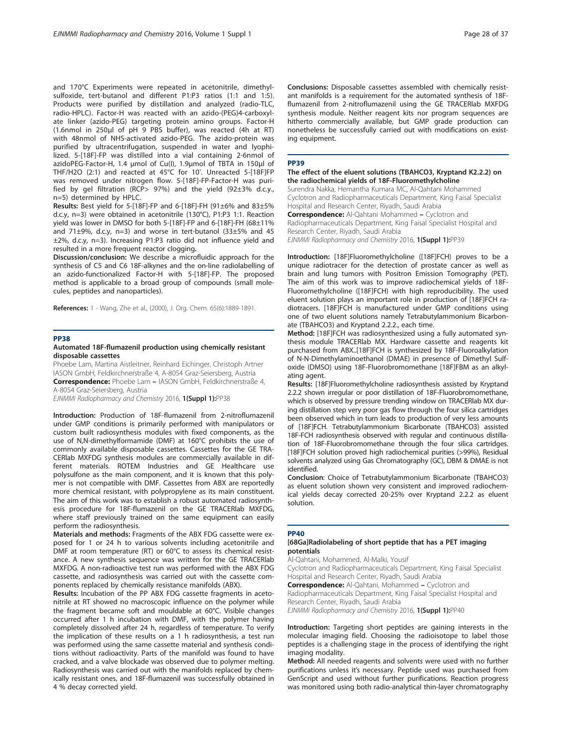and 170°C Experiments were repeated in acetonitrile, dimethylsulfoxide, tert-butanol and different P1:P3 ratios (1:1 and 1:5). Products were purified by distillation and analyzed (radio-TLC, radio-HPLC). Factor-H was reacted with an azido-(PEG)4-carboxylate linker (azido-PEG) targeting protein amino groups. Factor-H (1.6nmol in 250µl of pH 9 PBS buffer), was reacted (4h at RT) with 48nmol of NHS-activated azido-PEG. The azido-protein was purified by ultracentrifugation, suspended in water and lyophilized. 5-[18F]-FP was distilled into a vial containing 2-6nmol of azidoPEG-Factor-H, 1.4 µmol of Cu(I), 1.9µmol of TBTA in 150µl of THF/H2O (2:1) and reacted at 45°C for 10'. Unreacted 5-[18F]FP was removed under nitrogen flow. 5-[18F]-FP-Factor-H was purified by gel filtration (RCP> 97%) and the yield (92±3% d.c.y., n=5) determined by HPLC.

**Results:** Best yield for 5-[18F]-FP and 6-[18F]-FH (91±6% and 83±5% d.c.y, n=3) were obtained in acetonitrile (130°C), P1:P3 1:1. Reaction yield was lower in DMSO for both 5-[18F]-FP and 6-[18F]-FH (68±11% and 71±9%, d.c.y, n=3) and worse in tert-butanol (33±5% and 45 ±2%, d.c.y, n=3). Increasing P1:P3 ratio did not influence yield and resulted in a more frequent reactor clogging.

**Discussion/conclusion:** We describe a microfluidic approach for the synthesis of C5 and C6 18F-alkynes and the on-line radiolabelling of an azido-functionalized Factor-H with 5-[18F]-FP. The proposed method is applicable to a broad group of compounds (small molecules, peptides and nanoparticles).

**References:** 1 - Wang, Zhe et al., (2000), J. Org. Chem. 65(6):1889-1891.

## PP38

### Automated 18F-flumazenil production using chemically resistant disposable cassettes

Phoebe Lam, Martina Aistleitner, Reinhard Eichinger, Christoph Artner
IASON GmbH, Feldkirchnerstraße 4, A-8054 Graz-Seiersberg, Austria
**Correspondence:** Phoebe Lam – IASON GmbH, Feldkirchnerstraße 4, A-8054 Graz-Seiersberg, Austria
*EJNMMI Radiopharmacy and Chemistry* 2016, **1(Suppl 1):**PP38

**Introduction:** Production of 18F-flumazenil from 2-nitroflumazenil under GMP conditions is primarily performed with manipulators or custom built radiosynthesis modules with fixed components, as the use of N,N-dimethylformamide (DMF) at 160°C prohibits the use of commonly available disposable cassettes. Cassettes for the GE TRACERlab MXFDG synthesis modules are commercially available in different materials. ROTEM Industries and GE Healthcare use polysulfone as the main component, and it is known that this polymer is not compatible with DMF. Cassettes from ABX are reportedly more chemical resistant, with polypropylene as its main constituent. The aim of this work was to establish a robust automated radiosynthesis procedure for 18F-flumazenil on the GE TRACERlab MXFDG, where staff previously trained on the same equipment can easily perform the radiosynthesis.

**Materials and methods:** Fragments of the ABX FDG cassette were exposed for 1 or 24 h to various solvents including acetonitrile and DMF at room temperature (RT) or 60°C to assess its chemical resistance. A new synthesis sequence was written for the GE TRACERlab MXFDG. A non-radioactive test run was performed with the ABX FDG cassette, and radiosynthesis was carried out with the cassette components replaced by chemically resistance manifolds (ABX).

**Results:** Incubation of the PP ABX FDG cassette fragments in acetonitrile at RT showed no macroscopic influence on the polymer while the fragment became soft and mouldable at 60°C. Visible changes occurred after 1 h incubation with DMF, with the polymer having completely dissolved after 24 h, regardless of temperature. To verify the implication of these results on a 1 h radiosynthesis, a test run was performed using the same cassette material and synthesis conditions without radioactivity. Parts of the manifold was found to have cracked, and a valve blockade was observed due to polymer melting. Radiosynthesis was carried out with the manifolds replaced by chemically resistant ones, and 18F-flumazenil was successfully obtained in 4 % decay corrected yield.

**Conclusions:** Disposable cassettes assembled with chemically resistant manifolds is a requirement for the automated synthesis of 18F-flumazenil from 2-nitroflumazenil using the GE TRACERlab MXFDG synthesis module. Neither reagent kits nor program sequences are hitherto commercially available, but GMP grade production can nonetheless be successfully carried out with modifications on existing equipment.

## PP39

### The effect of the eluent solutions (TBAHCO3, Kryptand K2.2.2) on the radiochemical yields of 18F-Fluoromethylcholine

Surendra Nakka, Hemantha Kumara MC, Al-Qahtani Mohammed
Cyclotron and Radiopharmaceuticals Department, King Faisal Specialist Hospital and Research Center, Riyadh, Saudi Arabia
**Correspondence:** Al-Qahtani Mohammed – Cyclotron and Radiopharmaceuticals Department, King Faisal Specialist Hospital and Research Center, Riyadh, Saudi Arabia
*EJNMMI Radiopharmacy and Chemistry* 2016, **1(Suppl 1):**PP39

**Introduction:** [18F]Fluoromethylcholine ([18F]FCH) proves to be a unique radiotracer for the detection of prostate cancer as well as brain and lung tumors with Positron Emission Tomography (PET). The aim of this work was to improve radiochemical yields of 18F-Fluoromethylcholine ([18F]FCH) with high reproducibility. The used eluent solution plays an important role in production of [18F]FCH radiotracers. [18F]FCH is manufactured under GMP conditions using one of two eluent solutions namely Tetrabutylammonium Bicarbonate (TBAHCO3) and Kryptand 2.2.2., each time.

**Method:** [18F]FCH was radiosynthesized using a fully automated synthesis module TRACERlab MX. Hardware cassette and reagents kit purchased from ABX..[18F]FCH is synthesized by 18F-Fluoroalkylation of N-N-Dimethylaminoethanol (DMAE) in presence of Dimethyl Sulfoxide (DMSO) using 18F-Fluorobromomethane [18F]FBM as an alkylating agent.

**Results:** [18F]Fluoromethylcholine radiosynthesis assisted by Kryptand 2.2.2 shown irregular or poor distillation of 18F-Fluorobromomethane, which is observed by pressure trending window on TRACERlab MX during distillation step very poor gas flow through the four silica cartridges been observed which in turn leads to production of very less amounts of [18F]FCH. Tetrabutylammonium Bicarbonate (TBAHCO3) assisted 18F-FCH radiosynthesis observed with regular and continuous distillation of 18F-Fluorobromomethane through the four silica cartridges. [18F]FCH solution proved high radiochemical purities (>99%), Residual solvents analyzed using Gas Chromatography (GC), DBM & DMAE is not identified.

**Conclusion**: Choice of Tetrabutylammonium Bicarbonate (TBAHCO3) as eluent solution shown very consistent and improved radiochemical yields decay corrected 20-25% over Kryptand 2.2.2 as eluent solution.

## PP40

### [68Ga]Radiolabeling of short peptide that has a PET imaging potentials

Al-Qahtani, Mohammed, Al-Malki, Yousif
Cyclotron and Radiopharmaceuticals Department, King Faisal Specialist Hospital and Research Center, Riyadh, Saudi Arabia
**Correspondence:** Al-Qahtani, Mohammed – Cyclotron and Radiopharmaceuticals Department, King Faisal Specialist Hospital and Research Center, Riyadh, Saudi Arabia
*EJNMMI Radiopharmacy and Chemistry* 2016, **1(Suppl 1):**PP40

**Introduction:** Targeting short peptides are gaining interests in the molecular imaging field. Choosing the radioisotope to label those peptides is a challenging stage in the process of identifying the right imaging modality.

**Method:** All needed reagents and solvents were used with no further purifications unless it's necessary. Peptide used was purchased from GenScript and used without further purifications. Reaction progress was monitored using both radio-analytical thin-layer chromatography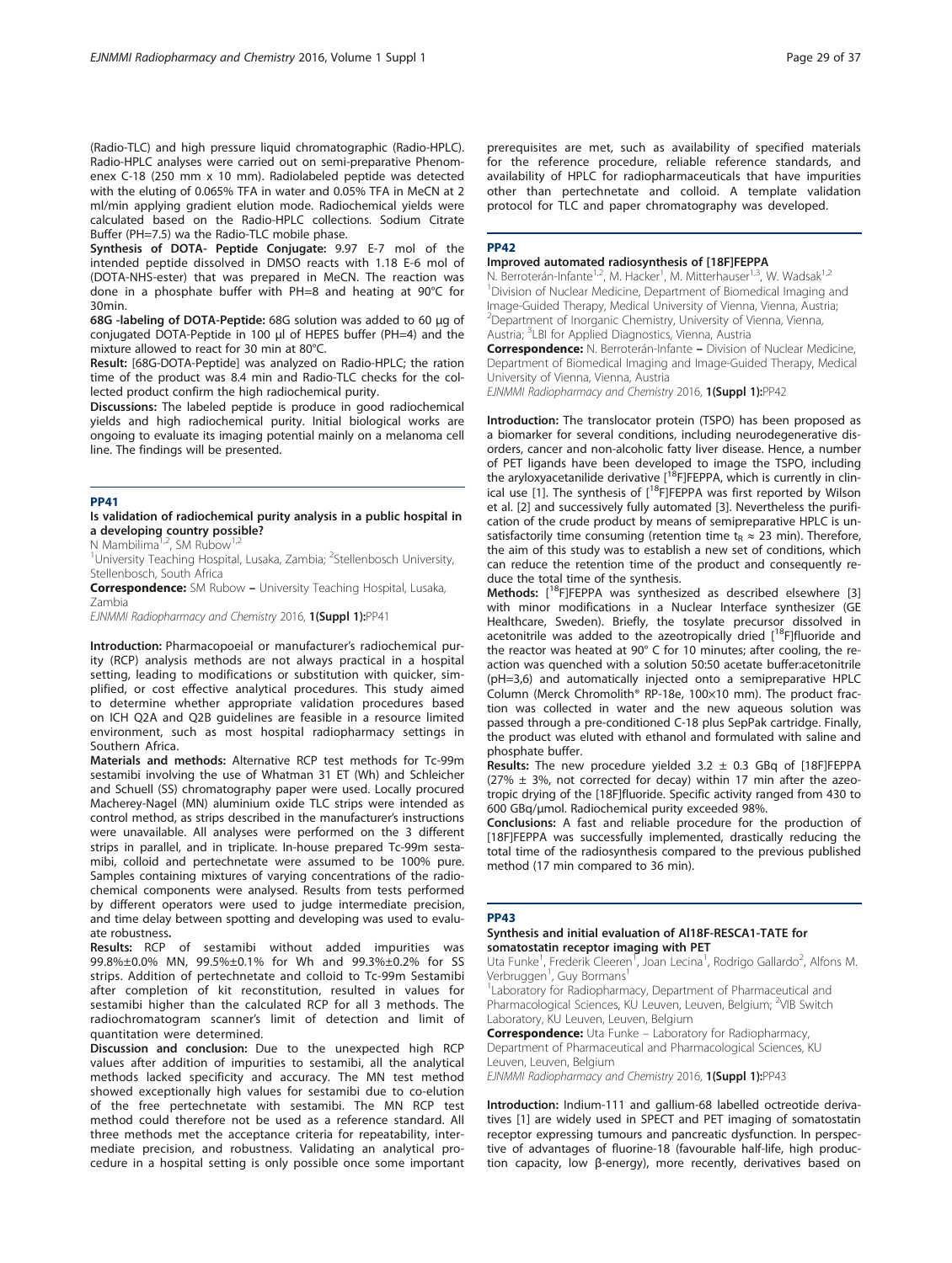(Radio-TLC) and high pressure liquid chromatographic (Radio-HPLC). Radio-HPLC analyses were carried out on semi-preparative Phenomenex C-18 (250 mm x 10 mm). Radiolabeled peptide was detected with the eluting of 0.065% TFA in water and 0.05% TFA in MeCN at 2 ml/min applying gradient elution mode. Radiochemical yields were calculated based on the Radio-HPLC collections. Sodium Citrate Buffer (PH=7.5) wa the Radio-TLC mobile phase.

**Synthesis of DOTA- Peptide Conjugate:** 9.97 E-7 mol of the intended peptide dissolved in DMSO reacts with 1.18 E-6 mol of (DOTA-NHS-ester) that was prepared in MeCN. The reaction was done in a phosphate buffer with PH=8 and heating at 90°C for 30min.

**68G -labeling of DOTA-Peptide:** 68G solution was added to 60 µg of conjugated DOTA-Peptide in 100 µl of HEPES buffer (PH=4) and the mixture allowed to react for 30 min at 80°C.

**Result:** [68G-DOTA-Peptide] was analyzed on Radio-HPLC; the ration time of the product was 8.4 min and Radio-TLC checks for the collected product confirm the high radiochemical purity.

**Discussions:** The labeled peptide is produce in good radiochemical yields and high radiochemical purity. Initial biological works are ongoing to evaluate its imaging potential mainly on a melanoma cell line. The findings will be presented.

## PP41

### Is validation of radiochemical purity analysis in a public hospital in a developing country possible?

N Mambilima[1,2], SM Rubow[1,2]

[1]University Teaching Hospital, Lusaka, Zambia; [2]Stellenbosch University, Stellenbosch, South Africa

**Correspondence:** SM Rubow – University Teaching Hospital, Lusaka, Zambia

*EJNMMI Radiopharmacy and Chemistry* 2016, **1(Suppl 1):**PP41

**Introduction:** Pharmacopoeial or manufacturer's radiochemical purity (RCP) analysis methods are not always practical in a hospital setting, leading to modifications or substitution with quicker, simplified, or cost effective analytical procedures. This study aimed to determine whether appropriate validation procedures based on ICH Q2A and Q2B guidelines are feasible in a resource limited environment, such as most hospital radiopharmacy settings in Southern Africa.

**Materials and methods:** Alternative RCP test methods for Tc-99m sestamibi involving the use of Whatman 31 ET (Wh) and Schleicher and Schuell (SS) chromatography paper were used. Locally procured Macherey-Nagel (MN) aluminium oxide TLC strips were intended as control method, as strips described in the manufacturer's instructions were unavailable. All analyses were performed on the 3 different strips in parallel, and in triplicate. In-house prepared Tc-99m sestamibi, colloid and pertechnetate were assumed to be 100% pure. Samples containing mixtures of varying concentrations of the radiochemical components were analysed. Results from tests performed by different operators were used to judge intermediate precision, and time delay between spotting and developing was used to evaluate robustness**.**

**Results:** RCP of sestamibi without added impurities was 99.8%±0.0% MN, 99.5%±0.1% for Wh and 99.3%±0.2% for SS strips. Addition of pertechnetate and colloid to Tc-99m Sestamibi after completion of kit reconstitution, resulted in values for sestamibi higher than the calculated RCP for all 3 methods. The radiochromatogram scanner's limit of detection and limit of quantitation were determined.

**Discussion and conclusion:** Due to the unexpected high RCP values after addition of impurities to sestamibi, all the analytical methods lacked specificity and accuracy. The MN test method showed exceptionally high values for sestamibi due to co-elution of the free pertechnetate with sestamibi. The MN RCP test method could therefore not be used as a reference standard. All three methods met the acceptance criteria for repeatability, intermediate precision, and robustness. Validating an analytical procedure in a hospital setting is only possible once some important prerequisites are met, such as availability of specified materials for the reference procedure, reliable reference standards, and availability of HPLC for radiopharmaceuticals that have impurities other than pertechnetate and colloid. A template validation protocol for TLC and paper chromatography was developed.

## PP42

### Improved automated radiosynthesis of [18F]FEPPA

N. Berroterán-Infante[1,2], M. Hacker[1], M. Mitterhauser[1,3], W. Wadsak[1,2]

[1]Division of Nuclear Medicine, Department of Biomedical Imaging and Image-Guided Therapy, Medical University of Vienna, Vienna, Austria; [2]Department of Inorganic Chemistry, University of Vienna, Vienna, Austria; [3]LBI for Applied Diagnostics, Vienna, Austria

**Correspondence:** N. Berroterán-Infante – Division of Nuclear Medicine, Department of Biomedical Imaging and Image-Guided Therapy, Medical University of Vienna, Vienna, Austria

*EJNMMI Radiopharmacy and Chemistry* 2016, **1(Suppl 1):**PP42

**Introduction:** The translocator protein (TSPO) has been proposed as a biomarker for several conditions, including neurodegenerative disorders, cancer and non-alcoholic fatty liver disease. Hence, a number of PET ligands have been developed to image the TSPO, including the aryloxyacetanilide derivative [$^{18}$F]FEPPA, which is currently in clinical use [1]. The synthesis of [$^{18}$F]FEPPA was first reported by Wilson et al. [2] and successively fully automated [3]. Nevertheless the purification of the crude product by means of semipreparative HPLC is unsatisfactorily time consuming (retention time $t_R \approx 23$ min). Therefore, the aim of this study was to establish a new set of conditions, which can reduce the retention time of the product and consequently reduce the total time of the synthesis.

**Methods:** [$^{18}$F]FEPPA was synthesized as described elsewhere [3] with minor modifications in a Nuclear Interface synthesizer (GE Healthcare, Sweden). Briefly, the tosylate precursor dissolved in acetonitrile was added to the azeotropically dried [$^{18}$F]fluoride and the reactor was heated at 90° C for 10 minutes; after cooling, the reaction was quenched with a solution 50:50 acetate buffer:acetonitrile (pH=3,6) and automatically injected onto a semipreparative HPLC Column (Merck Chromolith® RP-18e, 100×10 mm). The product fraction was collected in water and the new aqueous solution was passed through a pre-conditioned C-18 plus SepPak cartridge. Finally, the product was eluted with ethanol and formulated with saline and phosphate buffer.

**Results:** The new procedure yielded 3.2 ± 0.3 GBq of [18F]FEPPA (27% ± 3%, not corrected for decay) within 17 min after the azeotropic drying of the [18F]fluoride. Specific activity ranged from 430 to 600 GBq/µmol. Radiochemical purity exceeded 98%.

**Conclusions:** A fast and reliable procedure for the production of [18F]FEPPA was successfully implemented, drastically reducing the total time of the radiosynthesis compared to the previous published method (17 min compared to 36 min).

## PP43

### Synthesis and initial evaluation of Al18F-RESCA1-TATE for somatostatin receptor imaging with PET

Uta Funke[1], Frederik Cleeren[1], Joan Lecina[1], Rodrigo Gallardo[2], Alfons M. Verbruggen[1], Guy Bormans[1]

[1]Laboratory for Radiopharmacy, Department of Pharmaceutical and Pharmacological Sciences, KU Leuven, Leuven, Belgium; [2]VIB Switch Laboratory, KU Leuven, Leuven, Belgium

**Correspondence:** Uta Funke – Laboratory for Radiopharmacy, Department of Pharmaceutical and Pharmacological Sciences, KU Leuven, Leuven, Belgium

*EJNMMI Radiopharmacy and Chemistry* 2016, **1(Suppl 1):**PP43

**Introduction:** Indium-111 and gallium-68 labelled octreotide derivatives [1] are widely used in SPECT and PET imaging of somatostatin receptor expressing tumours and pancreatic dysfunction. In perspective of advantages of fluorine-18 (favourable half-life, high production capacity, low β-energy), more recently, derivatives based on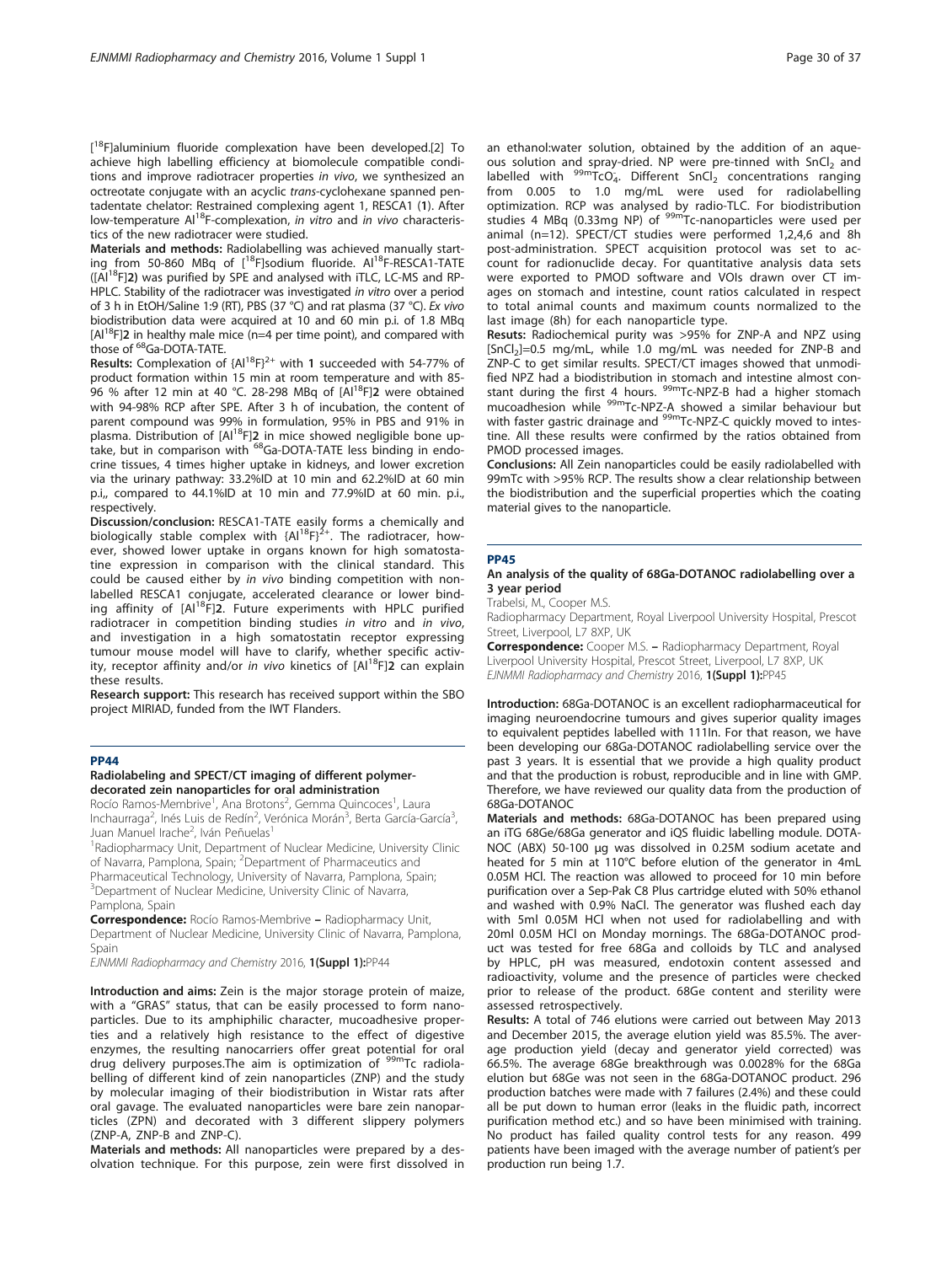[$^{18}$F]aluminium fluoride complexation have been developed.[2] To achieve high labelling efficiency at biomolecule compatible conditions and improve radiotracer properties *in vivo*, we synthesized an octreotate conjugate with an acyclic *trans*-cyclohexane spanned pentadentate chelator: Restrained complexing agent 1, RESCA1 (**1**). After low-temperature Al$^{18}$F-complexation, *in vitro* and *in vivo* characteristics of the new radiotracer were studied.

**Materials and methods:** Radiolabelling was achieved manually starting from 50-860 MBq of [$^{18}$F]sodium fluoride. Al$^{18}$F-RESCA1-TATE ([Al$^{18}$F]**2**) was purified by SPE and analysed with iTLC, LC-MS and RP-HPLC. Stability of the radiotracer was investigated *in vitro* over a period of 3 h in EtOH/Saline 1:9 (RT), PBS (37 °C) and rat plasma (37 °C). *Ex vivo* biodistribution data were acquired at 10 and 60 min p.i. of 1.8 MBq [Al$^{18}$F]**2** in healthy male mice (n=4 per time point), and compared with those of $^{68}$Ga-DOTA-TATE.

**Results:** Complexation of {Al$^{18}$F}$^{2+}$ with **1** succeeded with 54-77% of product formation within 15 min at room temperature and with 85-96 % after 12 min at 40 °C. 28-298 MBq of [Al$^{18}$F]**2** were obtained with 94-98% RCP after SPE. After 3 h of incubation, the content of parent compound was 99% in formulation, 95% in PBS and 91% in plasma. Distribution of [Al$^{18}$F]**2** in mice showed negligible bone uptake, but in comparison with $^{68}$Ga-DOTA-TATE less binding in endocrine tissues, 4 times higher uptake in kidneys, and lower excretion via the urinary pathway: 33.2%ID at 10 min and 62.2%ID at 60 min p.i., compared to 44.1%ID at 10 min and 77.9%ID at 60 min. p.i., respectively.

**Discussion/conclusion:** RESCA1-TATE easily forms a chemically and biologically stable complex with {Al$^{18}$F}$^{2+}$. The radiotracer, however, showed lower uptake in organs known for high somatostatine expression in comparison with the clinical standard. This could be caused either by *in vivo* binding competition with non-labelled RESCA1 conjugate, accelerated clearance or lower binding affinity of [Al$^{18}$F]**2**. Future experiments with HPLC purified radiotracer in competition binding studies *in vitro* and *in vivo*, and investigation in a high somatostatin receptor expressing tumour mouse model will have to clarify, whether specific activity, receptor affinity and/or *in vivo* kinetics of [Al$^{18}$F]**2** can explain these results.

**Research support:** This research has received support within the SBO project MIRIAD, funded from the IWT Flanders.

## PP44

### Radiolabeling and SPECT/CT imaging of different polymer-decorated zein nanoparticles for oral administration

Rocío Ramos-Membrive[1], Ana Brotons[2], Gemma Quincoces[1], Laura Inchaurraga[2], Inés Luis de Redín[2], Verónica Morán[3], Berta García-García[3], Juan Manuel Irache[2], Iván Peñuelas[1]

[1]Radiopharmacy Unit, Department of Nuclear Medicine, University Clinic of Navarra, Pamplona, Spain; [2]Department of Pharmaceutics and Pharmaceutical Technology, University of Navarra, Pamplona, Spain; [3]Department of Nuclear Medicine, University Clinic of Navarra, Pamplona, Spain

**Correspondence:** Rocío Ramos-Membrive – Radiopharmacy Unit, Department of Nuclear Medicine, University Clinic of Navarra, Pamplona, Spain

*EJNMMI Radiopharmacy and Chemistry* 2016, **1(Suppl 1):**PP44

**Introduction and aims:** Zein is the major storage protein of maize, with a "GRAS" status, that can be easily processed to form nanoparticles. Due to its amphiphilic character, mucoadhesive properties and a relatively high resistance to the effect of digestive enzymes, the resulting nanocarriers offer great potential for oral drug delivery purposes.The aim is optimization of $^{99m}$Tc radiolabelling of different kind of zein nanoparticles (ZNP) and the study by molecular imaging of their biodistribution in Wistar rats after oral gavage. The evaluated nanoparticles were bare zein nanoparticles (ZPN) and decorated with 3 different slippery polymers (ZNP-A, ZNP-B and ZNP-C).

**Materials and methods:** All nanoparticles were prepared by a desolvation technique. For this purpose, zein were first dissolved in an ethanol:water solution, obtained by the addition of an aqueous solution and spray-dried. NP were pre-tinned with $SnCl_2$ and labelled with $^{99m}TcO_4^-$. Different $SnCl_2$ concentrations ranging from 0.005 to 1.0 mg/mL were used for radiolabelling optimization. RCP was analysed by radio-TLC. For biodistribution studies 4 MBq (0.33mg NP) of $^{99m}$Tc-nanoparticles were used per animal (n=12). SPECT/CT studies were performed 1,2,4,6 and 8h post-administration. SPECT acquisition protocol was set to account for radionuclide decay. For quantitative analysis data sets were exported to PMOD software and VOIs drawn over CT images on stomach and intestine, count ratios calculated in respect to total animal counts and maximum counts normalized to the last image (8h) for each nanoparticle type.

**Resuts:** Radiochemical purity was >95% for ZNP-A and NPZ using [$SnCl_2$]=0.5 mg/mL, while 1.0 mg/mL was needed for ZNP-B and ZNP-C to get similar results. SPECT/CT images showed that unmodified NPZ had a biodistribution in stomach and intestine almost constant during the first 4 hours. $^{99m}$Tc-NPZ-B had a higher stomach mucoadhesion while $^{99m}$Tc-NPZ-A showed a similar behaviour but with faster gastric drainage and $^{99m}$Tc-NPZ-C quickly moved to intestine. All these results were confirmed by the ratios obtained from PMOD processed images.

**Conclusions:** All Zein nanoparticles could be easily radiolabelled with 99mTc with >95% RCP. The results show a clear relationship between the biodistribution and the superficial properties which the coating material gives to the nanoparticle.

## PP45

### An analysis of the quality of 68Ga-DOTANOC radiolabelling over a 3 year period

Trabelsi, M., Cooper M.S.

Radiopharmacy Department, Royal Liverpool University Hospital, Prescot Street, Liverpool, L7 8XP, UK

**Correspondence:** Cooper M.S. – Radiopharmacy Department, Royal Liverpool University Hospital, Prescot Street, Liverpool, L7 8XP, UK

*EJNMMI Radiopharmacy and Chemistry* 2016, **1(Suppl 1):**PP45

**Introduction:** 68Ga-DOTANOC is an excellent radiopharmaceutical for imaging neuroendocrine tumours and gives superior quality images to equivalent peptides labelled with 111In. For that reason, we have been developing our 68Ga-DOTANOC radiolabelling service over the past 3 years. It is essential that we provide a high quality product and that the production is robust, reproducible and in line with GMP. Therefore, we have reviewed our quality data from the production of 68Ga-DOTANOC

**Materials and methods:** 68Ga-DOTANOC has been prepared using an iTG 68Ge/68Ga generator and iQS fluidic labelling module. DOTA-NOC (ABX) 50-100 μg was dissolved in 0.25M sodium acetate and heated for 5 min at 110°C before elution of the generator in 4mL 0.05M HCl. The reaction was allowed to proceed for 10 min before purification over a Sep-Pak C8 Plus cartridge eluted with 50% ethanol and washed with 0.9% NaCl. The generator was flushed each day with 5ml 0.05M HCl when not used for radiolabelling and with 20ml 0.05M HCl on Monday mornings. The 68Ga-DOTANOC product was tested for free 68Ga and colloids by TLC and analysed by HPLC, pH was measured, endotoxin content assessed and radioactivity, volume and the presence of particles were checked prior to release of the product. 68Ge content and sterility were assessed retrospectively.

**Results:** A total of 746 elutions were carried out between May 2013 and December 2015, the average elution yield was 85.5%. The average production yield (decay and generator yield corrected) was 66.5%. The average 68Ge breakthrough was 0.0028% for the 68Ga elution but 68Ge was not seen in the 68Ga-DOTANOC product. 296 production batches were made with 7 failures (2.4%) and these could all be put down to human error (leaks in the fluidic path, incorrect purification method etc.) and so have been minimised with training. No product has failed quality control tests for any reason. 499 patients have been imaged with the average number of patient's per production run being 1.7.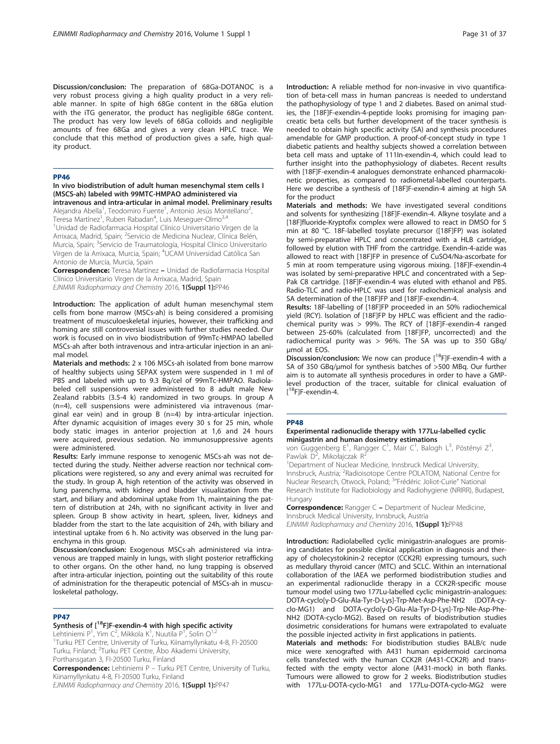**Discussion/conclusion:** The preparation of 68Ga-DOTANOC is a very robust process giving a high quality product in a very reliable manner. In spite of high 68Ge content in the 68Ga elution with the iTG generator, the product has negligible 68Ge content. The product has very low levels of 68Ga colloids and negligible amounts of free 68Ga and gives a very clean HPLC trace. We conclude that this method of production gives a safe, high quality product.

## PP46

### In vivo biodistribution of adult human mesenchymal stem cells l (MSCS-ah) labeled with 99MTC-HMPAO administered via intravenous and intra-articular in animal model. Preliminary results

Alejandra Abella[1], Teodomiro Fuente[1], Antonio Jesús Montellano[2], Teresa Martínez[1], Ruben Rabadan[4], Luis Meseguer-Olmo[3,4]

[1]Unidad de Radiofarmacia Hospital Clínico Universitario Virgen de la Arrixaca, Madrid, Spain; [2]Servicio de Medicina Nuclear, Clínica Belén, Murcia, Spain; [3]Servicio de Traumatología, Hospital Clínico Universitario Virgen de la Arrixaca, Murcia, Spain; [4]UCAM Universidad Católica San Antonio de Murcia, Murcia, Spain

**Correspondence:** Teresa Martínez – Unidad de Radiofarmacia Hospital Clínico Universitario Virgen de la Arrixaca, Madrid, Spain
*EJNMMI Radiopharmacy and Chemistry* 2016, **1(Suppl 1):**PP46

**Introduction:** The application of adult human mesenchymal stem cells from bone marrow (MSCs-ah) is being considered a promising treatment of musculoskeletal injuries, however, their trafficking and homing are still controversial issues with further studies needed. Our work is focused on in vivo biodistribution of 99mTc-HMPAO labelled MSCs-ah after both intravenous and intra-articular injection in an animal model.

**Materials and methods:** 2 x 106 MSCs-ah isolated from bone marrow of healthy subjects using SEPAX system were suspended in 1 ml of PBS and labeled with up to 9.3 Bq/cel of 99mTc-HMPAO. Radiolabeled cell suspensions were administered to 8 adult male New Zealand rabbits (3.5-4 k) randomized in two groups. In group A (n=4), cell suspensions were administered via intravenous (marginal ear vein) and in group B (n=4) by intra-articular injection. After dynamic acquisition of images every 30 s for 25 min, whole body static images in anterior projection at 1,6 and 24 hours were acquired, previous sedation. No immunosuppressive agents were administered.

**Results:** Early immune response to xenogenic MSCs-ah was not detected during the study. Neither adverse reaction nor technical complications were registered, so any and every animal was recruited for the study. In group A, high retention of the activity was observed in lung parenchyma, with kidney and bladder visualization from the start, and biliary and abdominal uptake from 1h, maintaining the pattern of distribution at 24h, with no significant activity in liver and spleen. Group B show activity in heart, spleen, liver, kidneys and bladder from the start to the late acquisition of 24h, with biliary and intestinal uptake from 6 h. No activity was observed in the lung parenchyma in this group.

**Discussion/conclusion:** Exogenous MSCs-ah administered via intravenous are trapped mainly in lungs, with slight posterior retrafficking to other organs. On the other hand, no lung trapping is observed after intra-articular injection, pointing out the suitability of this route of administration for the therapeutic potencial of MSCs-ah in musculoskeletal pathology.

## PP47

### Synthesis of [$^{18}$F]F-exendin-4 with high specific activity

Lehtiniemi P[1], Yim C[2], Mikkola K[1], Nuutila P[1], Solin O[1,2]

[1]Turku PET Centre, University of Turku, Kiinamyllynkatu 4-8, FI-20500 Turku, Finland; [2]Turku PET Centre, Åbo Akademi University, Porthansgatan 3, FI-20500 Turku, Finland

**Correspondence:** Lehtiniemi P – Turku PET Centre, University of Turku, Kiinamyllynkatu 4-8, FI-20500 Turku, Finland
*EJNMMI Radiopharmacy and Chemistry* 2016, **1(Suppl 1):**PP47

**Introduction:** A reliable method for non-invasive in vivo quantification of beta-cell mass in human pancreas is needed to understand the pathophysiology of type 1 and 2 diabetes. Based on animal studies, the [18F]F-exendin-4-peptide looks promising for imaging pancreatic beta cells but further development of the tracer synthesis is needed to obtain high specific activity (SA) and synthesis procedures amendable for GMP production. A proof-of-concept study in type 1 diabetic patients and healthy subjects showed a correlation between beta cell mass and uptake of 111In-exendin-4, which could lead to further insight into the pathophysiology of diabetes. Recent results with [18F]F-exendin-4 analogues demonstrate enhanced pharmacokinetic properties, as compared to radiometal-labelled counterparts. Here we describe a synthesis of [18F]F-exendin-4 aiming at high SA for the product

**Materials and methods:** We have investigated several conditions and solvents for synthesizing [18F]F-exendin-4. Alkyne tosylate and a [18F]fluoride-Kryptofix complex were allowed to react in DMSO for 5 min at 80 °C. 18F-labelled tosylate precursor ([18F]FP) was isolated by semi-preparative HPLC and concentrated with a HLB cartridge, followed by elution with THF from the cartridge. Exendin-4-azide was allowed to react with [18F]FP in presence of CuSO4/Na-ascorbate for 5 min at room temperature using vigorous mixing. [18F]F-exendin-4 was isolated by semi-preparative HPLC and concentrated with a Sep-Pak C8 cartridge. [18F]F-exendin-4 was eluted with ethanol and PBS. Radio-TLC and radio-HPLC was used for radiochemical analysis and SA determination of the [18F]FP and [18F]F-exendin-4.

**Results:** 18F-labelling of [18F]FP proceeded in an 50% radiochemical yield (RCY). Isolation of [18F]FP by HPLC was efficient and the radiochemical purity was > 99%. The RCY of [18F]F-exendin-4 ranged between 25-60% (calculated from [18F]FP, uncorrected) and the radiochemical purity was > 96%. The SA was up to 350 GBq/µmol at EOS.

**Discussion/conclusion:** We now can produce [$^{18}$F]F-exendin-4 with a SA of 350 GBq/µmol for synthesis batches of >500 MBq. Our further aim is to automate all synthesis procedures in order to have a GMP-level production of the tracer, suitable for clinical evaluation of [$^{18}$F]F-exendin-4.

## PP48

### Experimental radionuclide therapy with 177Lu-labelled cyclic minigastrin and human dosimetry estimations

von Guggenberg E[1], Rangger C[1], Mair C[1], Balogh L[3], Pöstényi Z[3], Pawlak D[2], Mikołajczak R[2]

[1]Department of Nuclear Medicine, Innsbruck Medical University, Innsbruck, Austria; [2]Radioisotope Centre POLATOM, National Centre for Nuclear Research, Otwock, Poland; [3]"Frédéric Joliot-Curie" National Research Institute for Radiobiology and Radiohygiene (NRIRR), Budapest, Hungary

**Correspondence:** Rangger C – Department of Nuclear Medicine, Innsbruck Medical University, Innsbruck, Austria
*EJNMMI Radiopharmacy and Chemistry* 2016, **1(Suppl 1):**PP48

**Introduction:** Radiolabelled cyclic minigastrin-analogues are promising candidates for possible clinical application in diagnosis and therapy of cholecystokinin-2 receptor (CCK2R) expressing tumours, such as medullary thyroid cancer (MTC) and SCLC. Within an international collaboration of the IAEA we performed biodistribution studies and an experimental radionuclide therapy in a CCK2R-specific mouse tumour model using two 177Lu-labelled cyclic minigastrin-analogues: DOTA-cyclo[γ-D-Glu-Ala-Tyr-D-Lys]-Trp-Met-Asp-Phe-NH2 (DOTA-cyclo-MG1) and DOTA-cyclo[γ-D-Glu-Ala-Tyr-D-Lys]-Trp-Nle-Asp-Phe-NH2 (DOTA-cyclo-MG2). Based on results of biodistribution studies dosimetric considerations for humans were extrapolated to evaluate the possible injected activity in first applications in patients.

**Materials and methods:** For biodistribution studies BALB/c nude mice were xenografted with A431 human epidermoid carcinoma cells transfected with the human CCK2R (A431-CCK2R) and transfected with the empty vector alone (A431-mock) in both flanks. Tumours were allowed to grow for 2 weeks. Biodistribution studies with 177Lu-DOTA-cyclo-MG1 and 177Lu-DOTA-cyclo-MG2 were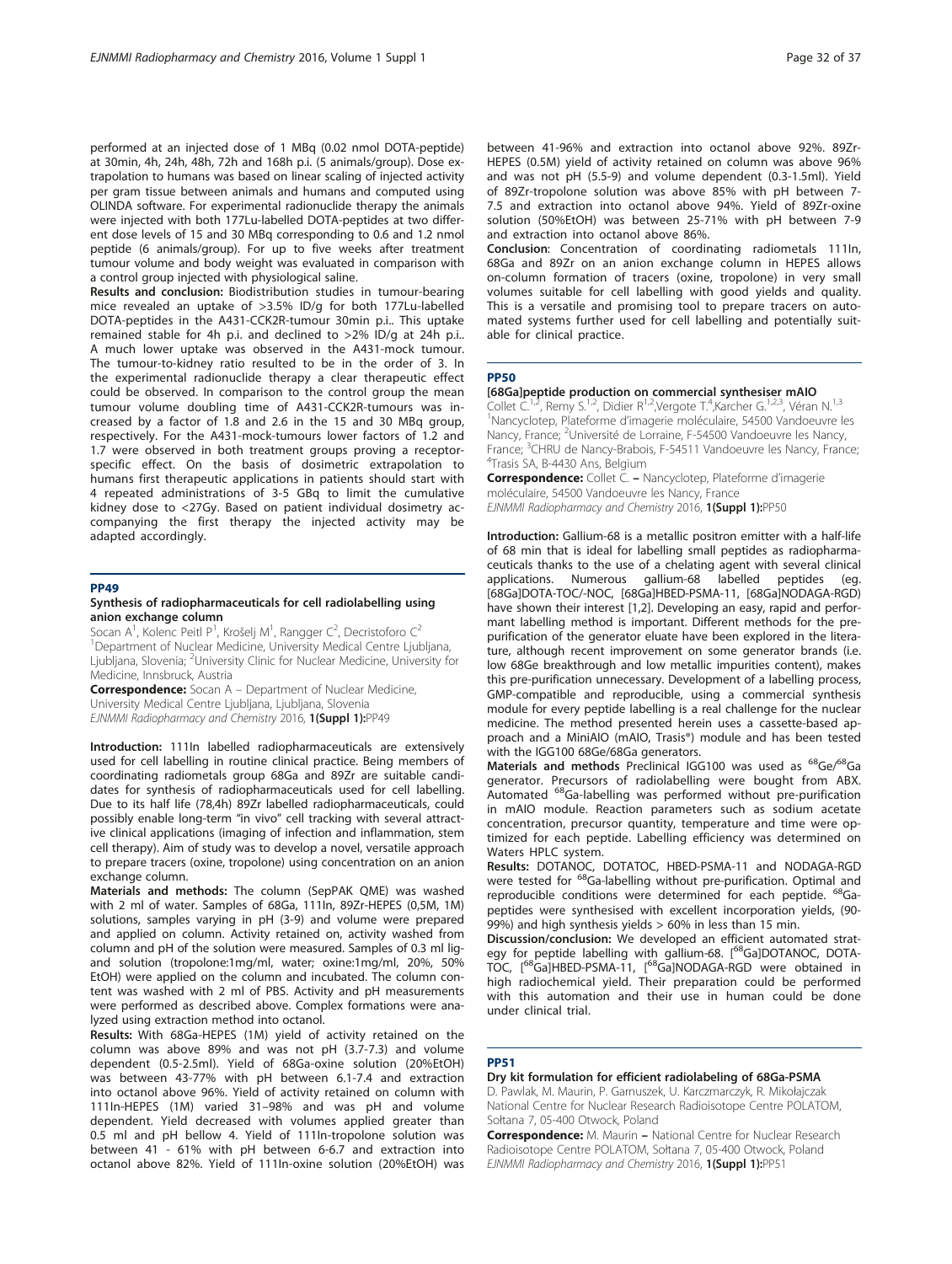performed at an injected dose of 1 MBq (0.02 nmol DOTA-peptide) at 30min, 4h, 24h, 48h, 72h and 168h p.i. (5 animals/group). Dose extrapolation to humans was based on linear scaling of injected activity per gram tissue between animals and humans and computed using OLINDA software. For experimental radionuclide therapy the animals were injected with both 177Lu-labelled DOTA-peptides at two different dose levels of 15 and 30 MBq corresponding to 0.6 and 1.2 nmol peptide (6 animals/group). For up to five weeks after treatment tumour volume and body weight was evaluated in comparison with a control group injected with physiological saline.

**Results and conclusion:** Biodistribution studies in tumour-bearing mice revealed an uptake of >3.5% ID/g for both 177Lu-labelled DOTA-peptides in the A431-CCK2R-tumour 30min p.i.. This uptake remained stable for 4h p.i. and declined to >2% ID/g at 24h p.i.. A much lower uptake was observed in the A431-mock tumour. The tumour-to-kidney ratio resulted to be in the order of 3. In the experimental radionuclide therapy a clear therapeutic effect could be observed. In comparison to the control group the mean tumour volume doubling time of A431-CCK2R-tumours was increased by a factor of 1.8 and 2.6 in the 15 and 30 MBq group, respectively. For the A431-mock-tumours lower factors of 1.2 and 1.7 were observed in both treatment groups proving a receptor-specific effect. On the basis of dosimetric extrapolation to humans first therapeutic applications in patients should start with 4 repeated administrations of 3-5 GBq to limit the cumulative kidney dose to <27Gy. Based on patient individual dosimetry accompanying the first therapy the injected activity may be adapted accordingly.

## PP49

### Synthesis of radiopharmaceuticals for cell radiolabelling using anion exchange column

Socan A[1], Kolenc Peitl P[1], Krošelj M[1], Rangger C[2], Decristoforo C[2]
[1]Department of Nuclear Medicine, University Medical Centre Ljubljana, Ljubljana, Slovenia; [2]University Clinic for Nuclear Medicine, University for Medicine, Innsbruck, Austria

**Correspondence:** Socan A – Department of Nuclear Medicine, University Medical Centre Ljubljana, Ljubljana, Slovenia
*EJNMMI Radiopharmacy and Chemistry* 2016, **1(Suppl 1):**PP49

**Introduction:** 111In labelled radiopharmaceuticals are extensively used for cell labelling in routine clinical practice. Being members of coordinating radiometals group 68Ga and 89Zr are suitable candidates for synthesis of radiopharmaceuticals used for cell labelling. Due to its half life (78,4h) 89Zr labelled radiopharmaceuticals, could possibly enable long-term "in vivo" cell tracking with several attractive clinical applications (imaging of infection and inflammation, stem cell therapy). Aim of study was to develop a novel, versatile approach to prepare tracers (oxine, tropolone) using concentration on an anion exchange column.

**Materials and methods:** The column (SepPAK QME) was washed with 2 ml of water. Samples of 68Ga, 111In, 89Zr-HEPES (0,5M, 1M) solutions, samples varying in pH (3-9) and volume were prepared and applied on column. Activity retained on, activity washed from column and pH of the solution were measured. Samples of 0.3 ml ligand solution (tropolone:1mg/ml, water; oxine:1mg/ml, 20%, 50% EtOH) were applied on the column and incubated. The column content was washed with 2 ml of PBS. Activity and pH measurements were performed as described above. Complex formations were analyzed using extraction method into octanol.

**Results:** With 68Ga-HEPES (1M) yield of activity retained on the column was above 89% and was not pH (3.7-7.3) and volume dependent (0.5-2.5ml). Yield of 68Ga-oxine solution (20%EtOH) was between 43-77% with pH between 6.1-7.4 and extraction into octanol above 96%. Yield of activity retained on column with 111In-HEPES (1M) varied 31–98% and was pH and volume dependent. Yield decreased with volumes applied greater than 0.5 ml and pH bellow 4. Yield of 111In-tropolone solution was between 41 - 61% with pH between 6-6.7 and extraction into octanol above 82%. Yield of 111In-oxine solution (20%EtOH) was between 41-96% and extraction into octanol above 92%. 89Zr-HEPES (0.5M) yield of activity retained on column was above 96% and was not pH (5.5-9) and volume dependent (0.3-1.5ml). Yield of 89Zr-tropolone solution was above 85% with pH between 7-7.5 and extraction into octanol above 94%. Yield of 89Zr-oxine solution (50%EtOH) was between 25-71% with pH between 7-9 and extraction into octanol above 86%.

**Conclusion**: Concentration of coordinating radiometals 111In, 68Ga and 89Zr on an anion exchange column in HEPES allows on-column formation of tracers (oxine, tropolone) in very small volumes suitable for cell labelling with good yields and quality. This is a versatile and promising tool to prepare tracers on automated systems further used for cell labelling and potentially suitable for clinical practice.

## PP50

### [68Ga]peptide production on commercial synthesiser mAIO

Collet C.[1,2], Remy S.[1,2], Didier R[1,2],Vergote T.[4],Karcher G.[1,2,3], Véran N.[1,3]
[1]Nancyclotep, Plateforme d'imagerie moléculaire, 54500 Vandoeuvre les Nancy, France; [2]Université de Lorraine, F-54500 Vandoeuvre les Nancy, France; [3]CHRU de Nancy-Brabois, F-54511 Vandoeuvre les Nancy, France; [4]Trasis SA, B-4430 Ans, Belgium

**Correspondence:** Collet C. – Nancyclotep, Plateforme d'imagerie moléculaire, 54500 Vandoeuvre les Nancy, France
*EJNMMI Radiopharmacy and Chemistry* 2016, **1(Suppl 1):**PP50

**Introduction:** Gallium-68 is a metallic positron emitter with a half-life of 68 min that is ideal for labelling small peptides as radiopharmaceuticals thanks to the use of a chelating agent with several clinical applications. Numerous gallium-68 labelled peptides (eg. [68Ga]DOTA-TOC/-NOC, [68Ga]HBED-PSMA-11, [68Ga]NODAGA-RGD) have shown their interest [1,2]. Developing an easy, rapid and performant labelling method is important. Different methods for the pre-purification of the generator eluate have been explored in the literature, although recent improvement on some generator brands (i.e. low 68Ge breakthrough and low metallic impurities content), makes this pre-purification unnecessary. Development of a labelling process, GMP-compatible and reproducible, using a commercial synthesis module for every peptide labelling is a real challenge for the nuclear medicine. The method presented herein uses a cassette-based approach and a MiniAIO (mAIO, Trasis®) module and has been tested with the IGG100 68Ge/68Ga generators.

**Materials and methods** Preclinical IGG100 was used as $^{68}$Ge/$^{68}$Ga generator. Precursors of radiolabelling were bought from ABX. Automated $^{68}$Ga-labelling was performed without pre-purification in mAIO module. Reaction parameters such as sodium acetate concentration, precursor quantity, temperature and time were optimized for each peptide. Labelling efficiency was determined on Waters HPLC system.

**Results:** DOTANOC, DOTATOC, HBED-PSMA-11 and NODAGA-RGD were tested for $^{68}$Ga-labelling without pre-purification. Optimal and reproducible conditions were determined for each peptide. $^{68}$Ga-peptides were synthesised with excellent incorporation yields, (90-99%) and high synthesis yields > 60% in less than 15 min.

**Discussion/conclusion:** We developed an efficient automated strategy for peptide labelling with gallium-68. [$^{68}$Ga]DOTANOC, DOTA-TOC, [$^{68}$Ga]HBED-PSMA-11, [$^{68}$Ga]NODAGA-RGD were obtained in high radiochemical yield. Their preparation could be performed with this automation and their use in human could be done under clinical trial.

## PP51

### Dry kit formulation for efficient radiolabeling of 68Ga-PSMA

D. Pawlak, M. Maurin, P. Garnuszek, U. Karczmarczyk, R. Mikołajczak
National Centre for Nuclear Research Radioisotope Centre POLATOM, Sołtana 7, 05-400 Otwock, Poland

**Correspondence:** M. Maurin – National Centre for Nuclear Research Radioisotope Centre POLATOM, Sołtana 7, 05-400 Otwock, Poland
*EJNMMI Radiopharmacy and Chemistry* 2016, **1(Suppl 1):**PP51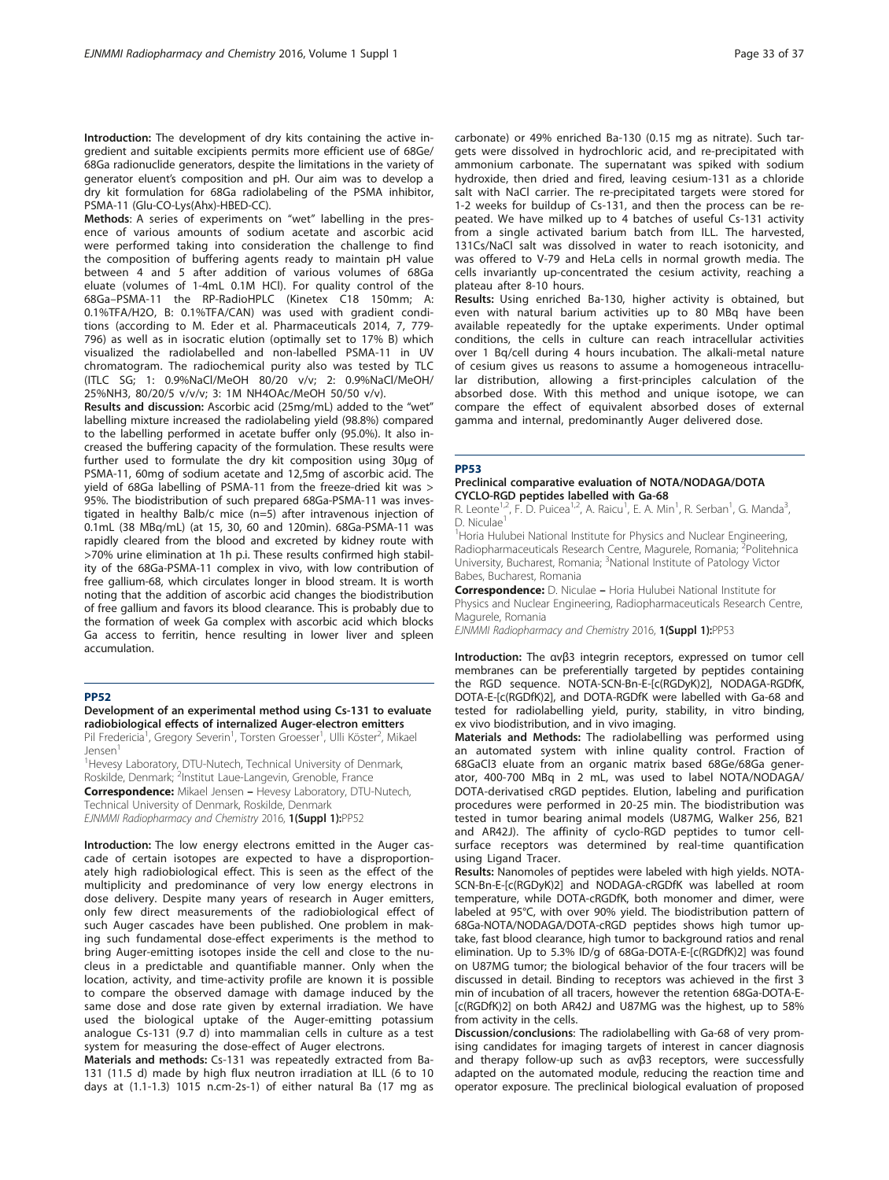**Introduction:** The development of dry kits containing the active ingredient and suitable excipients permits more efficient use of 68Ge/68Ga radionuclide generators, despite the limitations in the variety of generator eluent's composition and pH. Our aim was to develop a dry kit formulation for 68Ga radiolabeling of the PSMA inhibitor, PSMA-11 (Glu-CO-Lys(Ahx)-HBED-CC).

**Methods**: A series of experiments on "wet" labelling in the presence of various amounts of sodium acetate and ascorbic acid were performed taking into consideration the challenge to find the composition of buffering agents ready to maintain pH value between 4 and 5 after addition of various volumes of 68Ga eluate (volumes of 1-4mL 0.1M HCl). For quality control of the 68Ga–PSMA-11 the RP-RadioHPLC (Kinetex C18 150mm; A: 0.1%TFA/H2O, B: 0.1%TFA/CAN) was used with gradient conditions (according to M. Eder et al. Pharmaceuticals 2014, 7, 779-796) as well as in isocratic elution (optimally set to 17% B) which visualized the radiolabelled and non-labelled PSMA-11 in UV chromatogram. The radiochemical purity also was tested by TLC (ITLC SG; 1: 0.9%NaCl/MeOH 80/20 v/v; 2: 0.9%NaCl/MeOH/25%NH3, 80/20/5 v/v/v; 3: 1M NH4OAc/MeOH 50/50 v/v).

**Results and discussion:** Ascorbic acid (25mg/mL) added to the "wet" labelling mixture increased the radiolabeling yield (98.8%) compared to the labelling performed in acetate buffer only (95.0%). It also increased the buffering capacity of the formulation. These results were further used to formulate the dry kit composition using 30μg of PSMA-11, 60mg of sodium acetate and 12,5mg of ascorbic acid. The yield of 68Ga labelling of PSMA-11 from the freeze-dried kit was > 95%. The biodistribution of such prepared 68Ga-PSMA-11 was investigated in healthy Balb/c mice (n=5) after intravenous injection of 0.1mL (38 MBq/mL) (at 15, 30, 60 and 120min). 68Ga-PSMA-11 was rapidly cleared from the blood and excreted by kidney route with >70% urine elimination at 1h p.i. These results confirmed high stability of the 68Ga-PSMA-11 complex in vivo, with low contribution of free gallium-68, which circulates longer in blood stream. It is worth noting that the addition of ascorbic acid changes the biodistribution of free gallium and favors its blood clearance. This is probably due to the formation of week Ga complex with ascorbic acid which blocks Ga access to ferritin, hence resulting in lower liver and spleen accumulation.

## PP52

### Development of an experimental method using Cs-131 to evaluate radiobiological effects of internalized Auger-electron emitters

Pil Fredericia[1], Gregory Severin[1], Torsten Groesser[1], Ulli Köster[2], Mikael Jensen[1]

[1]Hevesy Laboratory, DTU-Nutech, Technical University of Denmark, Roskilde, Denmark; [2]Institut Laue-Langevin, Grenoble, France

**Correspondence:** Mikael Jensen – Hevesy Laboratory, DTU-Nutech, Technical University of Denmark, Roskilde, Denmark

*EJNMMI Radiopharmacy and Chemistry* 2016, **1(Suppl 1):**PP52

**Introduction:** The low energy electrons emitted in the Auger cascade of certain isotopes are expected to have a disproportionately high radiobiological effect. This is seen as the effect of the multiplicity and predominance of very low energy electrons in dose delivery. Despite many years of research in Auger emitters, only few direct measurements of the radiobiological effect of such Auger cascades have been published. One problem in making such fundamental dose-effect experiments is the method to bring Auger-emitting isotopes inside the cell and close to the nucleus in a predictable and quantifiable manner. Only when the location, activity, and time-activity profile are known it is possible to compare the observed damage with damage induced by the same dose and dose rate given by external irradiation. We have used the biological uptake of the Auger-emitting potassium analogue Cs-131 (9.7 d) into mammalian cells in culture as a test system for measuring the dose-effect of Auger electrons.

**Materials and methods:** Cs-131 was repeatedly extracted from Ba-131 (11.5 d) made by high flux neutron irradiation at ILL (6 to 10 days at (1.1-1.3) $10^{15}$ n.cm-2s-1) of either natural Ba (17 mg as carbonate) or 49% enriched Ba-130 (0.15 mg as nitrate). Such targets were dissolved in hydrochloric acid, and re-precipitated with ammonium carbonate. The supernatant was spiked with sodium hydroxide, then dried and fired, leaving cesium-131 as a chloride salt with NaCl carrier. The re-precipitated targets were stored for 1-2 weeks for buildup of Cs-131, and then the process can be repeated. We have milked up to 4 batches of useful Cs-131 activity from a single activated barium batch from ILL. The harvested, 131Cs/NaCl salt was dissolved in water to reach isotonicity, and was offered to V-79 and HeLa cells in normal growth media. The cells invariantly up-concentrated the cesium activity, reaching a plateau after 8-10 hours.

**Results:** Using enriched Ba-130, higher activity is obtained, but even with natural barium activities up to 80 MBq have been available repeatedly for the uptake experiments. Under optimal conditions, the cells in culture can reach intracellular activities over 1 Bq/cell during 4 hours incubation. The alkali-metal nature of cesium gives us reasons to assume a homogeneous intracellular distribution, allowing a first-principles calculation of the absorbed dose. With this method and unique isotope, we can compare the effect of equivalent absorbed doses of external gamma and internal, predominantly Auger delivered dose.

## PP53

### Preclinical comparative evaluation of NOTA/NODAGA/DOTA CYCLO-RGD peptides labelled with Ga-68

R. Leonte[1,2], F. D. Puicea[1,2], A. Raicu[1], E. A. Min[1], R. Serban[1], G. Manda[3], D. Niculae[1]

[1]Horia Hulubei National Institute for Physics and Nuclear Engineering, Radiopharmaceuticals Research Centre, Magurele, Romania; [2]Politehnica University, Bucharest, Romania; [3]National Institute of Patology Victor Babes, Bucharest, Romania

**Correspondence:** D. Niculae – Horia Hulubei National Institute for Physics and Nuclear Engineering, Radiopharmaceuticals Research Centre, Magurele, Romania

*EJNMMI Radiopharmacy and Chemistry* 2016, **1(Suppl 1):**PP53

**Introduction:** The αvβ3 integrin receptors, expressed on tumor cell membranes can be preferentially targeted by peptides containing the RGD sequence. NOTA-SCN-Bn-E-[c(RGDyK)2], NODAGA-RGDfK, DOTA-E-[c(RGDfK)2], and DOTA-RGDfK were labelled with Ga-68 and tested for radiolabelling yield, purity, stability, in vitro binding, ex vivo biodistribution, and in vivo imaging.

**Materials and Methods:** The radiolabelling was performed using an automated system with inline quality control. Fraction of 68GaCl3 eluate from an organic matrix based 68Ge/68Ga generator, 400-700 MBq in 2 mL, was used to label NOTA/NODAGA/DOTA-derivatised cRGD peptides. Elution, labeling and purification procedures were performed in 20-25 min. The biodistribution was tested in tumor bearing animal models (U87MG, Walker 256, B21 and AR42J). The affinity of cyclo-RGD peptides to tumor cell-surface receptors was determined by real-time quantification using Ligand Tracer.

**Results:** Nanomoles of peptides were labeled with high yields. NOTA-SCN-Bn-E-[c(RGDyK)2] and NODAGA-cRGDfK was labelled at room temperature, while DOTA-cRGDfK, both monomer and dimer, were labeled at 95°C, with over 90% yield. The biodistribution pattern of 68Ga-NOTA/NODAGA/DOTA-cRGD peptides shows high tumor uptake, fast blood clearance, high tumor to background ratios and renal elimination. Up to 5.3% ID/g of 68Ga-DOTA-E-[c(RGDfK)2] was found on U87MG tumor; the biological behavior of the four tracers will be discussed in detail. Binding to receptors was achieved in the first 3 min of incubation of all tracers, however the retention 68Ga-DOTA-E-[c(RGDfK)2] on both AR42J and U87MG was the highest, up to 58% from activity in the cells.

**Discussion/conclusions**: The radiolabelling with Ga-68 of very promising candidates for imaging targets of interest in cancer diagnosis and therapy follow-up such as αvβ3 receptors, were successfully adapted on the automated module, reducing the reaction time and operator exposure. The preclinical biological evaluation of proposed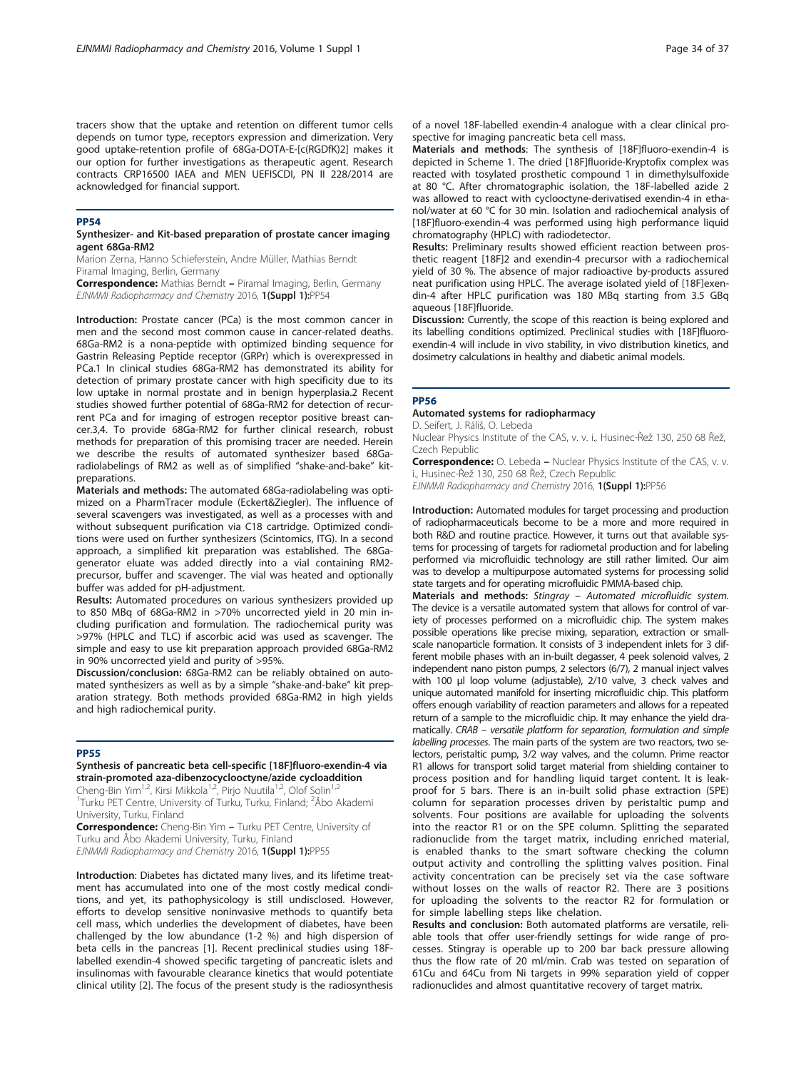tracers show that the uptake and retention on different tumor cells depends on tumor type, receptors expression and dimerization. Very good uptake-retention profile of 68Ga-DOTA-E-[c(RGDfK)2] makes it our option for further investigations as therapeutic agent. Research contracts CRP16500 IAEA and MEN UEFISCDI, PN II 228/2014 are acknowledged for financial support.

## PP54

### Synthesizer- and Kit-based preparation of prostate cancer imaging agent 68Ga-RM2

Marion Zerna, Hanno Schieferstein, Andre Müller, Mathias Berndt
Piramal Imaging, Berlin, Germany

**Correspondence:** Mathias Berndt – Piramal Imaging, Berlin, Germany
*EJNMMI Radiopharmacy and Chemistry* 2016, **1(Suppl 1):**PP54

**Introduction:** Prostate cancer (PCa) is the most common cancer in men and the second most common cause in cancer-related deaths. 68Ga-RM2 is a nona-peptide with optimized binding sequence for Gastrin Releasing Peptide receptor (GRPr) which is overexpressed in PCa.1 In clinical studies 68Ga-RM2 has demonstrated its ability for detection of primary prostate cancer with high specificity due to its low uptake in normal prostate and in benign hyperplasia.2 Recent studies showed further potential of 68Ga-RM2 for detection of recurrent PCa and for imaging of estrogen receptor positive breast cancer.3,4. To provide 68Ga-RM2 for further clinical research, robust methods for preparation of this promising tracer are needed. Herein we describe the results of automated synthesizer based 68Ga-radiolabelings of RM2 as well as of simplified "shake-and-bake" kit-preparations.

**Materials and methods:** The automated 68Ga-radiolabeling was optimized on a PharmTracer module (Eckert&Ziegler). The influence of several scavengers was investigated, as well as a processes with and without subsequent purification via C18 cartridge. Optimized conditions were used on further synthesizers (Scintomics, ITG). In a second approach, a simplified kit preparation was established. The 68Ga-generator eluate was added directly into a vial containing RM2-precursor, buffer and scavenger. The vial was heated and optionally buffer was added for pH-adjustment.

**Results:** Automated procedures on various synthesizers provided up to 850 MBq of 68Ga-RM2 in >70% uncorrected yield in 20 min including purification and formulation. The radiochemical purity was >97% (HPLC and TLC) if ascorbic acid was used as scavenger. The simple and easy to use kit preparation approach provided 68Ga-RM2 in 90% uncorrected yield and purity of >95%.

**Discussion/conclusion:** 68Ga-RM2 can be reliably obtained on automated synthesizers as well as by a simple "shake-and-bake" kit preparation strategy. Both methods provided 68Ga-RM2 in high yields and high radiochemical purity.

## PP55

### Synthesis of pancreatic beta cell-specific [18F]fluoro-exendin-4 via strain-promoted aza-dibenzocyclooctyne/azide cycloaddition

Cheng-Bin Yim[1,2], Kirsi Mikkola[1,2], Pirjo Nuutila[1,2], Olof Solin[1,2]
[1]Turku PET Centre, University of Turku, Turku, Finland; [2]Åbo Akademi University, Turku, Finland

**Correspondence:** Cheng-Bin Yim – Turku PET Centre, University of Turku and Åbo Akademi University, Turku, Finland
*EJNMMI Radiopharmacy and Chemistry* 2016, **1(Suppl 1):**PP55

**Introduction**: Diabetes has dictated many lives, and its lifetime treatment has accumulated into one of the most costly medical conditions, and yet, its pathophysiology is still undisclosed. However, efforts to develop sensitive noninvasive methods to quantify beta cell mass, which underlies the development of diabetes, have been challenged by the low abundance (1-2 %) and high dispersion of beta cells in the pancreas [1]. Recent preclinical studies using 18F-labelled exendin-4 showed specific targeting of pancreatic islets and insulinomas with favourable clearance kinetics that would potentiate clinical utility [2]. The focus of the present study is the radiosynthesis of a novel 18F-labelled exendin-4 analogue with a clear clinical prospective for imaging pancreatic beta cell mass.

**Materials and methods**: The synthesis of [18F]fluoro-exendin-4 is depicted in Scheme 1. The dried [18F]fluoride-Kryptofix complex was reacted with tosylated prosthetic compound 1 in dimethylsulfoxide at 80 °C. After chromatographic isolation, the 18F-labelled azide 2 was allowed to react with cyclooctyne-derivatised exendin-4 in ethanol/water at 60 °C for 30 min. Isolation and radiochemical analysis of [18F]fluoro-exendin-4 was performed using high performance liquid chromatography (HPLC) with radiodetector.

**Results:** Preliminary results showed efficient reaction between prosthetic reagent [18F]2 and exendin-4 precursor with a radiochemical yield of 30 %. The absence of major radioactive by-products assured neat purification using HPLC. The average isolated yield of [18F]exendin-4 after HPLC purification was 180 MBq starting from 3.5 GBq aqueous [18F]fluoride.

**Discussion:** Currently, the scope of this reaction is being explored and its labelling conditions optimized. Preclinical studies with [18F]fluoro-exendin-4 will include in vivo stability, in vivo distribution kinetics, and dosimetry calculations in healthy and diabetic animal models.

## PP56

### Automated systems for radiopharmacy

D. Seifert, J. Ráliš, O. Lebeda
Nuclear Physics Institute of the CAS, v. v. i., Husinec-Řež 130, 250 68 Řež, Czech Republic

**Correspondence:** O. Lebeda – Nuclear Physics Institute of the CAS, v. v. i., Husinec-Řež 130, 250 68 Řež, Czech Republic
*EJNMMI Radiopharmacy and Chemistry* 2016, **1(Suppl 1):**PP56

**Introduction:** Automated modules for target processing and production of radiopharmaceuticals become to be a more and more required in both R&D and routine practice. However, it turns out that available systems for processing of targets for radiometal production and for labeling performed via microfluidic technology are still rather limited. Our aim was to develop a multipurpose automated systems for processing solid state targets and for operating microfluidic PMMA-based chip.

**Materials and methods:** *Stingray – Automated microfluidic system.* The device is a versatile automated system that allows for control of variety of processes performed on a microfluidic chip. The system makes possible operations like precise mixing, separation, extraction or small-scale nanoparticle formation. It consists of 3 independent inlets for 3 different mobile phases with an in-built degasser, 4 peek solenoid valves, 2 independent nano piston pumps, 2 selectors (6/7), 2 manual inject valves with 100 µl loop volume (adjustable), 2/10 valve, 3 check valves and unique automated manifold for inserting microfluidic chip. This platform offers enough variability of reaction parameters and allows for a repeated return of a sample to the microfluidic chip. It may enhance the yield dramatically. *CRAB – versatile platform for separation, formulation and simple labelling processes.* The main parts of the system are two reactors, two selectors, peristaltic pump, 3/2 way valves, and the column. Prime reactor R1 allows for transport solid target material from shielding container to process position and for handling liquid target content. It is leak-proof for 5 bars. There is an in-built solid phase extraction (SPE) column for separation processes driven by peristaltic pump and solvents. Four positions are available for uploading the solvents into the reactor R1 or on the SPE column. Splitting the separated radionuclide from the target matrix, including enriched material, is enabled thanks to the smart software checking the column output activity and controlling the splitting valves position. Final activity concentration can be precisely set via the case software without losses on the walls of reactor R2. There are 3 positions for uploading the solvents to the reactor R2 for formulation or for simple labelling steps like chelation.

**Results and conclusion:** Both automated platforms are versatile, reliable tools that offer user-friendly settings for wide range of processes. Stingray is operable up to 200 bar back pressure allowing thus the flow rate of 20 ml/min. Crab was tested on separation of 61Cu and 64Cu from Ni targets in 99% separation yield of copper radionuclides and almost quantitative recovery of target matrix.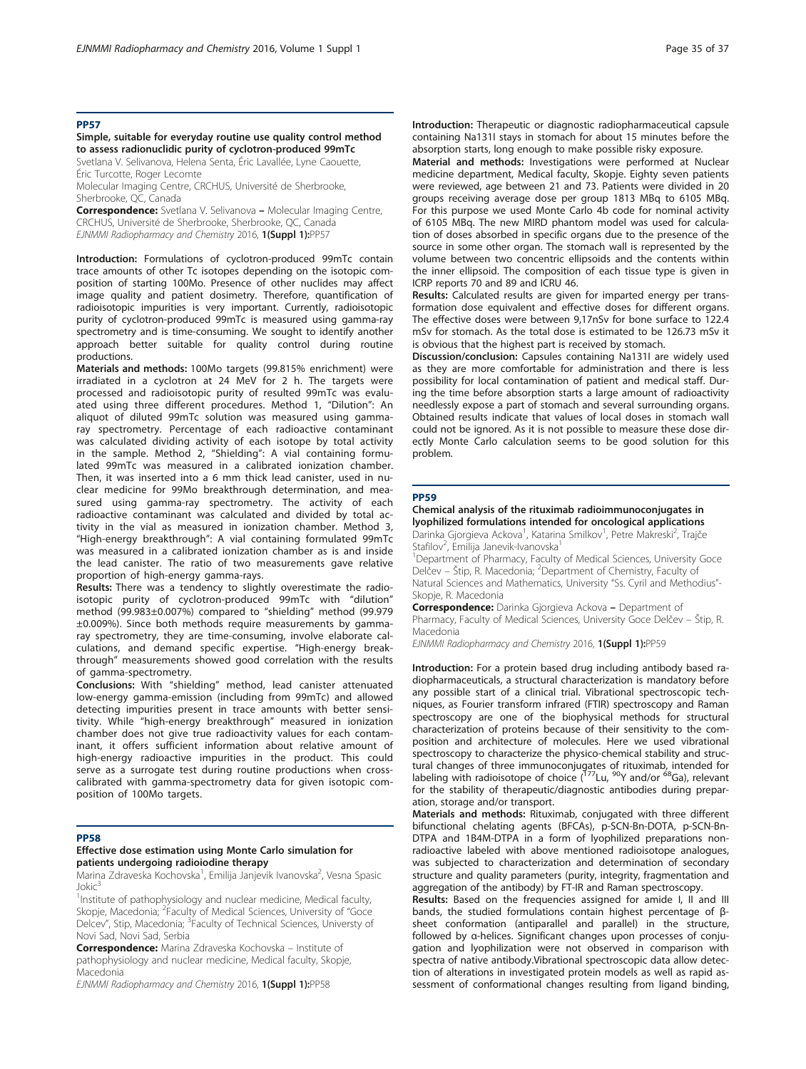## PP57

### Simple, suitable for everyday routine use quality control method to assess radionuclidic purity of cyclotron-produced 99mTc

Svetlana V. Selivanova, Helena Senta, Éric Lavallée, Lyne Caouette, Éric Turcotte, Roger Lecomte

Molecular Imaging Centre, CRCHUS, Université de Sherbrooke, Sherbrooke, QC, Canada

**Correspondence:** Svetlana V. Selivanova – Molecular Imaging Centre, CRCHUS, Université de Sherbrooke, Sherbrooke, QC, Canada

*EJNMMI Radiopharmacy and Chemistry* 2016, **1(Suppl 1):**PP57

**Introduction:** Formulations of cyclotron-produced 99mTc contain trace amounts of other Tc isotopes depending on the isotopic composition of starting 100Mo. Presence of other nuclides may affect image quality and patient dosimetry. Therefore, quantification of radioisotopic impurities is very important. Currently, radioisotopic purity of cyclotron-produced 99mTc is measured using gamma-ray spectrometry and is time-consuming. We sought to identify another approach better suitable for quality control during routine productions.

**Materials and methods:** 100Mo targets (99.815% enrichment) were irradiated in a cyclotron at 24 MeV for 2 h. The targets were processed and radioisotopic purity of resulted 99mTc was evaluated using three different procedures. Method 1, "Dilution": An aliquot of diluted 99mTc solution was measured using gamma-ray spectrometry. Percentage of each radioactive contaminant was calculated dividing activity of each isotope by total activity in the sample. Method 2, "Shielding": A vial containing formulated 99mTc was measured in a calibrated ionization chamber. Then, it was inserted into a 6 mm thick lead canister, used in nuclear medicine for 99Mo breakthrough determination, and measured using gamma-ray spectrometry. The activity of each radioactive contaminant was calculated and divided by total activity in the vial as measured in ionization chamber. Method 3, "High-energy breakthrough": A vial containing formulated 99mTc was measured in a calibrated ionization chamber as is and inside the lead canister. The ratio of two measurements gave relative proportion of high-energy gamma-rays.

**Results:** There was a tendency to slightly overestimate the radioisotopic purity of cyclotron-produced 99mTc with "dilution" method (99.983±0.007%) compared to "shielding" method (99.979 ±0.009%). Since both methods require measurements by gamma-ray spectrometry, they are time-consuming, involve elaborate calculations, and demand specific expertise. "High-energy breakthrough" measurements showed good correlation with the results of gamma-spectrometry.

**Conclusions:** With "shielding" method, lead canister attenuated low-energy gamma-emission (including from 99mTc) and allowed detecting impurities present in trace amounts with better sensitivity. While "high-energy breakthrough" measured in ionization chamber does not give true radioactivity values for each contaminant, it offers sufficient information about relative amount of high-energy radioactive impurities in the product. This could serve as a surrogate test during routine productions when cross-calibrated with gamma-spectrometry data for given isotopic composition of 100Mo targets.

## PP58

### Effective dose estimation using Monte Carlo simulation for patients undergoing radioiodine therapy

Marina Zdraveska Kochovska[1], Emilija Janjevik Ivanovska[2], Vesna Spasic Jokic[3]

[1]Institute of pathophysiology and nuclear medicine, Medical faculty, Skopje, Macedonia; [2]Faculty of Medical Sciences, University of "Goce Delcev", Stip, Macedonia; [3]Faculty of Technical Sciences, Universty of Novi Sad, Novi Sad, Serbia

**Correspondence:** Marina Zdraveska Kochovska – Institute of pathophysiology and nuclear medicine, Medical faculty, Skopje, Macedonia

*EJNMMI Radiopharmacy and Chemistry* 2016, **1(Suppl 1):**PP58

**Introduction:** Therapeutic or diagnostic radiopharmaceutical capsule containing Na131I stays in stomach for about 15 minutes before the absorption starts, long enough to make possible risky exposure.

**Material and methods:** Investigations were performed at Nuclear medicine department, Medical faculty, Skopje. Eighty seven patients were reviewed, age between 21 and 73. Patients were divided in 20 groups receiving average dose per group 1813 MBq to 6105 MBq. For this purpose we used Monte Carlo 4b code for nominal activity of 6105 MBq. The new MIRD phantom model was used for calculation of doses absorbed in specific organs due to the presence of the source in some other organ. The stomach wall is represented by the volume between two concentric ellipsoids and the contents within the inner ellipsoid. The composition of each tissue type is given in ICRP reports 70 and 89 and ICRU 46.

**Results:** Calculated results are given for imparted energy per transformation dose equivalent and effective doses for different organs. The effective doses were between 9,17nSv for bone surface to 122.4 mSv for stomach. As the total dose is estimated to be 126.73 mSv it is obvious that the highest part is received by stomach.

**Discussion/conclusion:** Capsules containing Na131I are widely used as they are more comfortable for administration and there is less possibility for local contamination of patient and medical staff. During the time before absorption starts a large amount of radioactivity needlessly expose a part of stomach and several surrounding organs. Obtained results indicate that values of local doses in stomach wall could not be ignored. As it is not possible to measure these dose directly Monte Carlo calculation seems to be good solution for this problem.

## PP59

### Chemical analysis of the rituximab radioimmunoconjugates in lyophilized formulations intended for oncological applications

Darinka Gjorgieva Ackova[1], Katarina Smilkov[1], Petre Makreski[2], Trajče Stafilov[2], Emilija Janevik-Ivanovska[1]

[1]Department of Pharmacy, Faculty of Medical Sciences, University Goce Delčev – Štip, R. Macedonia; [2]Department of Chemistry, Faculty of Natural Sciences and Mathematics, University "Ss. Cyril and Methodius"- Skopje, R. Macedonia

**Correspondence:** Darinka Gjorgieva Ackova – Department of Pharmacy, Faculty of Medical Sciences, University Goce Delčev – Štip, R. Macedonia

*EJNMMI Radiopharmacy and Chemistry* 2016, **1(Suppl 1):**PP59

**Introduction:** For a protein based drug including antibody based radiopharmaceuticals, a structural characterization is mandatory before any possible start of a clinical trial. Vibrational spectroscopic techniques, as Fourier transform infrared (FTIR) spectroscopy and Raman spectroscopy are one of the biophysical methods for structural characterization of proteins because of their sensitivity to the composition and architecture of molecules. Here we used vibrational spectroscopy to characterize the physico-chemical stability and structural changes of three immunoconjugates of rituximab, intended for labeling with radioisotope of choice ($^{177}$Lu, $^{90}$Y and/or $^{68}$Ga), relevant for the stability of therapeutic/diagnostic antibodies during preparation, storage and/or transport.

**Materials and methods:** Rituximab, conjugated with three different bifunctional chelating agents (BFCAs), p-SCN-Bn-DOTA, p-SCN-Bn-DTPA and 1B4M-DTPA in a form of lyophilized preparations non-radioactive labeled with above mentioned radioisotope analogues, was subjected to characterization and determination of secondary structure and quality parameters (purity, integrity, fragmentation and aggregation of the antibody) by FT-IR and Raman spectroscopy.

**Results:** Based on the frequencies assigned for amide I, II and III bands, the studied formulations contain highest percentage of β-sheet conformation (antiparallel and parallel) in the structure, followed by α-helices. Significant changes upon processes of conjugation and lyophilization were not observed in comparison with spectra of native antibody.Vibrational spectroscopic data allow detection of alterations in investigated protein models as well as rapid assessment of conformational changes resulting from ligand binding,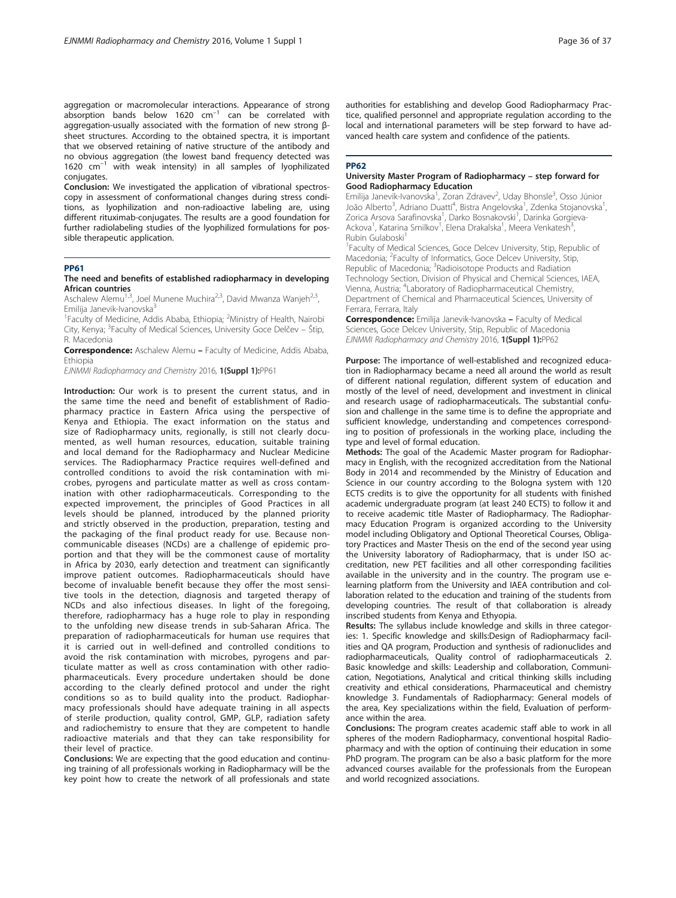aggregation or macromolecular interactions. Appearance of strong absorption bands below 1620 $cm^{-1}$ can be correlated with aggregation-usually associated with the formation of new strong β-sheet structures. According to the obtained spectra, it is important that we observed retaining of native structure of the antibody and no obvious aggregation (the lowest band frequency detected was 1620 $cm^{-1}$ with weak intensity) in all samples of lyophilized conjugates.

**Conclusion:** We investigated the application of vibrational spectroscopy in assessment of conformational changes during stress conditions, as lyophilization and non-radioactive labeling are, using different rituximab-conjugates. The results are a good foundation for further radiolabeling studies of the lyophilized formulations for possible therapeutic application.

## PP61

### The need and benefits of established radiopharmacy in developing African countries

Aschalew Alemu[1,3], Joel Munene Muchira[2,3], David Mwanza Wanjeh[2,3], Emilija Janevik-Ivanovska[3]

[1]Faculty of Medicine, Addis Ababa, Ethiopia; [2]Ministry of Health, Nairobi City, Kenya; [3]Faculty of Medical Sciences, University Goce Delčev – Štip, R. Macedonia

**Correspondence:** Aschalew Alemu – Faculty of Medicine, Addis Ababa, Ethiopia

*EJNMMI Radiopharmacy and Chemistry* 2016, **1(Suppl 1):**PP61

**Introduction:** Our work is to present the current status, and in the same time the need and benefit of establishment of Radiopharmacy practice in Eastern Africa using the perspective of Kenya and Ethiopia. The exact information on the status and size of Radiopharmacy units, regionally, is still not clearly documented, as well human resources, education, suitable training and local demand for the Radiopharmacy and Nuclear Medicine services. The Radiopharmacy Practice requires well-defined and controlled conditions to avoid the risk contamination with microbes, pyrogens and particulate matter as well as cross contamination with other radiopharmaceuticals. Corresponding to the expected improvement, the principles of Good Practices in all levels should be planned, introduced by the planned priority and strictly observed in the production, preparation, testing and the packaging of the final product ready for use. Because non-communicable diseases (NCDs) are a challenge of epidemic proportion and that they will be the commonest cause of mortality in Africa by 2030, early detection and treatment can significantly improve patient outcomes. Radiopharmaceuticals should have become of invaluable benefit because they offer the most sensitive tools in the detection, diagnosis and targeted therapy of NCDs and also infectious diseases. In light of the foregoing, therefore, radiopharmacy has a huge role to play in responding to the unfolding new disease trends in sub-Saharan Africa. The preparation of radiopharmaceuticals for human use requires that it is carried out in well-defined and controlled conditions to avoid the risk contamination with microbes, pyrogens and particulate matter as well as cross contamination with other radiopharmaceuticals. Every procedure undertaken should be done according to the clearly defined protocol and under the right conditions so as to build quality into the product. Radiopharmacy professionals should have adequate training in all aspects of sterile production, quality control, GMP, GLP, radiation safety and radiochemistry to ensure that they are competent to handle radioactive materials and that they can take responsibility for their level of practice.

**Conclusions:** We are expecting that the good education and continuing training of all professionals working in Radiopharmacy will be the key point how to create the network of all professionals and state authorities for establishing and develop Good Radiopharmacy Practice, qualified personnel and appropriate regulation according to the local and international parameters will be step forward to have advanced health care system and confidence of the patients.

## PP62

### University Master Program of Radiopharmacy – step forward for Good Radiopharmacy Education

Emilija Janevik-Ivanovska[1], Zoran Zdravev[2], Uday Bhonsle[3], Osso Júnior João Alberto[3], Adriano Duatti[4], Bistra Angelovska[1], Zdenka Stojanovska[1], Zorica Arsova Sarafinovska[1], Darko Bosnakovski[1], Darinka Gorgieva-Ackova[1], Katarina Smilkov[1], Elena Drakalska[1], Meera Venkatesh[3], Rubin Gulaboski[1]

[1]Faculty of Medical Sciences, Goce Delcev University, Stip, Republic of Macedonia; [2]Faculty of Informatics, Goce Delcev University, Stip, Republic of Macedonia; [3]Radioisotope Products and Radiation Technology Section, Division of Physical and Chemical Sciences, IAEA, Vienna, Austria; [4]Laboratory of Radiopharmaceutical Chemistry, Department of Chemical and Pharmaceutical Sciences, University of Ferrara, Ferrara, Italy

**Correspondence:** Emilija Janevik-Ivanovska – Faculty of Medical Sciences, Goce Delcev University, Stip, Republic of Macedonia

*EJNMMI Radiopharmacy and Chemistry* 2016, **1(Suppl 1):**PP62

**Purpose:** The importance of well-established and recognized education in Radiopharmacy became a need all around the world as result of different national regulation, different system of education and mostly of the level of need, development and investment in clinical and research usage of radiopharmaceuticals. The substantial confusion and challenge in the same time is to define the appropriate and sufficient knowledge, understanding and competences corresponding to position of professionals in the working place, including the type and level of formal education.

**Methods:** The goal of the Academic Master program for Radiopharmacy in English, with the recognized accreditation from the National Body in 2014 and recommended by the Ministry of Education and Science in our country according to the Bologna system with 120 ECTS credits is to give the opportunity for all students with finished academic undergraduate program (at least 240 ECTS) to follow it and to receive academic title Master of Radiopharmacy. The Radiopharmacy Education Program is organized according to the University model including Obligatory and Optional Theoretical Courses, Obligatory Practices and Master Thesis on the end of the second year using the University laboratory of Radiopharmacy, that is under ISO accreditation, new PET facilities and all other corresponding facilities available in the university and in the country. The program use e-learning platform from the University and IAEA contribution and collaboration related to the education and training of the students from developing countries. The result of that collaboration is already inscribed students from Kenya and Ethyopia.

**Results:** The syllabus include knowledge and skills in three categories: 1. Specific knowledge and skills:Design of Radiopharmacy facilities and QA program, Production and synthesis of radionuclides and radiopharmaceuticals, Quality control of radiopharmaceuticals 2. Basic knowledge and skills: Leadership and collaboration, Communication, Negotiations, Analytical and critical thinking skills including creativity and ethical considerations, Pharmaceutical and chemistry knowledge 3. Fundamentals of Radiopharmacy: General models of the area, Key specializations within the field, Evaluation of performance within the area.

**Conclusions:** The program creates academic staff able to work in all spheres of the modern Radiopharmacy, conventional hospital Radiopharmacy and with the option of continuing their education in some PhD program. The program can be also a basic platform for the more advanced courses available for the professionals from the European and world recognized associations.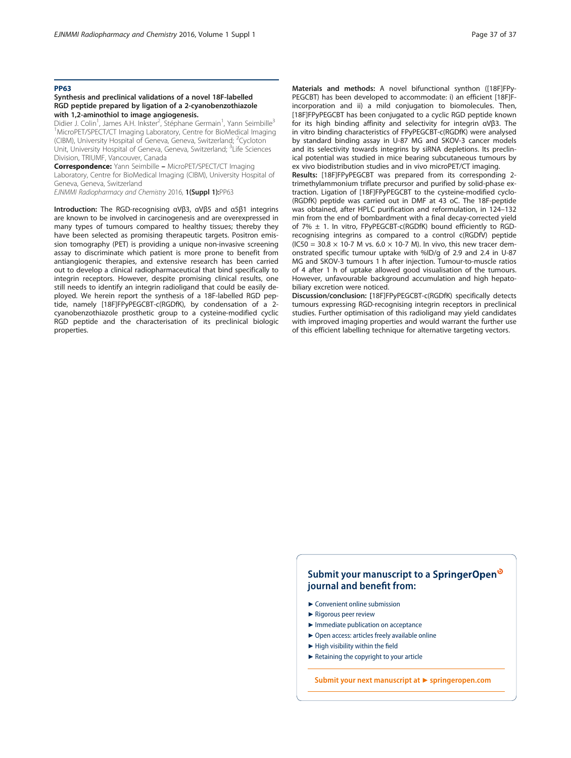## PP63

### Synthesis and preclinical validations of a novel 18F-labelled RGD peptide prepared by ligation of a 2-cyanobenzothiazole with 1,2-aminothiol to image angiogenesis.

Didier J. Colin[1], James A.H. Inkster[2], Stéphane Germain[1], Yann Seimbille[3]

[1]MicroPET/SPECT/CT Imaging Laboratory, Centre for BioMedical Imaging (CIBM), University Hospital of Geneva, Geneva, Switzerland; [2]Cycloton Unit, University Hospital of Geneva, Geneva, Switzerland; [3]Life Sciences Division, TRIUMF, Vancouver, Canada

**Correspondence:** Yann Seimbille – MicroPET/SPECT/CT Imaging Laboratory, Centre for BioMedical Imaging (CIBM), University Hospital of Geneva, Geneva, Switzerland

*EJNMMI Radiopharmacy and Chemistry* 2016, **1(Suppl 1):**PP63

**Introduction:** The RGD-recognising αVβ3, αVβ5 and α5β1 integrins are known to be involved in carcinogenesis and are overexpressed in many types of tumours compared to healthy tissues; thereby they have been selected as promising therapeutic targets. Positron emission tomography (PET) is providing a unique non-invasive screening assay to discriminate which patient is more prone to benefit from antiangiogenic therapies, and extensive research has been carried out to develop a clinical radiopharmaceutical that bind specifically to integrin receptors. However, despite promising clinical results, one still needs to identify an integrin radioligand that could be easily deployed. We herein report the synthesis of a 18F-labelled RGD peptide, namely [18F]FPyPEGCBT-c(RGDfK), by condensation of a 2-cyanobenzothiazole prosthetic group to a cysteine-modified cyclic RGD peptide and the characterisation of its preclinical biologic properties.

**Materials and methods:** A novel bifunctional synthon ([18F]FPyPEGCBT) has been developed to accommodate: i) an efficient [18F]F-incorporation and ii) a mild conjugation to biomolecules. Then, [18F]FPyPEGCBT has been conjugated to a cyclic RGD peptide known for its high binding affinity and selectivity for integrin αVβ3. The in vitro binding characteristics of FPyPEGCBT-c(RGDfK) were analysed by standard binding assay in U-87 MG and SKOV-3 cancer models and its selectivity towards integrins by siRNA depletions. Its preclinical potential was studied in mice bearing subcutaneous tumours by ex vivo biodistribution studies and in vivo microPET/CT imaging.

**Results:** [18F]FPyPEGCBT was prepared from its corresponding 2-trimethylammonium triflate precursor and purified by solid-phase extraction. Ligation of [18F]FPyPEGCBT to the cysteine-modified cyclo-(RGDfK) peptide was carried out in DMF at 43 oC. The 18F-peptide was obtained, after HPLC purification and reformulation, in 124–132 min from the end of bombardment with a final decay-corrected yield of 7% ± 1. In vitro, FPyPEGCBT-c(RGDfK) bound efficiently to RGD-recognising integrins as compared to a control c(RGDfV) peptide (IC50 = 30.8 × 10-7 M vs. 6.0 × 10-7 M). In vivo, this new tracer demonstrated specific tumour uptake with %ID/g of 2.9 and 2.4 in U-87 MG and SKOV-3 tumours 1 h after injection. Tumour-to-muscle ratios of 4 after 1 h of uptake allowed good visualisation of the tumours. However, unfavourable background accumulation and high hepatobiliary excretion were noticed.

**Discussion/conclusion:** [18F]FPyPEGCBT-c(RGDfK) specifically detects tumours expressing RGD-recognising integrin receptors in preclinical studies. Further optimisation of this radioligand may yield candidates with improved imaging properties and would warrant the further use of this efficient labelling technique for alternative targeting vectors.

**Submit your manuscript to a SpringerOpen journal and benefit from:**

- ► Convenient online submission
- ► Rigorous peer review
- ► Immediate publication on acceptance
- ► Open access: articles freely available online
- ► High visibility within the field
- ► Retaining the copyright to your article

**Submit your next manuscript at ► springeropen.com**